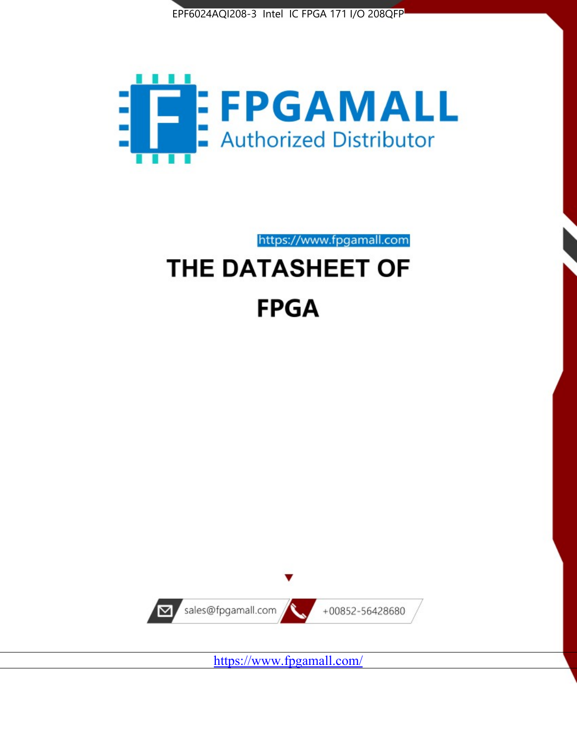EPF6024AQI208-3 Intel IC FPGA 171 I/O 208QFP

FPGAMALL

Authorized Distributor

https://www.fpgamall.com

# THE DATASHEET OF

# FPGA

sales@fpgamall.com

+00852-56428680

https://www.fpgamall.com/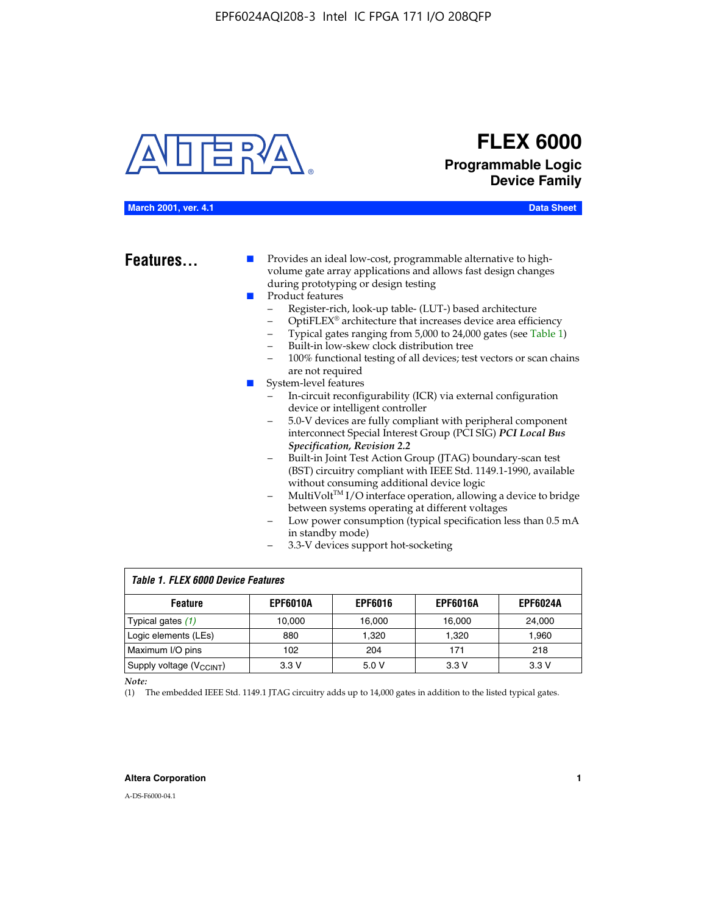# FLEX 6000

## Programmable Logic Device Family

March 2001, ver. 4.1 | Data Sheet

## Features...

- Provides an ideal low-cost, programmable alternative to high-volume gate array applications and allows fast design changes during prototyping or design testing
- Product features
  - Register-rich, look-up table- (LUT-) based architecture
  - OptiFLEX® architecture that increases device area efficiency
  - Typical gates ranging from 5,000 to 24,000 gates (see Table 1)
  - Built-in low-skew clock distribution tree
  - 100% functional testing of all devices; test vectors or scan chains are not required
- System-level features
  - In-circuit reconfigurability (ICR) via external configuration device or intelligent controller
  - 5.0-V devices are fully compliant with peripheral component interconnect Special Interest Group (PCI SIG) ***PCI Local Bus Specification, Revision 2.2***
  - Built-in Joint Test Action Group (JTAG) boundary-scan test (BST) circuitry compliant with IEEE Std. 1149.1-1990, available without consuming additional device logic
  - MultiVolt™ I/O interface operation, allowing a device to bridge between systems operating at different voltages
  - Low power consumption (typical specification less than 0.5 mA in standby mode)
  - 3.3-V devices support hot-socketing

*Table 1. FLEX 6000 Device Features*

| Feature | EPF6010A | EPF6016 | EPF6016A | EPF6024A |
|---|---|---|---|---|
| Typical gates *(1)* | 10,000 | 16,000 | 16,000 | 24,000 |
| Logic elements (LEs) | 880 | 1,320 | 1,320 | 1,960 |
| Maximum I/O pins | 102 | 204 | 171 | 218 |
| Supply voltage ($V_{CCINT}$) | 3.3 V | 5.0 V | 3.3 V | 3.3 V |

*Note:*

(1) The embedded IEEE Std. 1149.1 JTAG circuitry adds up to 14,000 gates in addition to the listed typical gates.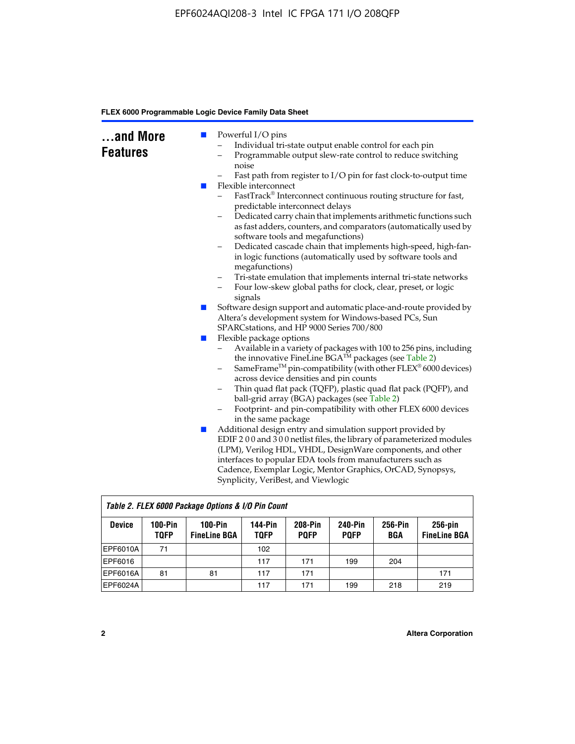## ...and More Features

- Powerful I/O pins
  - Individual tri-state output enable control for each pin
  - Programmable output slew-rate control to reduce switching noise
  - Fast path from register to I/O pin for fast clock-to-output time
- Flexible interconnect
  - FastTrack® Interconnect continuous routing structure for fast, predictable interconnect delays
  - Dedicated carry chain that implements arithmetic functions such as fast adders, counters, and comparators (automatically used by software tools and megafunctions)
  - Dedicated cascade chain that implements high-speed, high-fan-in logic functions (automatically used by software tools and megafunctions)
  - Tri-state emulation that implements internal tri-state networks
  - Four low-skew global paths for clock, clear, preset, or logic signals
- Software design support and automatic place-and-route provided by Altera's development system for Windows-based PCs, Sun SPARCstations, and HP 9000 Series 700/800
- Flexible package options
  - Available in a variety of packages with 100 to 256 pins, including the innovative FineLine BGA™ packages (see Table 2)
  - SameFrame™ pin-compatibility (with other FLEX® 6000 devices) across device densities and pin counts
  - Thin quad flat pack (TQFP), plastic quad flat pack (PQFP), and ball-grid array (BGA) packages (see Table 2)
  - Footprint- and pin-compatibility with other FLEX 6000 devices in the same package
- Additional design entry and simulation support provided by EDIF 2 0 0 and 3 0 0 netlist files, the library of parameterized modules (LPM), Verilog HDL, VHDL, DesignWare components, and other interfaces to popular EDA tools from manufacturers such as Cadence, Exemplar Logic, Mentor Graphics, OrCAD, Synopsys, Synplicity, VeriBest, and Viewlogic

*Table 2. FLEX 6000 Package Options & I/O Pin Count*

| Device | 100-Pin TQFP | 100-Pin FineLine BGA | 144-Pin TQFP | 208-Pin PQFP | 240-Pin PQFP | 256-Pin BGA | 256-pin FineLine BGA |
|---|---|---|---|---|---|---|---|
| EPF6010A | 71 | | 102 | | | | |
| EPF6016 | | | 117 | 171 | 199 | 204 | |
| EPF6016A | 81 | 81 | 117 | 171 | | | 171 |
| EPF6024A | | | 117 | 171 | 199 | 218 | 219 |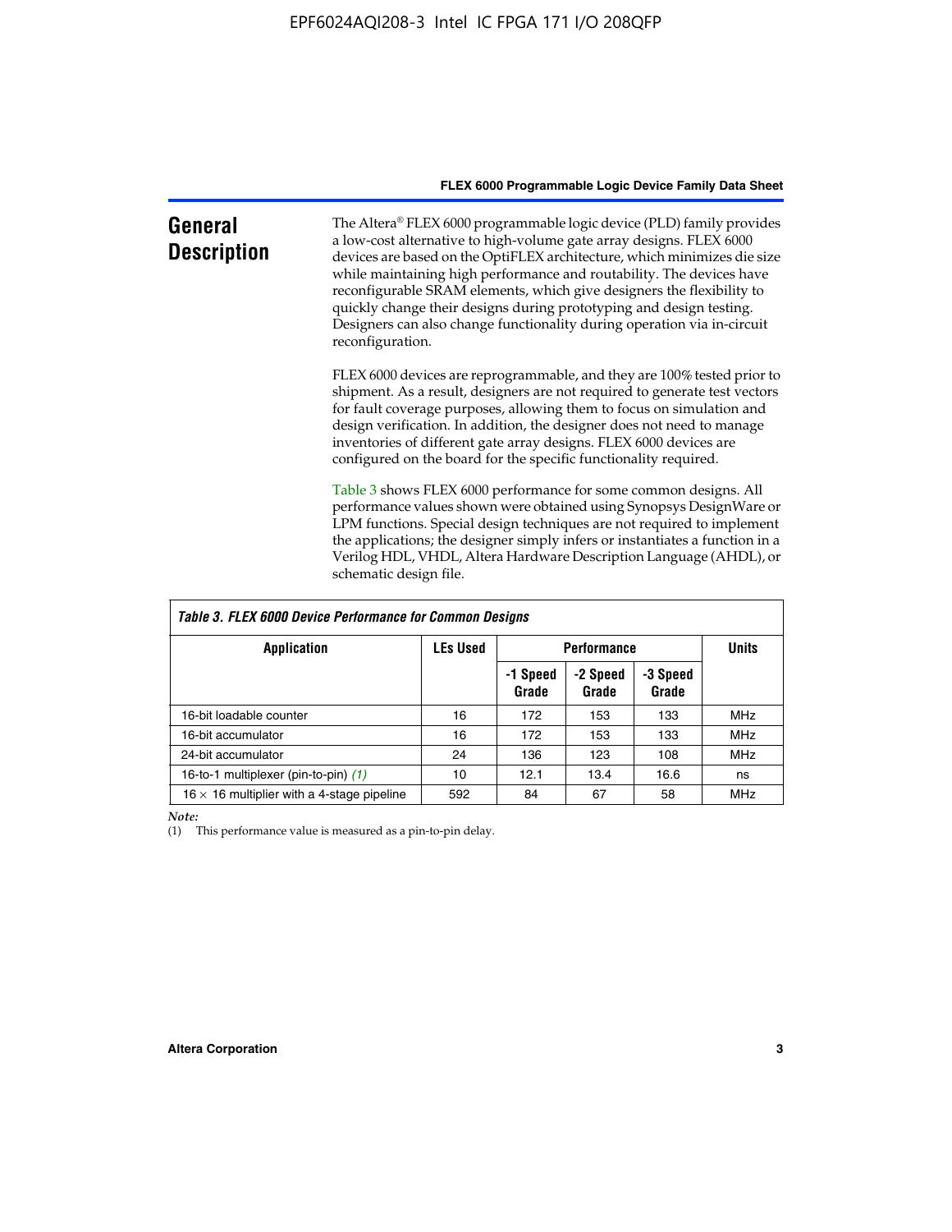## General Description

The Altera® FLEX 6000 programmable logic device (PLD) family provides a low-cost alternative to high-volume gate array designs. FLEX 6000 devices are based on the OptiFLEX architecture, which minimizes die size while maintaining high performance and routability. The devices have reconfigurable SRAM elements, which give designers the flexibility to quickly change their designs during prototyping and design testing. Designers can also change functionality during operation via in-circuit reconfiguration.

FLEX 6000 devices are reprogrammable, and they are 100% tested prior to shipment. As a result, designers are not required to generate test vectors for fault coverage purposes, allowing them to focus on simulation and design verification. In addition, the designer does not need to manage inventories of different gate array designs. FLEX 6000 devices are configured on the board for the specific functionality required.

Table 3 shows FLEX 6000 performance for some common designs. All performance values shown were obtained using Synopsys DesignWare or LPM functions. Special design techniques are not required to implement the applications; the designer simply infers or instantiates a function in a Verilog HDL, VHDL, Altera Hardware Description Language (AHDL), or schematic design file.

*Table 3. FLEX 6000 Device Performance for Common Designs*

| Application | LEs Used | Performance | | | Units |
|---|---|---|---|---|---|
| | | -1 Speed Grade | -2 Speed Grade | -3 Speed Grade | |
| 16-bit loadable counter | 16 | 172 | 153 | 133 | MHz |
| 16-bit accumulator | 16 | 172 | 153 | 133 | MHz |
| 24-bit accumulator | 24 | 136 | 123 | 108 | MHz |
| 16-to-1 multiplexer (pin-to-pin) *(1)* | 10 | 12.1 | 13.4 | 16.6 | ns |
| 16 × 16 multiplier with a 4-stage pipeline | 592 | 84 | 67 | 58 | MHz |

*Note:*

(1) This performance value is measured as a pin-to-pin delay.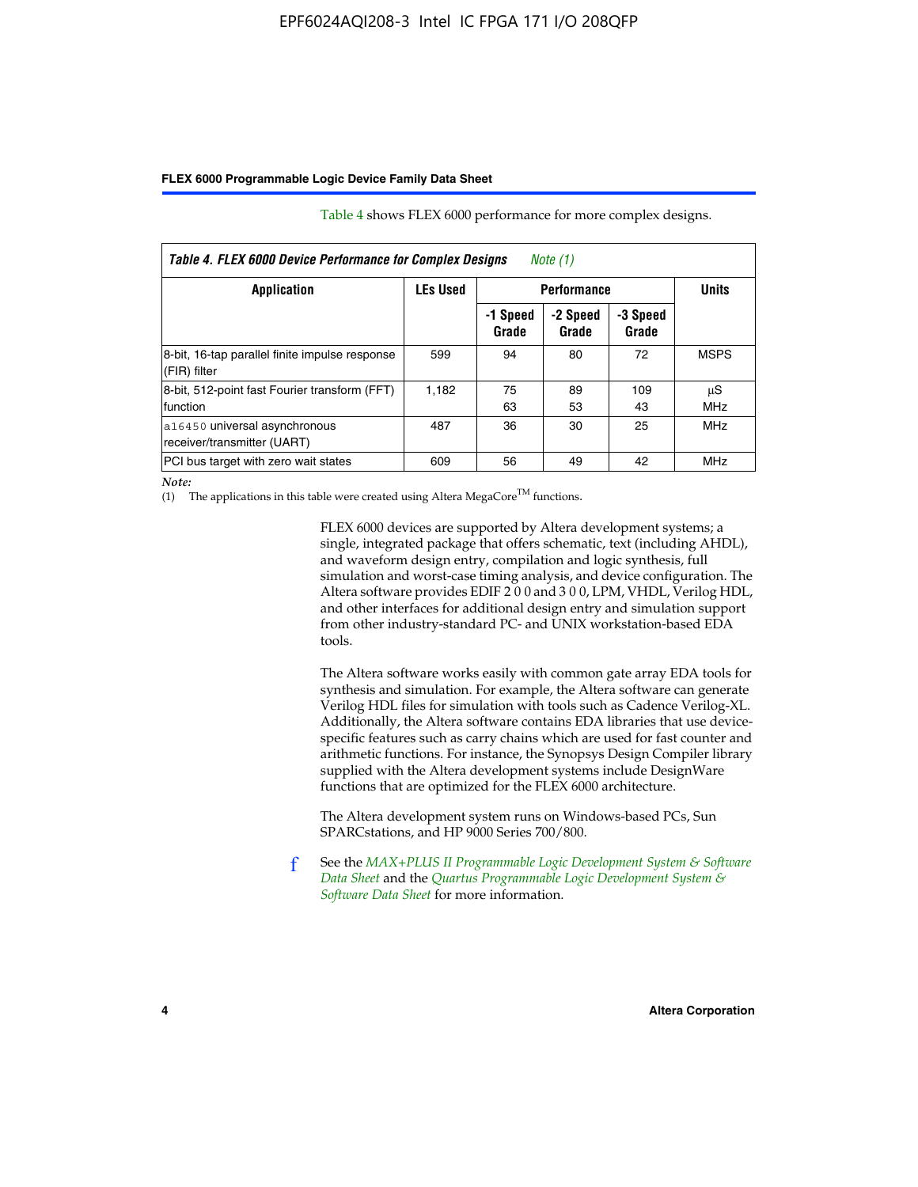Table 4 shows FLEX 6000 performance for more complex designs.

*Table 4. FLEX 6000 Device Performance for Complex Designs* *Note (1)*

| Application | LEs Used | Performance | | | Units |
|---|---|---|---|---|---|
| | | -1 Speed Grade | -2 Speed Grade | -3 Speed Grade | |
| 8-bit, 16-tap parallel finite impulse response (FIR) filter | 599 | 94 | 80 | 72 | MSPS |
| 8-bit, 512-point fast Fourier transform (FFT) function | 1,182 | 75<br>63 | 89<br>53 | 109<br>43 | µS<br>MHz |
| `a16450` universal asynchronous receiver/transmitter (UART) | 487 | 36 | 30 | 25 | MHz |
| PCI bus target with zero wait states | 609 | 56 | 49 | 42 | MHz |

*Note:*
(1) The applications in this table were created using Altera MegaCore™ functions.

FLEX 6000 devices are supported by Altera development systems; a single, integrated package that offers schematic, text (including AHDL), and waveform design entry, compilation and logic synthesis, full simulation and worst-case timing analysis, and device configuration. The Altera software provides EDIF 2 0 0 and 3 0 0, LPM, VHDL, Verilog HDL, and other interfaces for additional design entry and simulation support from other industry-standard PC- and UNIX workstation-based EDA tools.

The Altera software works easily with common gate array EDA tools for synthesis and simulation. For example, the Altera software can generate Verilog HDL files for simulation with tools such as Cadence Verilog-XL. Additionally, the Altera software contains EDA libraries that use device-specific features such as carry chains which are used for fast counter and arithmetic functions. For instance, the Synopsys Design Compiler library supplied with the Altera development systems include DesignWare functions that are optimized for the FLEX 6000 architecture.

The Altera development system runs on Windows-based PCs, Sun SPARCstations, and HP 9000 Series 700/800.

See the *MAX+PLUS II Programmable Logic Development System & Software Data Sheet* and the *Quartus Programmable Logic Development System & Software Data Sheet* for more information.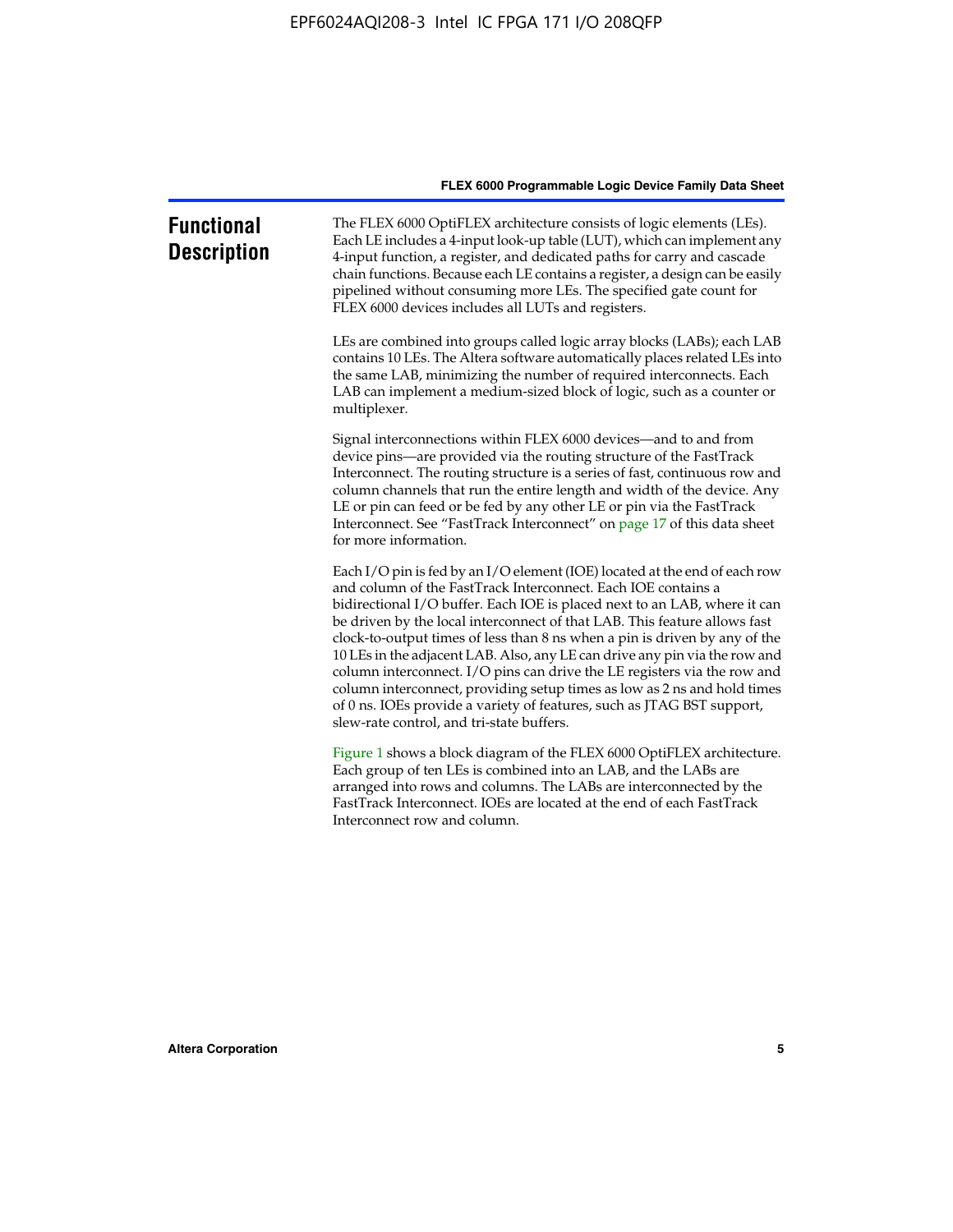## Functional Description

The FLEX 6000 OptiFLEX architecture consists of logic elements (LEs). Each LE includes a 4-input look-up table (LUT), which can implement any 4-input function, a register, and dedicated paths for carry and cascade chain functions. Because each LE contains a register, a design can be easily pipelined without consuming more LEs. The specified gate count for FLEX 6000 devices includes all LUTs and registers.

LEs are combined into groups called logic array blocks (LABs); each LAB contains 10 LEs. The Altera software automatically places related LEs into the same LAB, minimizing the number of required interconnects. Each LAB can implement a medium-sized block of logic, such as a counter or multiplexer.

Signal interconnections within FLEX 6000 devices—and to and from device pins—are provided via the routing structure of the FastTrack Interconnect. The routing structure is a series of fast, continuous row and column channels that run the entire length and width of the device. Any LE or pin can feed or be fed by any other LE or pin via the FastTrack Interconnect. See "FastTrack Interconnect" on page 17 of this data sheet for more information.

Each I/O pin is fed by an I/O element (IOE) located at the end of each row and column of the FastTrack Interconnect. Each IOE contains a bidirectional I/O buffer. Each IOE is placed next to an LAB, where it can be driven by the local interconnect of that LAB. This feature allows fast clock-to-output times of less than 8 ns when a pin is driven by any of the 10 LEs in the adjacent LAB. Also, any LE can drive any pin via the row and column interconnect. I/O pins can drive the LE registers via the row and column interconnect, providing setup times as low as 2 ns and hold times of 0 ns. IOEs provide a variety of features, such as JTAG BST support, slew-rate control, and tri-state buffers.

Figure 1 shows a block diagram of the FLEX 6000 OptiFLEX architecture. Each group of ten LEs is combined into an LAB, and the LABs are arranged into rows and columns. The LABs are interconnected by the FastTrack Interconnect. IOEs are located at the end of each FastTrack Interconnect row and column.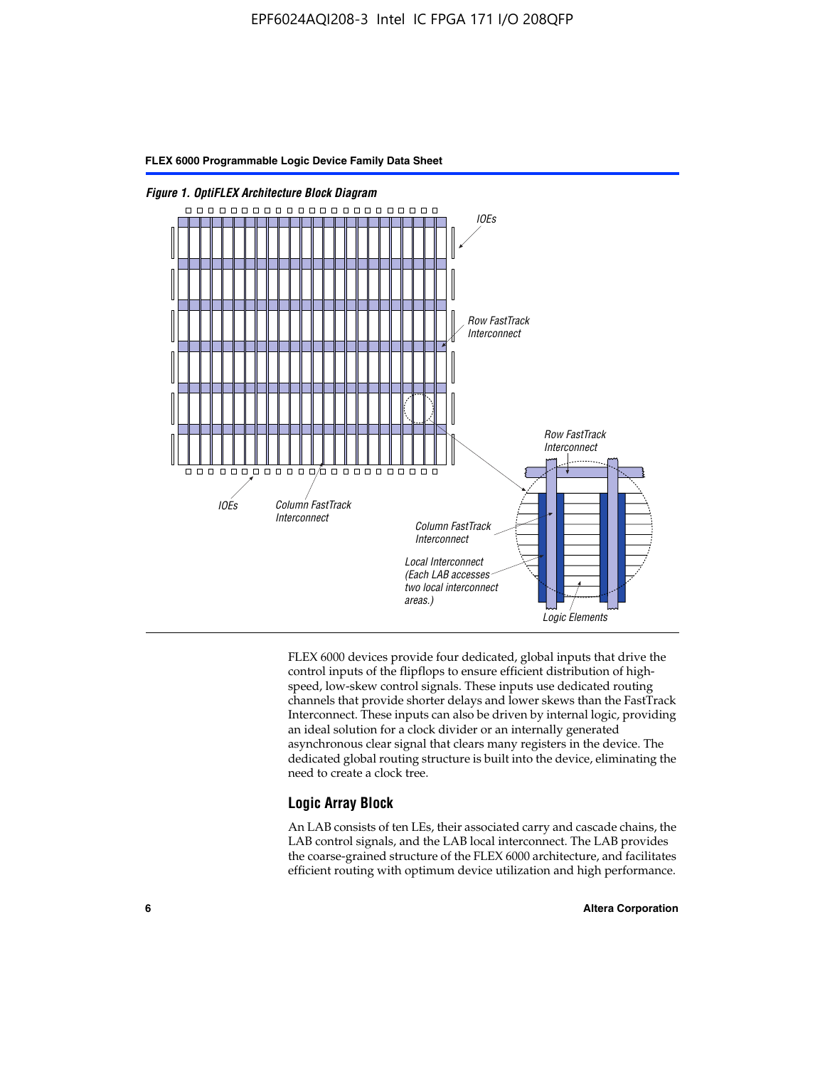*Figure 1. OptiFLEX Architecture Block Diagram*

FLEX 6000 devices provide four dedicated, global inputs that drive the control inputs of the flipflops to ensure efficient distribution of high-speed, low-skew control signals. These inputs use dedicated routing channels that provide shorter delays and lower skews than the FastTrack Interconnect. These inputs can also be driven by internal logic, providing an ideal solution for a clock divider or an internally generated asynchronous clear signal that clears many registers in the device. The dedicated global routing structure is built into the device, eliminating the need to create a clock tree.

## Logic Array Block

An LAB consists of ten LEs, their associated carry and cascade chains, the LAB control signals, and the LAB local interconnect. The LAB provides the coarse-grained structure of the FLEX 6000 architecture, and facilitates efficient routing with optimum device utilization and high performance.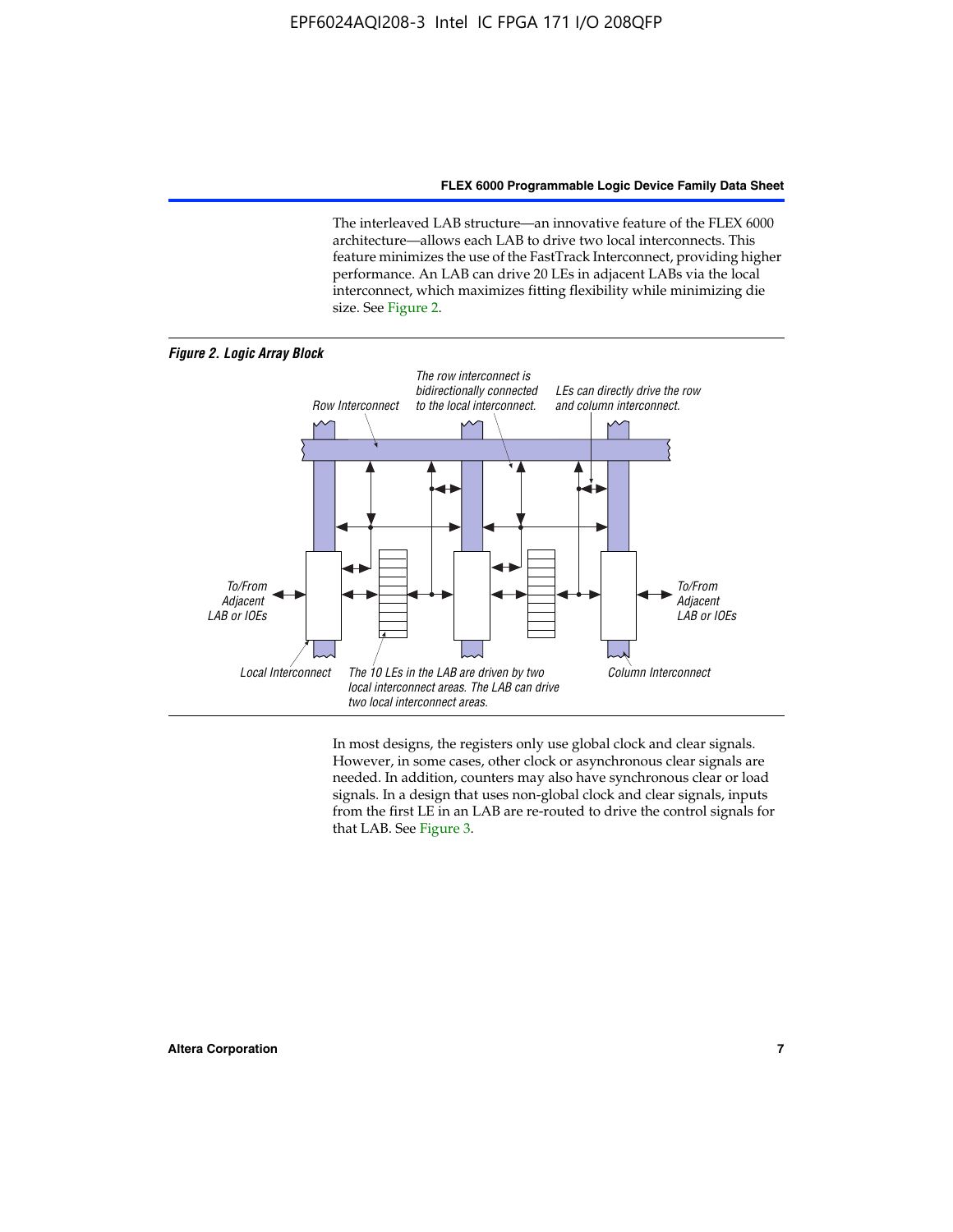The interleaved LAB structure—an innovative feature of the FLEX 6000 architecture—allows each LAB to drive two local interconnects. This feature minimizes the use of the FastTrack Interconnect, providing higher performance. An LAB can drive 20 LEs in adjacent LABs via the local interconnect, which maximizes fitting flexibility while minimizing die size. See Figure 2.

***Figure 2. Logic Array Block***

*Row Interconnect*

*The row interconnect is bidirectionally connected to the local interconnect.*

*LEs can directly drive the row and column interconnect.*

*To/From Adjacent LAB or IOEs*

*To/From Adjacent LAB or IOEs*

*Local Interconnect*

*The 10 LEs in the LAB are driven by two local interconnect areas. The LAB can drive two local interconnect areas.*

*Column Interconnect*

In most designs, the registers only use global clock and clear signals. However, in some cases, other clock or asynchronous clear signals are needed. In addition, counters may also have synchronous clear or load signals. In a design that uses non-global clock and clear signals, inputs from the first LE in an LAB are re-routed to drive the control signals for that LAB. See Figure 3.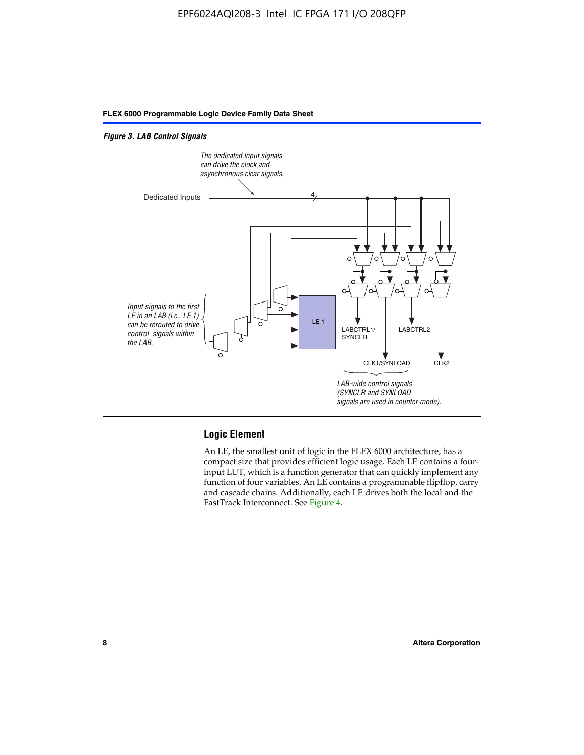*Figure 3. LAB Control Signals*

The dedicated input signals can drive the clock and asynchronous clear signals.

Dedicated Inputs

4

Input signals to the first LE in an LAB (i.e., LE 1) can be rerouted to drive control signals within the LAB.

LE 1

LABCTRL1/ SYNCLR

LABCTRL2

CLK1/SYNLOAD

CLK2

LAB-wide control signals (SYNCLR and SYNLOAD signals are used in counter mode).

## Logic Element

An LE, the smallest unit of logic in the FLEX 6000 architecture, has a compact size that provides efficient logic usage. Each LE contains a four-input LUT, which is a function generator that can quickly implement any function of four variables. An LE contains a programmable flipflop, carry and cascade chains. Additionally, each LE drives both the local and the FastTrack Interconnect. See Figure 4.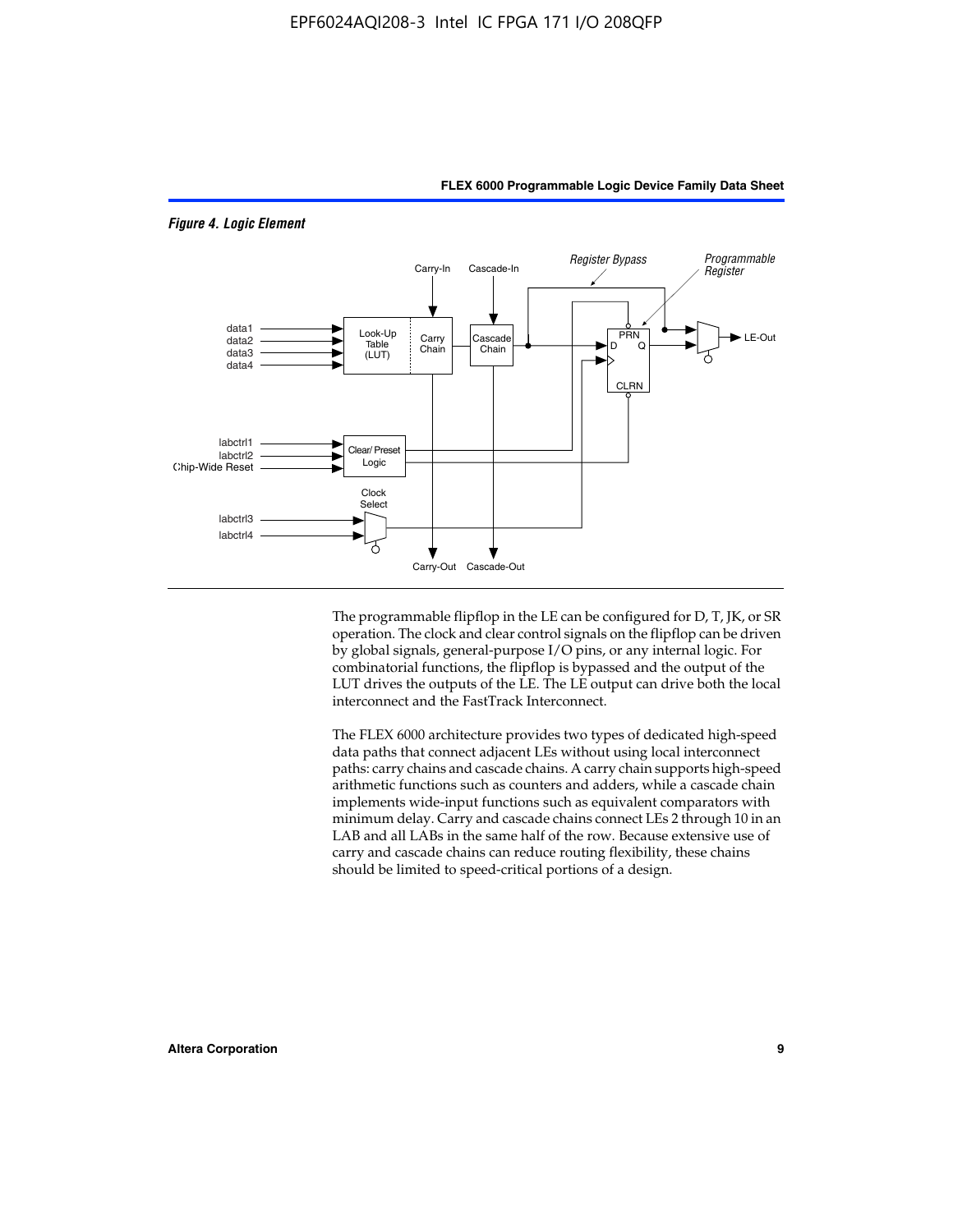*Figure 4. Logic Element*

The programmable flipflop in the LE can be configured for D, T, JK, or SR operation. The clock and clear control signals on the flipflop can be driven by global signals, general-purpose I/O pins, or any internal logic. For combinatorial functions, the flipflop is bypassed and the output of the LUT drives the outputs of the LE. The LE output can drive both the local interconnect and the FastTrack Interconnect.

The FLEX 6000 architecture provides two types of dedicated high-speed data paths that connect adjacent LEs without using local interconnect paths: carry chains and cascade chains. A carry chain supports high-speed arithmetic functions such as counters and adders, while a cascade chain implements wide-input functions such as equivalent comparators with minimum delay. Carry and cascade chains connect LEs 2 through 10 in an LAB and all LABs in the same half of the row. Because extensive use of carry and cascade chains can reduce routing flexibility, these chains should be limited to speed-critical portions of a design.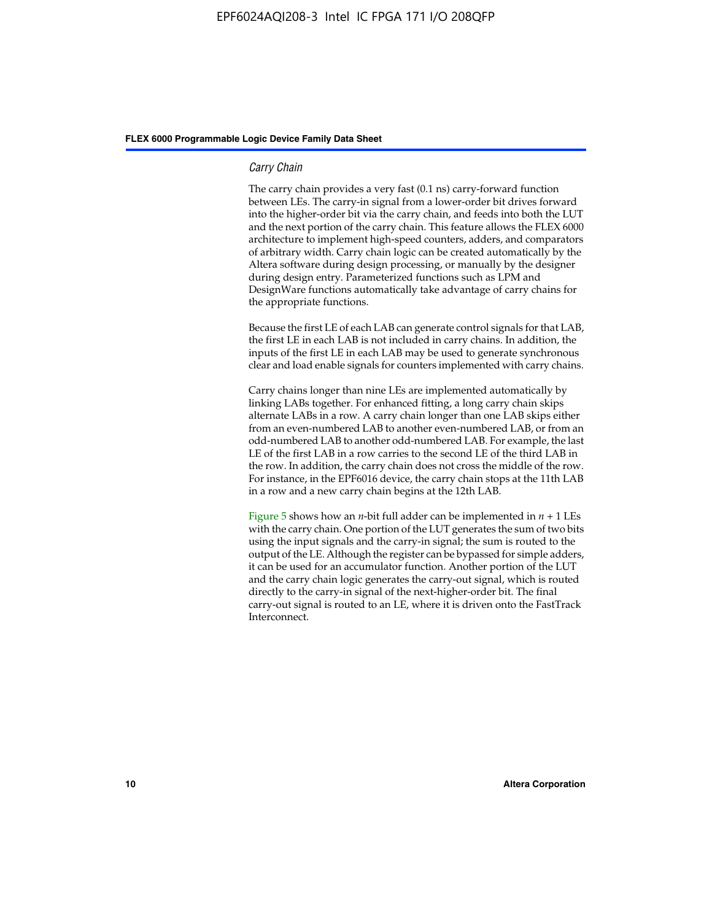### *Carry Chain*

The carry chain provides a very fast (0.1 ns) carry-forward function between LEs. The carry-in signal from a lower-order bit drives forward into the higher-order bit via the carry chain, and feeds into both the LUT and the next portion of the carry chain. This feature allows the FLEX 6000 architecture to implement high-speed counters, adders, and comparators of arbitrary width. Carry chain logic can be created automatically by the Altera software during design processing, or manually by the designer during design entry. Parameterized functions such as LPM and DesignWare functions automatically take advantage of carry chains for the appropriate functions.

Because the first LE of each LAB can generate control signals for that LAB, the first LE in each LAB is not included in carry chains. In addition, the inputs of the first LE in each LAB may be used to generate synchronous clear and load enable signals for counters implemented with carry chains.

Carry chains longer than nine LEs are implemented automatically by linking LABs together. For enhanced fitting, a long carry chain skips alternate LABs in a row. A carry chain longer than one LAB skips either from an even-numbered LAB to another even-numbered LAB, or from an odd-numbered LAB to another odd-numbered LAB. For example, the last LE of the first LAB in a row carries to the second LE of the third LAB in the row. In addition, the carry chain does not cross the middle of the row. For instance, in the EPF6016 device, the carry chain stops at the 11th LAB in a row and a new carry chain begins at the 12th LAB.

Figure 5 shows how an $n$-bit full adder can be implemented in $n + 1$ LEs with the carry chain. One portion of the LUT generates the sum of two bits using the input signals and the carry-in signal; the sum is routed to the output of the LE. Although the register can be bypassed for simple adders, it can be used for an accumulator function. Another portion of the LUT and the carry chain logic generates the carry-out signal, which is routed directly to the carry-in signal of the next-higher-order bit. The final carry-out signal is routed to an LE, where it is driven onto the FastTrack Interconnect.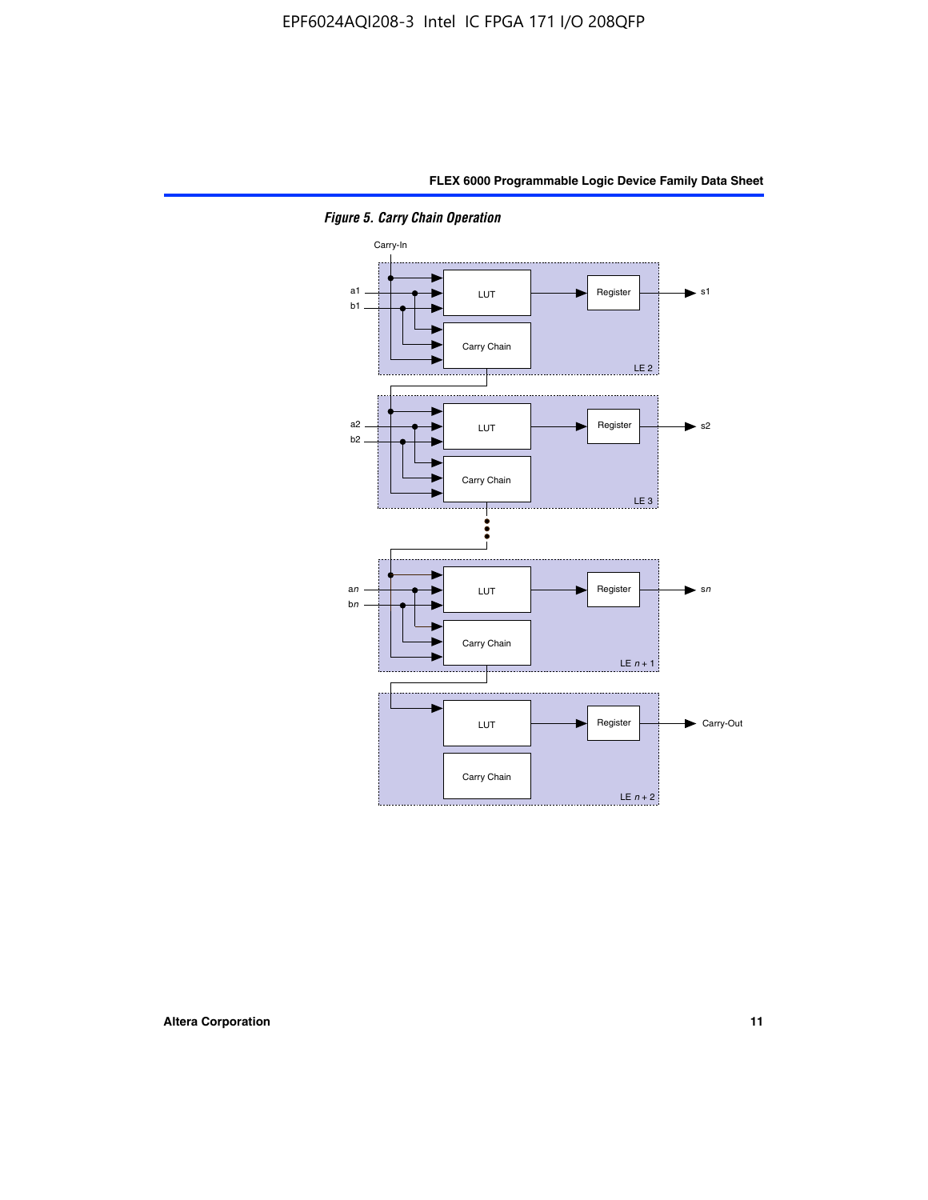*Figure 5. Carry Chain Operation*

Carry-In

a1
b1

LUT

Register

s1

Carry Chain

LE 2

a2
b2

LUT

Register

s2

Carry Chain

LE 3

a*n*
b*n*

LUT

Register

s*n*

Carry Chain

LE *n* + 1

LUT

Register

Carry-Out

Carry Chain

LE *n* + 2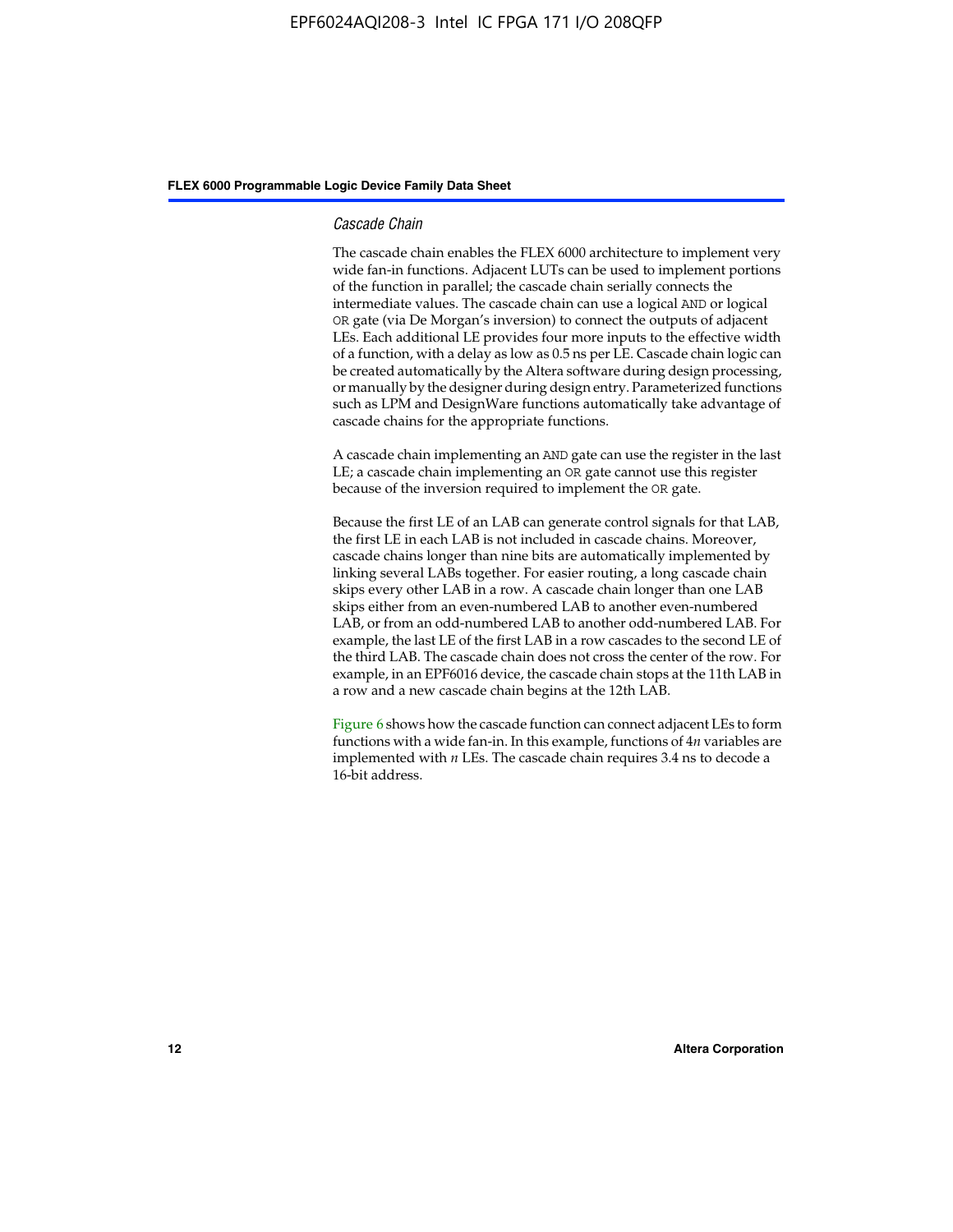### *Cascade Chain*

The cascade chain enables the FLEX 6000 architecture to implement very wide fan-in functions. Adjacent LUTs can be used to implement portions of the function in parallel; the cascade chain serially connects the intermediate values. The cascade chain can use a logical AND or logical OR gate (via De Morgan's inversion) to connect the outputs of adjacent LEs. Each additional LE provides four more inputs to the effective width of a function, with a delay as low as 0.5 ns per LE. Cascade chain logic can be created automatically by the Altera software during design processing, or manually by the designer during design entry. Parameterized functions such as LPM and DesignWare functions automatically take advantage of cascade chains for the appropriate functions.

A cascade chain implementing an AND gate can use the register in the last LE; a cascade chain implementing an OR gate cannot use this register because of the inversion required to implement the OR gate.

Because the first LE of an LAB can generate control signals for that LAB, the first LE in each LAB is not included in cascade chains. Moreover, cascade chains longer than nine bits are automatically implemented by linking several LABs together. For easier routing, a long cascade chain skips every other LAB in a row. A cascade chain longer than one LAB skips either from an even-numbered LAB to another even-numbered LAB, or from an odd-numbered LAB to another odd-numbered LAB. For example, the last LE of the first LAB in a row cascades to the second LE of the third LAB. The cascade chain does not cross the center of the row. For example, in an EPF6016 device, the cascade chain stops at the 11th LAB in a row and a new cascade chain begins at the 12th LAB.

Figure 6 shows how the cascade function can connect adjacent LEs to form functions with a wide fan-in. In this example, functions of $4n$ variables are implemented with $n$ LEs. The cascade chain requires 3.4 ns to decode a 16-bit address.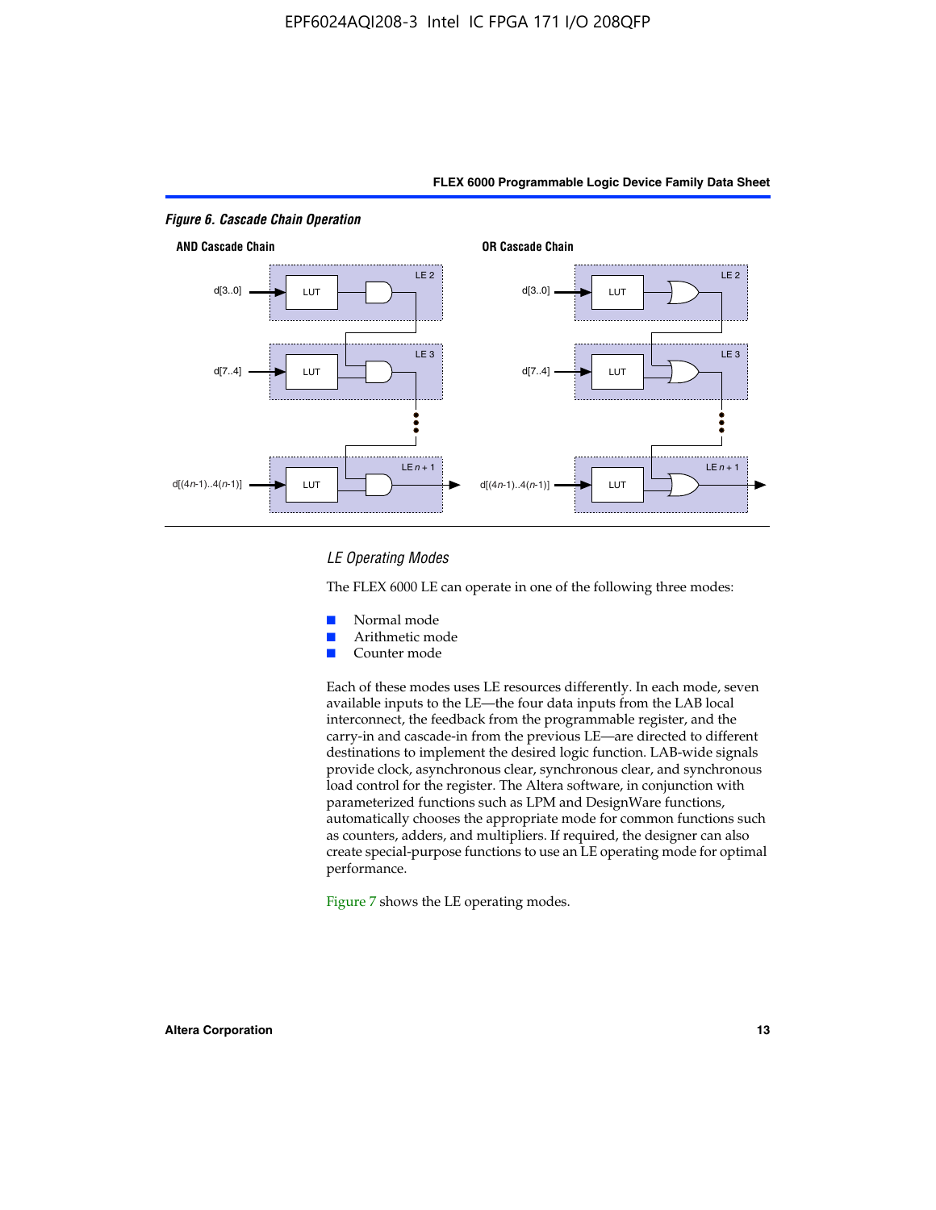*Figure 6. Cascade Chain Operation*

**AND Cascade Chain**

**OR Cascade Chain**

### *LE Operating Modes*

The FLEX 6000 LE can operate in one of the following three modes:

- Normal mode
- Arithmetic mode
- Counter mode

Each of these modes uses LE resources differently. In each mode, seven available inputs to the LE—the four data inputs from the LAB local interconnect, the feedback from the programmable register, and the carry-in and cascade-in from the previous LE—are directed to different destinations to implement the desired logic function. LAB-wide signals provide clock, asynchronous clear, synchronous clear, and synchronous load control for the register. The Altera software, in conjunction with parameterized functions such as LPM and DesignWare functions, automatically chooses the appropriate mode for common functions such as counters, adders, and multipliers. If required, the designer can also create special-purpose functions to use an LE operating mode for optimal performance.

Figure 7 shows the LE operating modes.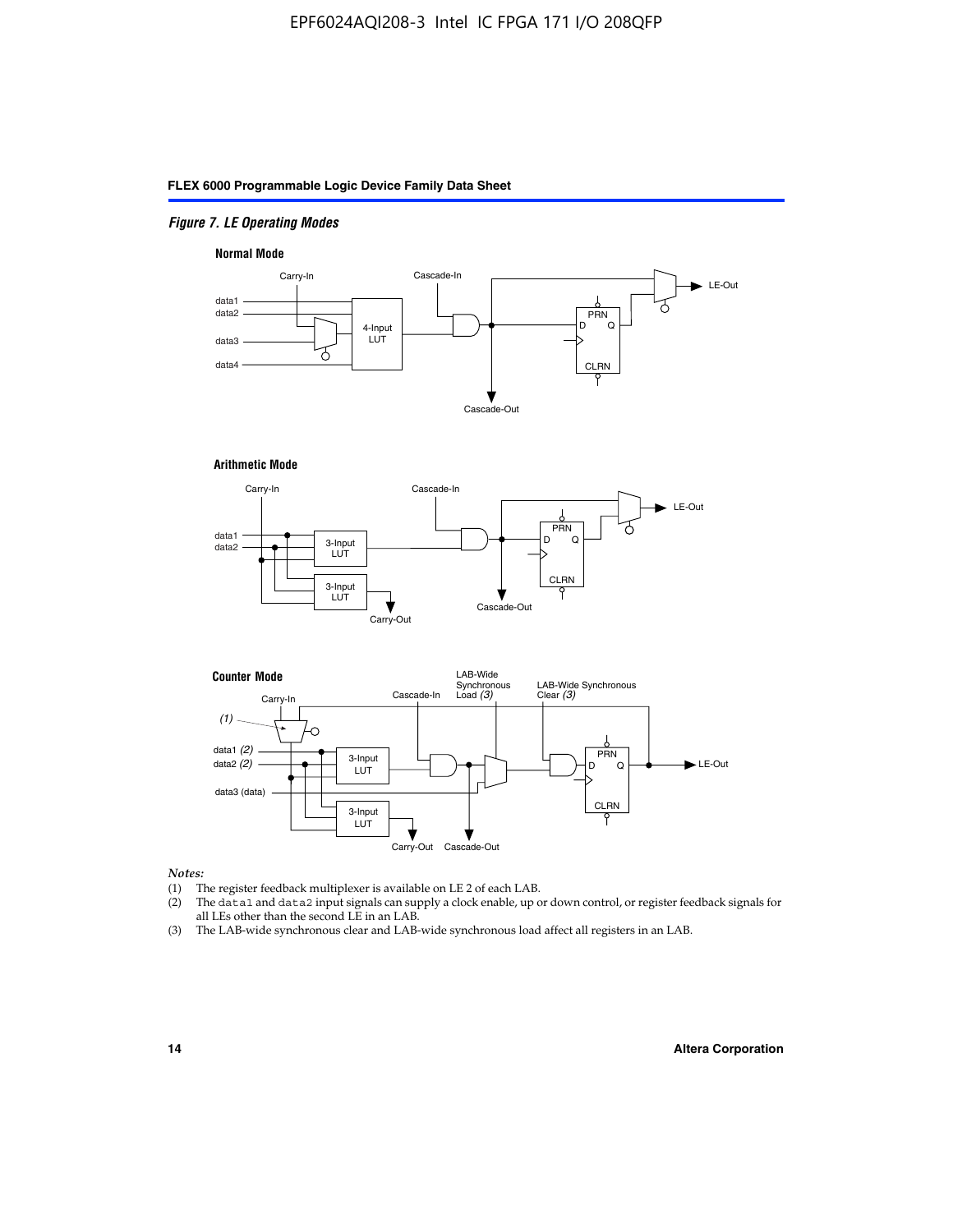*Figure 7. LE Operating Modes*

**Normal Mode**

**Arithmetic Mode**

**Counter Mode**

*Notes:*

(1) The register feedback multiplexer is available on LE 2 of each LAB.

(2) The `data1` and `data2` input signals can supply a clock enable, up or down control, or register feedback signals for all LEs other than the second LE in an LAB.

(3) The LAB-wide synchronous clear and LAB-wide synchronous load affect all registers in an LAB.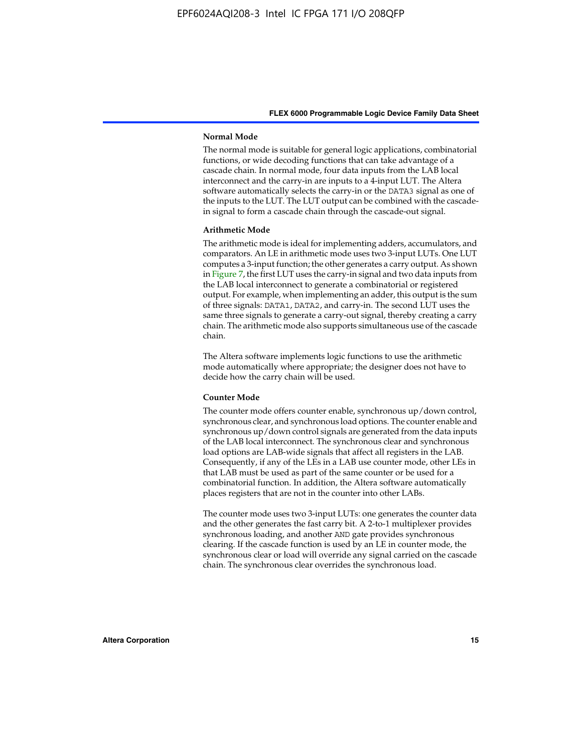#### Normal Mode

The normal mode is suitable for general logic applications, combinatorial functions, or wide decoding functions that can take advantage of a cascade chain. In normal mode, four data inputs from the LAB local interconnect and the carry-in are inputs to a 4-input LUT. The Altera software automatically selects the carry-in or the DATA3 signal as one of the inputs to the LUT. The LUT output can be combined with the cascade-in signal to form a cascade chain through the cascade-out signal.

#### Arithmetic Mode

The arithmetic mode is ideal for implementing adders, accumulators, and comparators. An LE in arithmetic mode uses two 3-input LUTs. One LUT computes a 3-input function; the other generates a carry output. As shown in Figure 7, the first LUT uses the carry-in signal and two data inputs from the LAB local interconnect to generate a combinatorial or registered output. For example, when implementing an adder, this output is the sum of three signals: DATA1, DATA2, and carry-in. The second LUT uses the same three signals to generate a carry-out signal, thereby creating a carry chain. The arithmetic mode also supports simultaneous use of the cascade chain.

The Altera software implements logic functions to use the arithmetic mode automatically where appropriate; the designer does not have to decide how the carry chain will be used.

#### Counter Mode

The counter mode offers counter enable, synchronous up/down control, synchronous clear, and synchronous load options. The counter enable and synchronous up/down control signals are generated from the data inputs of the LAB local interconnect. The synchronous clear and synchronous load options are LAB-wide signals that affect all registers in the LAB. Consequently, if any of the LEs in a LAB use counter mode, other LEs in that LAB must be used as part of the same counter or be used for a combinatorial function. In addition, the Altera software automatically places registers that are not in the counter into other LABs.

The counter mode uses two 3-input LUTs: one generates the counter data and the other generates the fast carry bit. A 2-to-1 multiplexer provides synchronous loading, and another AND gate provides synchronous clearing. If the cascade function is used by an LE in counter mode, the synchronous clear or load will override any signal carried on the cascade chain. The synchronous clear overrides the synchronous load.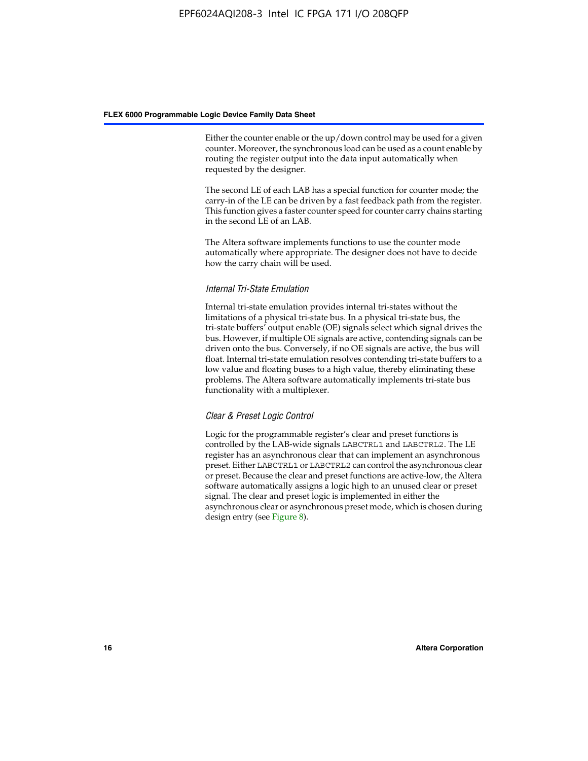Either the counter enable or the up/down control may be used for a given counter. Moreover, the synchronous load can be used as a count enable by routing the register output into the data input automatically when requested by the designer.

The second LE of each LAB has a special function for counter mode; the carry-in of the LE can be driven by a fast feedback path from the register. This function gives a faster counter speed for counter carry chains starting in the second LE of an LAB.

The Altera software implements functions to use the counter mode automatically where appropriate. The designer does not have to decide how the carry chain will be used.

#### *Internal Tri-State Emulation*

Internal tri-state emulation provides internal tri-states without the limitations of a physical tri-state bus. In a physical tri-state bus, the tri-state buffers' output enable (OE) signals select which signal drives the bus. However, if multiple OE signals are active, contending signals can be driven onto the bus. Conversely, if no OE signals are active, the bus will float. Internal tri-state emulation resolves contending tri-state buffers to a low value and floating buses to a high value, thereby eliminating these problems. The Altera software automatically implements tri-state bus functionality with a multiplexer.

#### *Clear & Preset Logic Control*

Logic for the programmable register's clear and preset functions is controlled by the LAB-wide signals `LABCTRL1` and `LABCTRL2`. The LE register has an asynchronous clear that can implement an asynchronous preset. Either `LABCTRL1` or `LABCTRL2` can control the asynchronous clear or preset. Because the clear and preset functions are active-low, the Altera software automatically assigns a logic high to an unused clear or preset signal. The clear and preset logic is implemented in either the asynchronous clear or asynchronous preset mode, which is chosen during design entry (see Figure 8).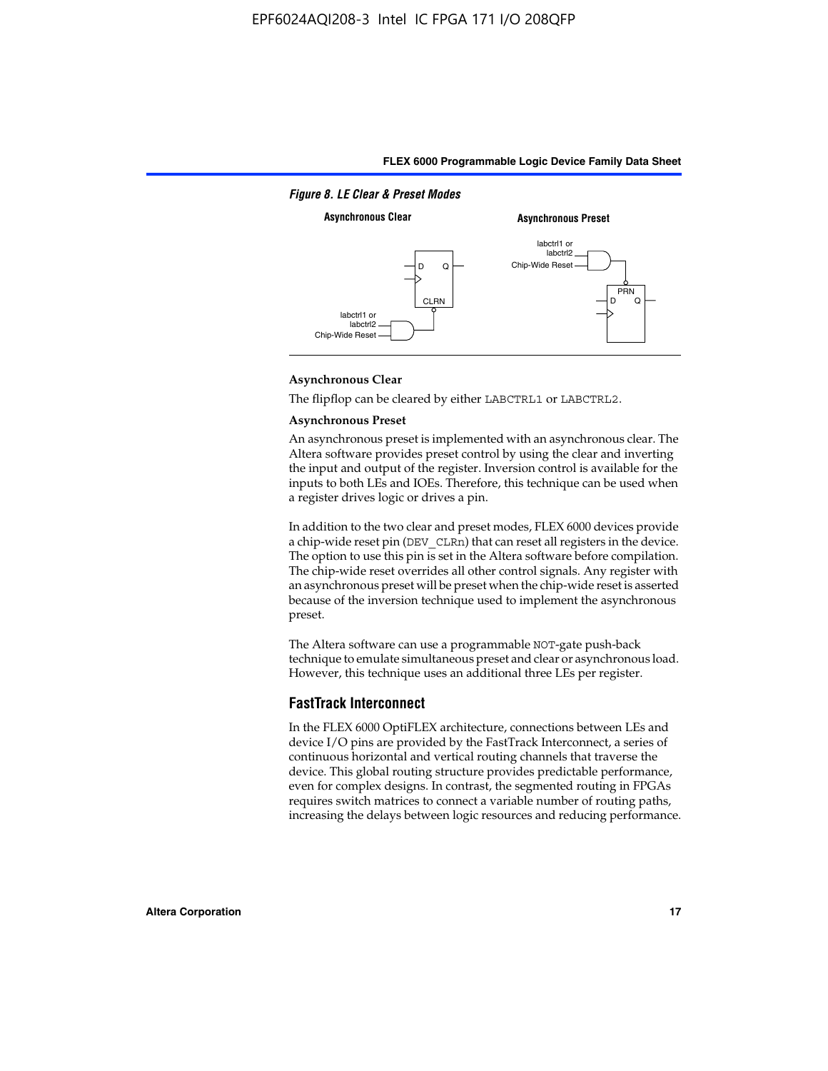*Figure 8. LE Clear & Preset Modes*

**Asynchronous Clear**

The flipflop can be cleared by either LABCTRL1 or LABCTRL2.

**Asynchronous Preset**

An asynchronous preset is implemented with an asynchronous clear. The Altera software provides preset control by using the clear and inverting the input and output of the register. Inversion control is available for the inputs to both LEs and IOEs. Therefore, this technique can be used when a register drives logic or drives a pin.

In addition to the two clear and preset modes, FLEX 6000 devices provide a chip-wide reset pin (DEV_CLRn) that can reset all registers in the device. The option to use this pin is set in the Altera software before compilation. The chip-wide reset overrides all other control signals. Any register with an asynchronous preset will be preset when the chip-wide reset is asserted because of the inversion technique used to implement the asynchronous preset.

The Altera software can use a programmable NOT-gate push-back technique to emulate simultaneous preset and clear or asynchronous load. However, this technique uses an additional three LEs per register.

## FastTrack Interconnect

In the FLEX 6000 OptiFLEX architecture, connections between LEs and device I/O pins are provided by the FastTrack Interconnect, a series of continuous horizontal and vertical routing channels that traverse the device. This global routing structure provides predictable performance, even for complex designs. In contrast, the segmented routing in FPGAs requires switch matrices to connect a variable number of routing paths, increasing the delays between logic resources and reducing performance.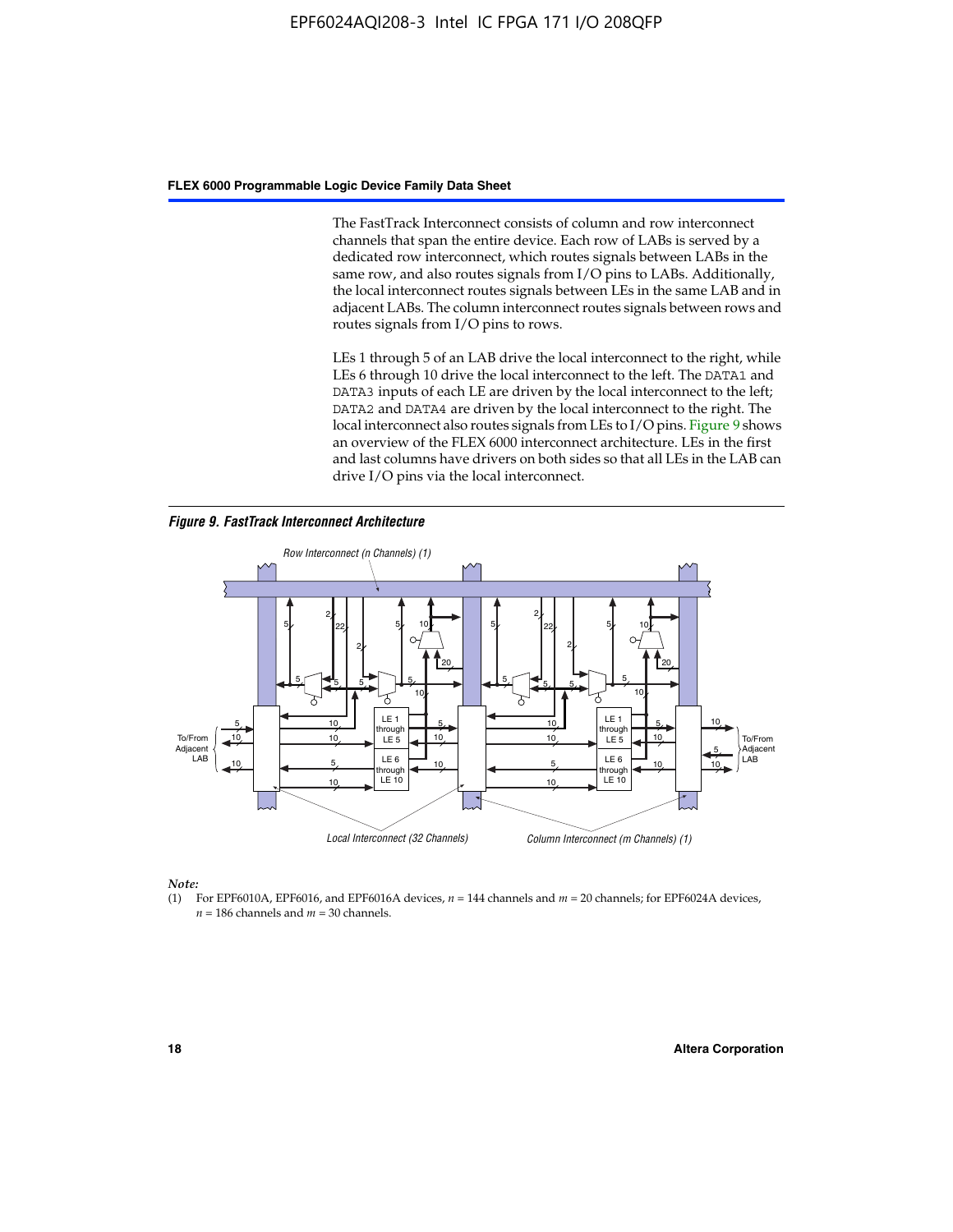The FastTrack Interconnect consists of column and row interconnect channels that span the entire device. Each row of LABs is served by a dedicated row interconnect, which routes signals between LABs in the same row, and also routes signals from I/O pins to LABs. Additionally, the local interconnect routes signals between LEs in the same LAB and in adjacent LABs. The column interconnect routes signals between rows and routes signals from I/O pins to rows.

LEs 1 through 5 of an LAB drive the local interconnect to the right, while LEs 6 through 10 drive the local interconnect to the left. The DATA1 and DATA3 inputs of each LE are driven by the local interconnect to the left; DATA2 and DATA4 are driven by the local interconnect to the right. The local interconnect also routes signals from LEs to I/O pins. Figure 9 shows an overview of the FLEX 6000 interconnect architecture. LEs in the first and last columns have drivers on both sides so that all LEs in the LAB can drive I/O pins via the local interconnect.

***Figure 9. FastTrack Interconnect Architecture***

*Note:*

(1) For EPF6010A, EPF6016, and EPF6016A devices, $n$ = 144 channels and $m$ = 20 channels; for EPF6024A devices, $n$ = 186 channels and $m$ = 30 channels.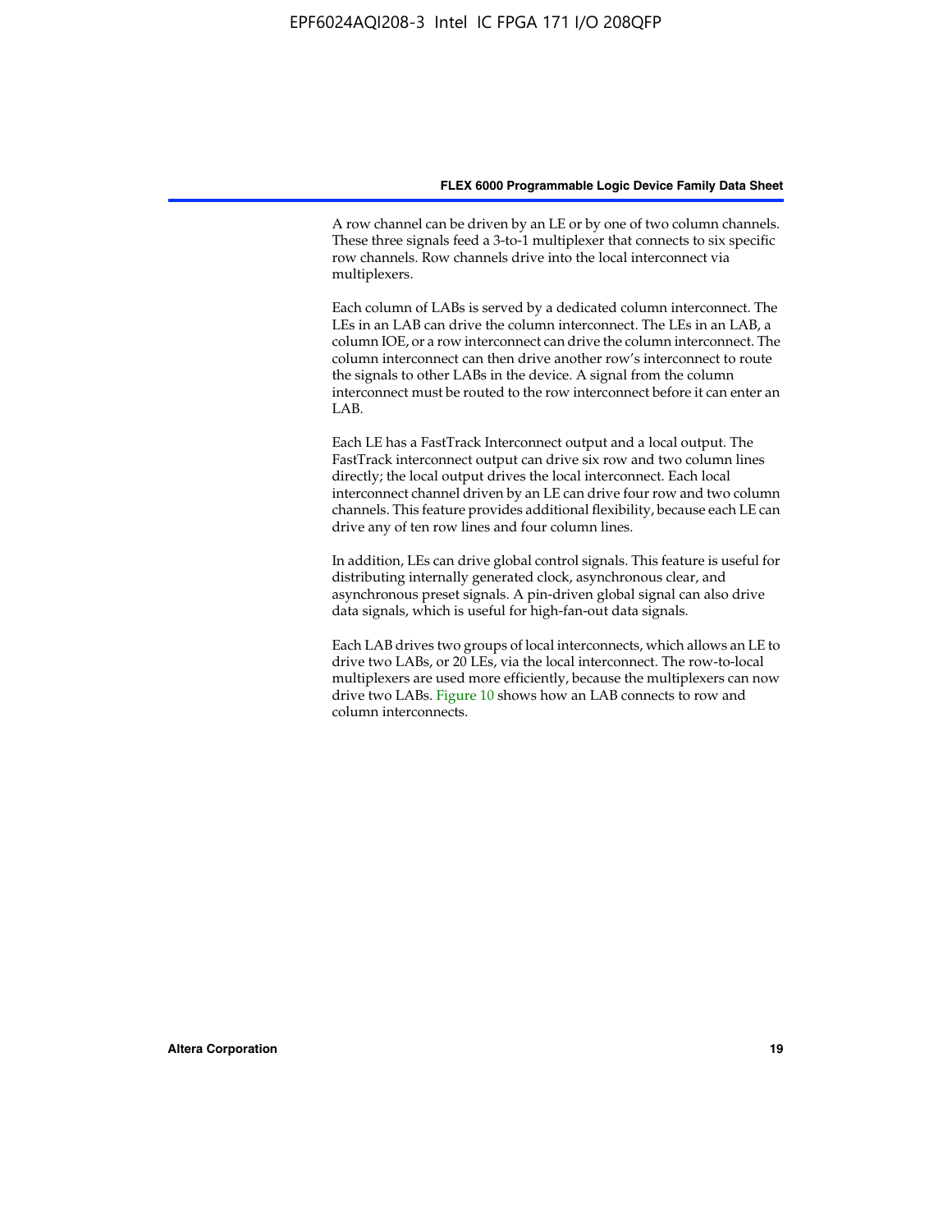A row channel can be driven by an LE or by one of two column channels. These three signals feed a 3-to-1 multiplexer that connects to six specific row channels. Row channels drive into the local interconnect via multiplexers.

Each column of LABs is served by a dedicated column interconnect. The LEs in an LAB can drive the column interconnect. The LEs in an LAB, a column IOE, or a row interconnect can drive the column interconnect. The column interconnect can then drive another row's interconnect to route the signals to other LABs in the device. A signal from the column interconnect must be routed to the row interconnect before it can enter an LAB.

Each LE has a FastTrack Interconnect output and a local output. The FastTrack interconnect output can drive six row and two column lines directly; the local output drives the local interconnect. Each local interconnect channel driven by an LE can drive four row and two column channels. This feature provides additional flexibility, because each LE can drive any of ten row lines and four column lines.

In addition, LEs can drive global control signals. This feature is useful for distributing internally generated clock, asynchronous clear, and asynchronous preset signals. A pin-driven global signal can also drive data signals, which is useful for high-fan-out data signals.

Each LAB drives two groups of local interconnects, which allows an LE to drive two LABs, or 20 LEs, via the local interconnect. The row-to-local multiplexers are used more efficiently, because the multiplexers can now drive two LABs. Figure 10 shows how an LAB connects to row and column interconnects.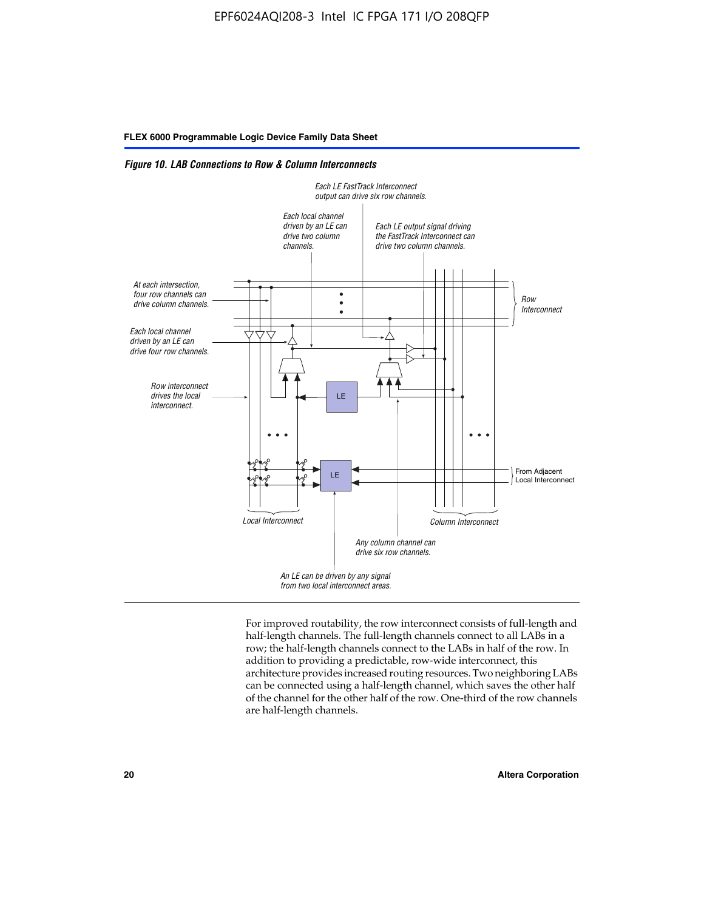*Figure 10. LAB Connections to Row & Column Interconnects*

Each LE FastTrack Interconnect output can drive six row channels.

Each local channel driven by an LE can drive two column channels.

Each LE output signal driving the FastTrack Interconnect can drive two column channels.

At each intersection, four row channels can drive column channels.

Row Interconnect

Each local channel driven by an LE can drive four row channels.

Row interconnect drives the local interconnect.

LE

LE

From Adjacent Local Interconnect

Local Interconnect

Column Interconnect

Any column channel can drive six row channels.

An LE can be driven by any signal from two local interconnect areas.

For improved routability, the row interconnect consists of full-length and half-length channels. The full-length channels connect to all LABs in a row; the half-length channels connect to the LABs in half of the row. In addition to providing a predictable, row-wide interconnect, this architecture provides increased routing resources. Two neighboring LABs can be connected using a half-length channel, which saves the other half of the channel for the other half of the row. One-third of the row channels are half-length channels.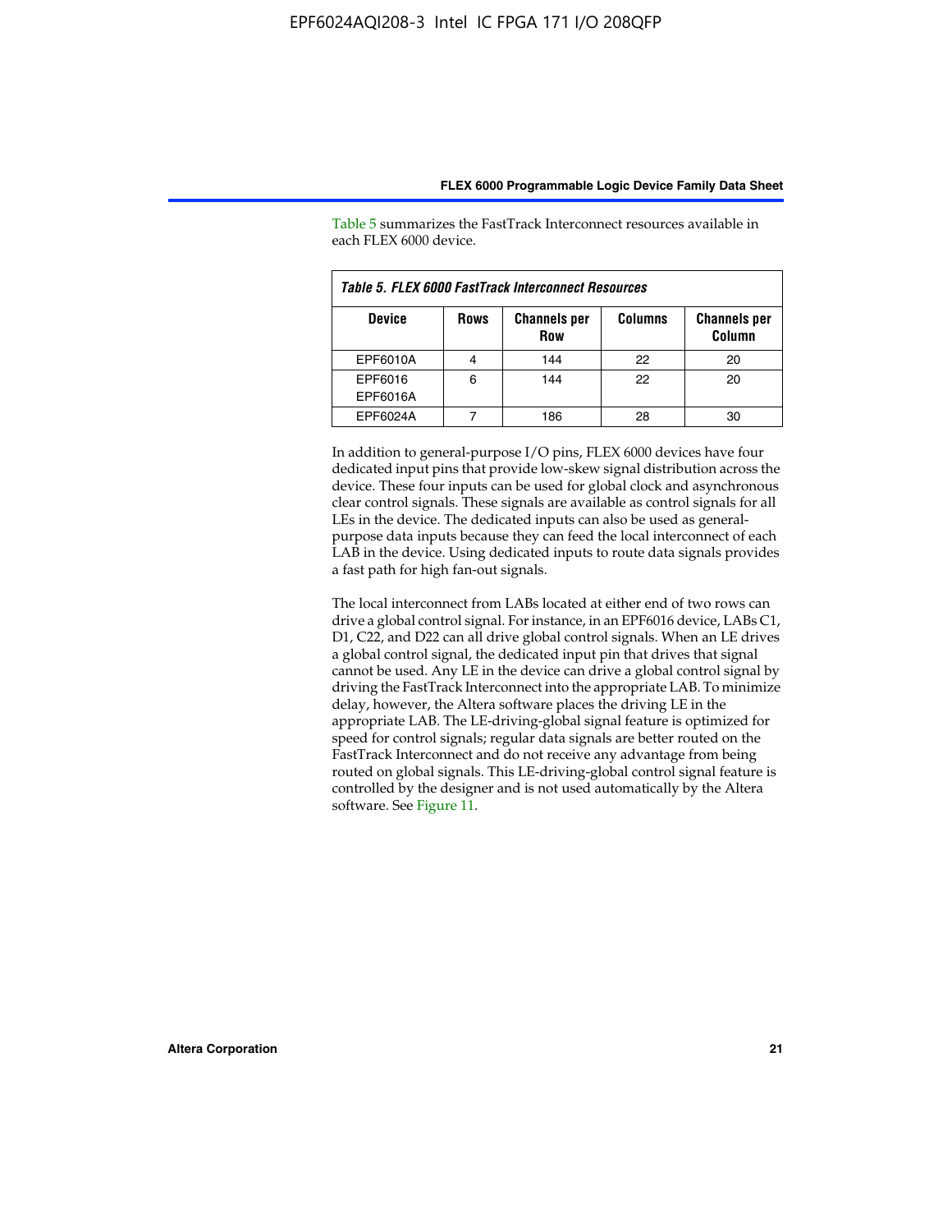Table 5 summarizes the FastTrack Interconnect resources available in each FLEX 6000 device.

*Table 5. FLEX 6000 FastTrack Interconnect Resources*

| Device | Rows | Channels per Row | Columns | Channels per Column |
|---|---|---|---|---|
| EPF6010A | 4 | 144 | 22 | 20 |
| EPF6016<br>EPF6016A | 6 | 144 | 22 | 20 |
| EPF6024A | 7 | 186 | 28 | 30 |

In addition to general-purpose I/O pins, FLEX 6000 devices have four dedicated input pins that provide low-skew signal distribution across the device. These four inputs can be used for global clock and asynchronous clear control signals. These signals are available as control signals for all LEs in the device. The dedicated inputs can also be used as general-purpose data inputs because they can feed the local interconnect of each LAB in the device. Using dedicated inputs to route data signals provides a fast path for high fan-out signals.

The local interconnect from LABs located at either end of two rows can drive a global control signal. For instance, in an EPF6016 device, LABs C1, D1, C22, and D22 can all drive global control signals. When an LE drives a global control signal, the dedicated input pin that drives that signal cannot be used. Any LE in the device can drive a global control signal by driving the FastTrack Interconnect into the appropriate LAB. To minimize delay, however, the Altera software places the driving LE in the appropriate LAB. The LE-driving-global signal feature is optimized for speed for control signals; regular data signals are better routed on the FastTrack Interconnect and do not receive any advantage from being routed on global signals. This LE-driving-global control signal feature is controlled by the designer and is not used automatically by the Altera software. See Figure 11.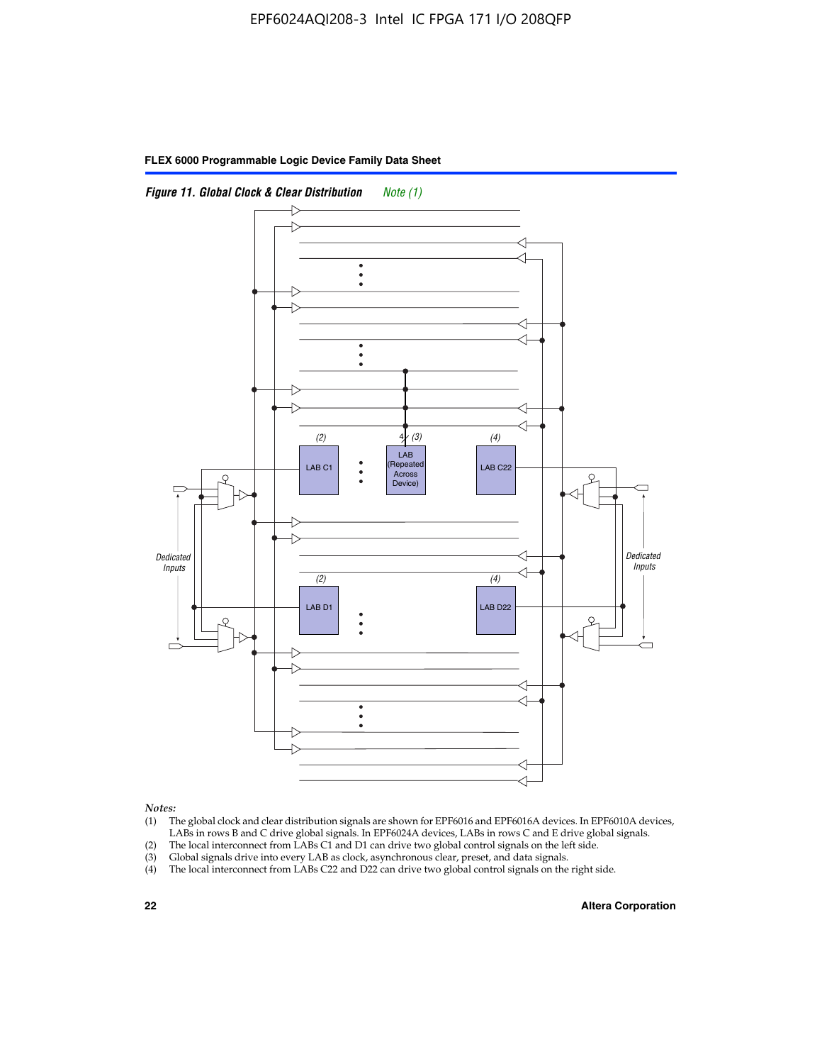**Figure 11. Global Clock & Clear Distribution** *Note (1)*

*Notes:*

(1) The global clock and clear distribution signals are shown for EPF6016 and EPF6016A devices. In EPF6010A devices, LABs in rows B and C drive global signals. In EPF6024A devices, LABs in rows C and E drive global signals.
(2) The local interconnect from LABs C1 and D1 can drive two global control signals on the left side.
(3) Global signals drive into every LAB as clock, asynchronous clear, preset, and data signals.
(4) The local interconnect from LABs C22 and D22 can drive two global control signals on the right side.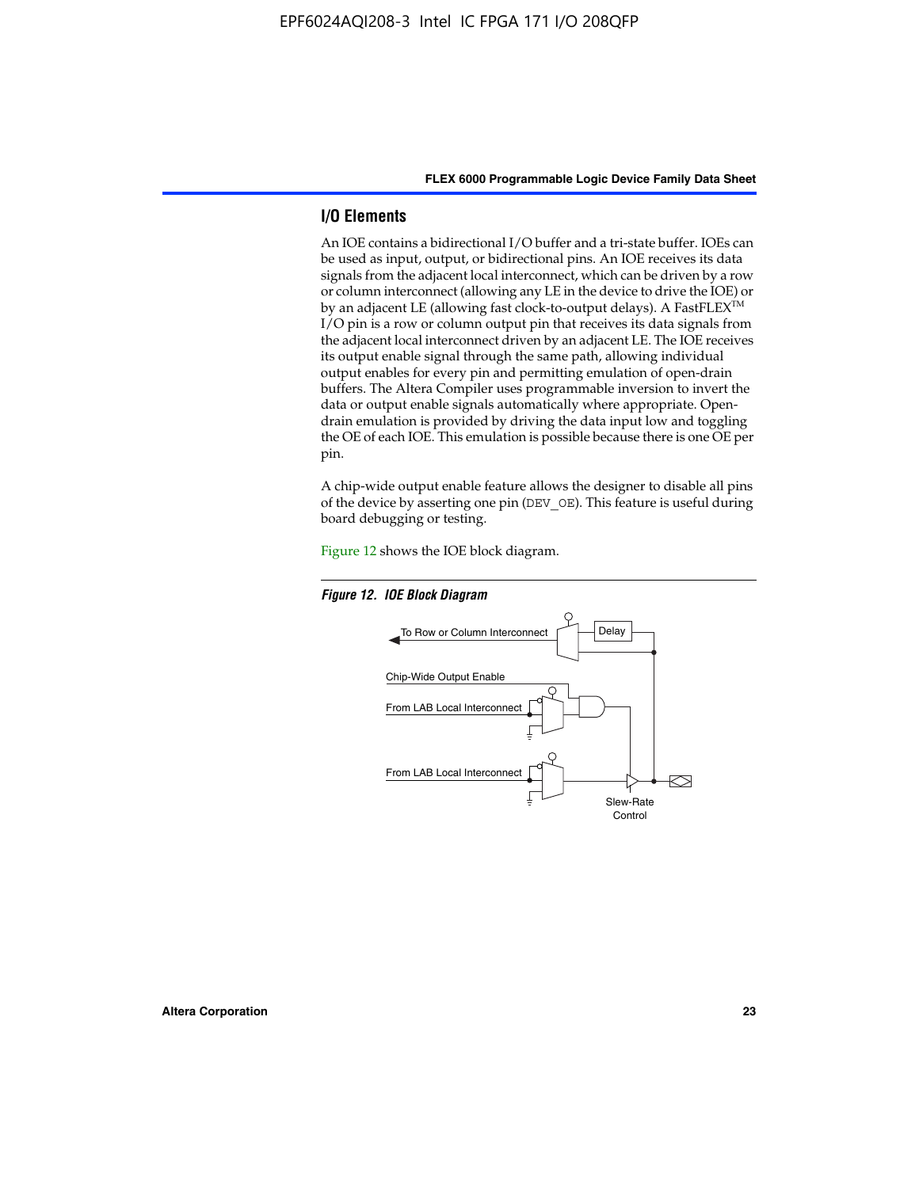## I/O Elements

An IOE contains a bidirectional I/O buffer and a tri-state buffer. IOEs can be used as input, output, or bidirectional pins. An IOE receives its data signals from the adjacent local interconnect, which can be driven by a row or column interconnect (allowing any LE in the device to drive the IOE) or by an adjacent LE (allowing fast clock-to-output delays). A FastFLEX™ I/O pin is a row or column output pin that receives its data signals from the adjacent local interconnect driven by an adjacent LE. The IOE receives its output enable signal through the same path, allowing individual output enables for every pin and permitting emulation of open-drain buffers. The Altera Compiler uses programmable inversion to invert the data or output enable signals automatically where appropriate. Open-drain emulation is provided by driving the data input low and toggling the OE of each IOE. This emulation is possible because there is one OE per pin.

A chip-wide output enable feature allows the designer to disable all pins of the device by asserting one pin (DEV_OE). This feature is useful during board debugging or testing.

Figure 12 shows the IOE block diagram.

*Figure 12. IOE Block Diagram*

To Row or Column Interconnect

Delay

Chip-Wide Output Enable

From LAB Local Interconnect

From LAB Local Interconnect

Slew-Rate Control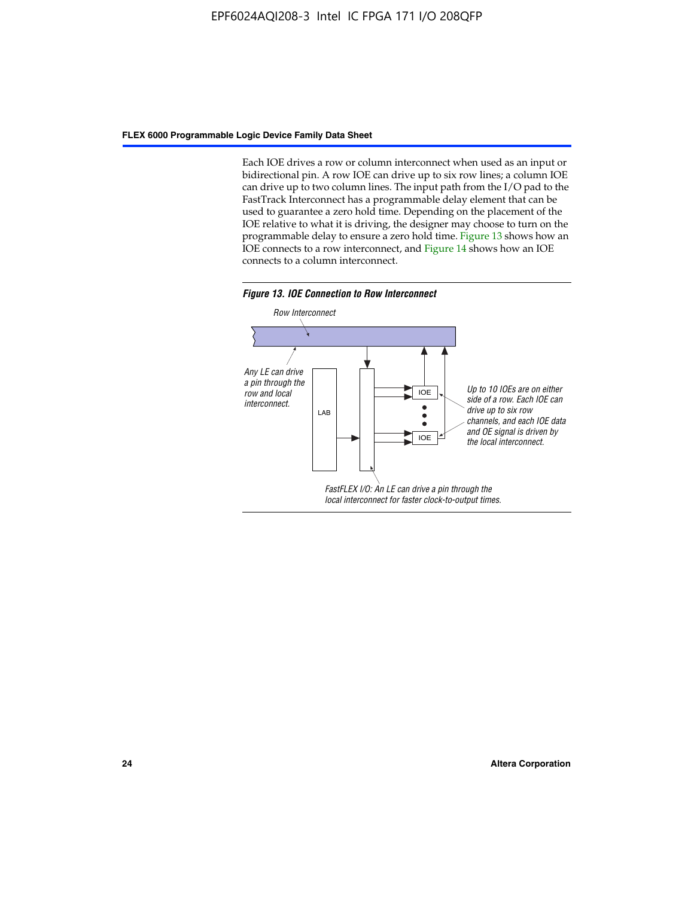Each IOE drives a row or column interconnect when used as an input or bidirectional pin. A row IOE can drive up to six row lines; a column IOE can drive up to two column lines. The input path from the I/O pad to the FastTrack Interconnect has a programmable delay element that can be used to guarantee a zero hold time. Depending on the placement of the IOE relative to what it is driving, the designer may choose to turn on the programmable delay to ensure a zero hold time. Figure 13 shows how an IOE connects to a row interconnect, and Figure 14 shows how an IOE connects to a column interconnect.

***Figure 13. IOE Connection to Row Interconnect***

*Row Interconnect*

*Any LE can drive a pin through the row and local interconnect.*

LAB

IOE

IOE

*Up to 10 IOEs are on either side of a row. Each IOE can drive up to six row channels, and each IOE data and OE signal is driven by the local interconnect.*

*FastFLEX I/O: An LE can drive a pin through the local interconnect for faster clock-to-output times.*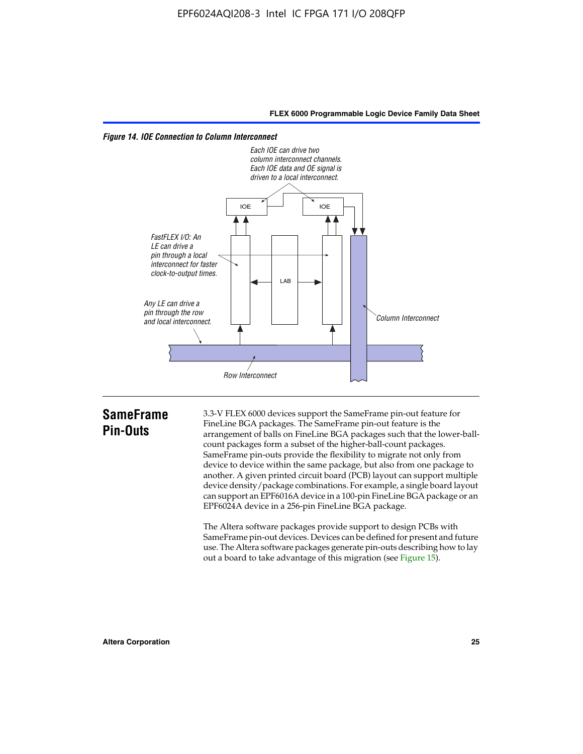*Figure 14. IOE Connection to Column Interconnect*

## SameFrame Pin-Outs

3.3-V FLEX 6000 devices support the SameFrame pin-out feature for FineLine BGA packages. The SameFrame pin-out feature is the arrangement of balls on FineLine BGA packages such that the lower-ball-count packages form a subset of the higher-ball-count packages. SameFrame pin-outs provide the flexibility to migrate not only from device to device within the same package, but also from one package to another. A given printed circuit board (PCB) layout can support multiple device density/package combinations. For example, a single board layout can support an EPF6016A device in a 100-pin FineLine BGA package or an EPF6024A device in a 256-pin FineLine BGA package.

The Altera software packages provide support to design PCBs with SameFrame pin-out devices. Devices can be defined for present and future use. The Altera software packages generate pin-outs describing how to lay out a board to take advantage of this migration (see Figure 15).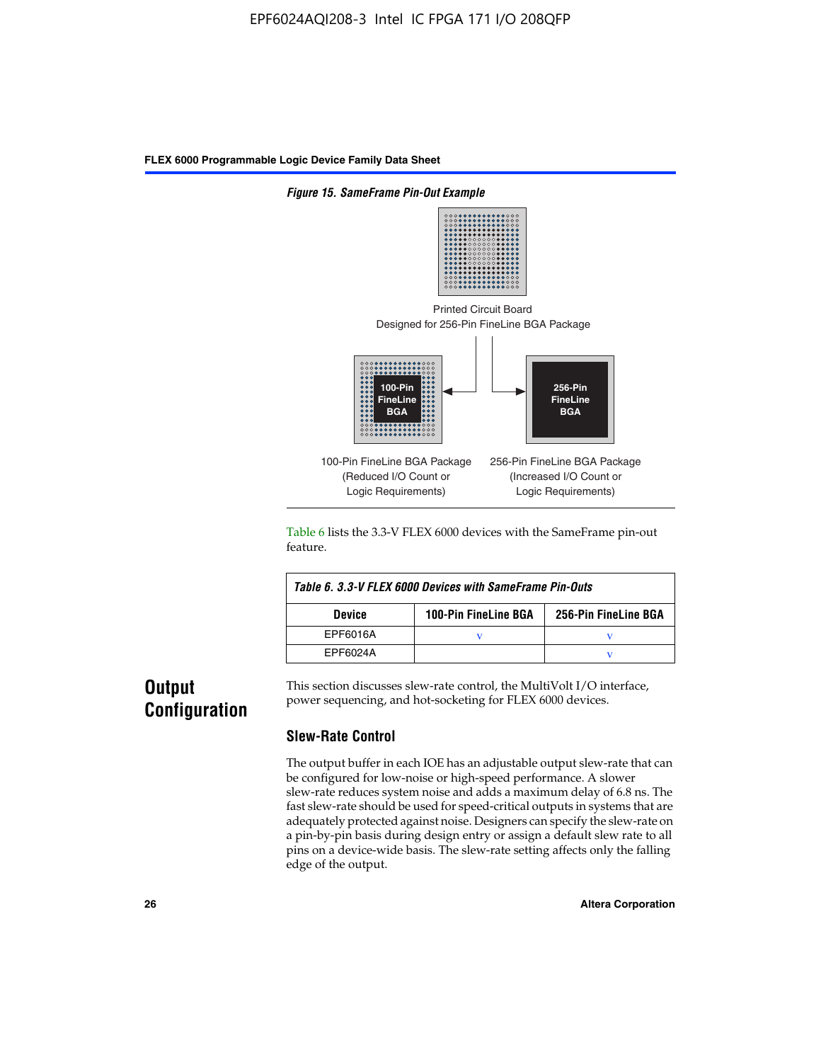*Figure 15. SameFrame Pin-Out Example*

Printed Circuit Board
Designed for 256-Pin FineLine BGA Package

100-Pin FineLine BGA

256-Pin FineLine BGA

100-Pin FineLine BGA Package
(Reduced I/O Count or
Logic Requirements)

256-Pin FineLine BGA Package
(Increased I/O Count or
Logic Requirements)

Table 6 lists the 3.3-V FLEX 6000 devices with the SameFrame pin-out feature.

*Table 6. 3.3-V FLEX 6000 Devices with SameFrame Pin-Outs*

| Device | 100-Pin FineLine BGA | 256-Pin FineLine BGA |
|---|---|---|
| EPF6016A | v | v |
| EPF6024A | | v |

## Output Configuration

This section discusses slew-rate control, the MultiVolt I/O interface, power sequencing, and hot-socketing for FLEX 6000 devices.

### Slew-Rate Control

The output buffer in each IOE has an adjustable output slew-rate that can be configured for low-noise or high-speed performance. A slower slew-rate reduces system noise and adds a maximum delay of 6.8 ns. The fast slew-rate should be used for speed-critical outputs in systems that are adequately protected against noise. Designers can specify the slew-rate on a pin-by-pin basis during design entry or assign a default slew rate to all pins on a device-wide basis. The slew-rate setting affects only the falling edge of the output.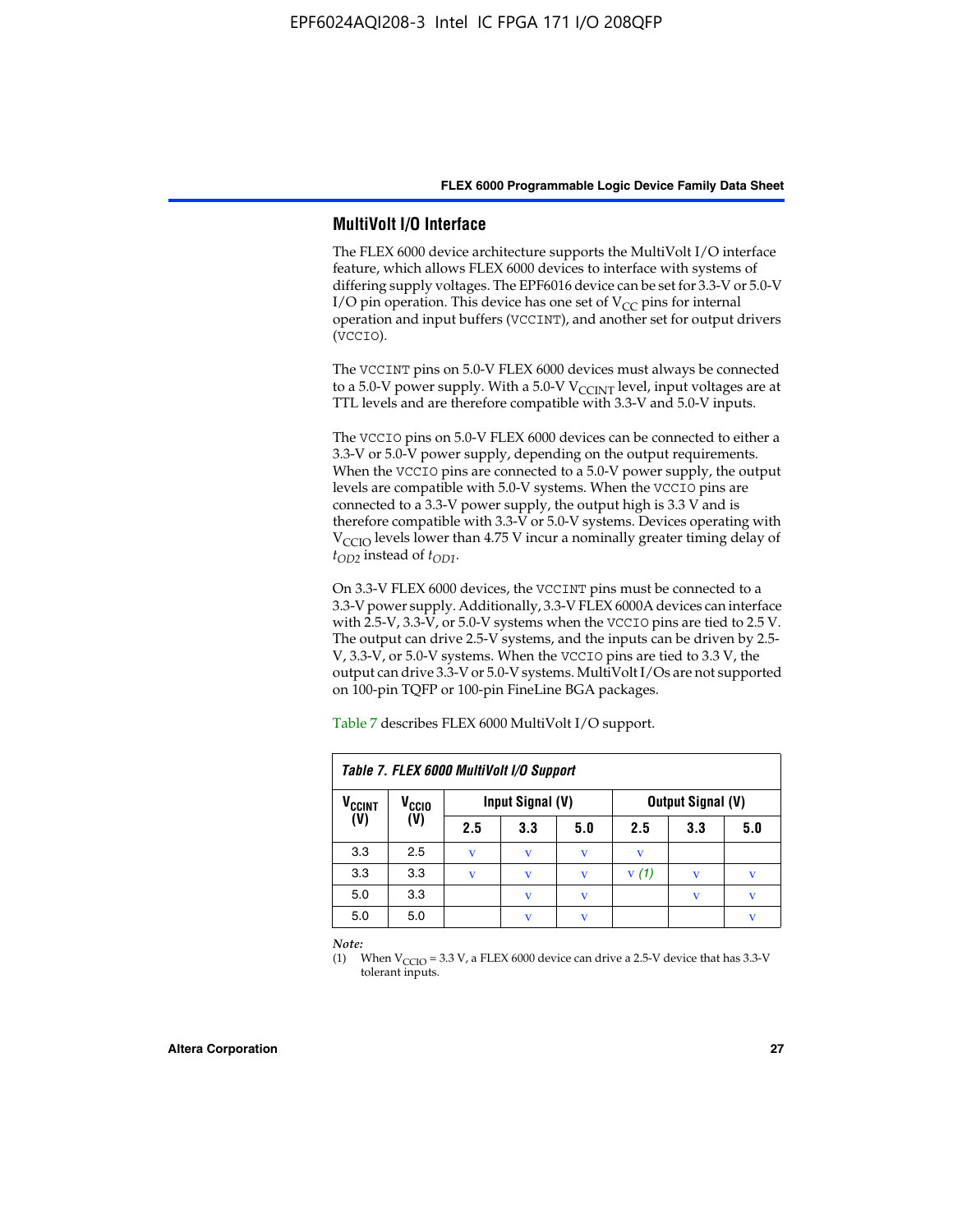## MultiVolt I/O Interface

The FLEX 6000 device architecture supports the MultiVolt I/O interface feature, which allows FLEX 6000 devices to interface with systems of differing supply voltages. The EPF6016 device can be set for 3.3-V or 5.0-V I/O pin operation. This device has one set of $V_{CC}$ pins for internal operation and input buffers (VCCINT), and another set for output drivers (VCCIO).

The VCCINT pins on 5.0-V FLEX 6000 devices must always be connected to a 5.0-V power supply. With a 5.0-V $V_{CCINT}$ level, input voltages are at TTL levels and are therefore compatible with 3.3-V and 5.0-V inputs.

The VCCIO pins on 5.0-V FLEX 6000 devices can be connected to either a 3.3-V or 5.0-V power supply, depending on the output requirements. When the VCCIO pins are connected to a 5.0-V power supply, the output levels are compatible with 5.0-V systems. When the VCCIO pins are connected to a 3.3-V power supply, the output high is 3.3 V and is therefore compatible with 3.3-V or 5.0-V systems. Devices operating with $V_{CCIO}$ levels lower than 4.75 V incur a nominally greater timing delay of $t_{OD2}$ instead of $t_{OD1}$.

On 3.3-V FLEX 6000 devices, the VCCINT pins must be connected to a 3.3-V power supply. Additionally, 3.3-V FLEX 6000A devices can interface with 2.5-V, 3.3-V, or 5.0-V systems when the VCCIO pins are tied to 2.5 V. The output can drive 2.5-V systems, and the inputs can be driven by 2.5-V, 3.3-V, or 5.0-V systems. When the VCCIO pins are tied to 3.3 V, the output can drive 3.3-V or 5.0-V systems. MultiVolt I/Os are not supported on 100-pin TQFP or 100-pin FineLine BGA packages.

Table 7 describes FLEX 6000 MultiVolt I/O support.

**Table 7. FLEX 6000 MultiVolt I/O Support**

| $V_{CCINT}$ (V) | $V_{CCIO}$ (V) | Input Signal (V) | | | Output Signal (V) | | |
|---|---|---|---|---|---|---|---|
| | | 2.5 | 3.3 | 5.0 | 2.5 | 3.3 | 5.0 |
| 3.3 | 2.5 | v | v | v | v | | |
| 3.3 | 3.3 | v | v | v | v *(1)* | v | v |
| 5.0 | 3.3 | | v | v | | v | v |
| 5.0 | 5.0 | | v | v | | | v |

*Note:*

(1) When $V_{CCIO}$ = 3.3 V, a FLEX 6000 device can drive a 2.5-V device that has 3.3-V tolerant inputs.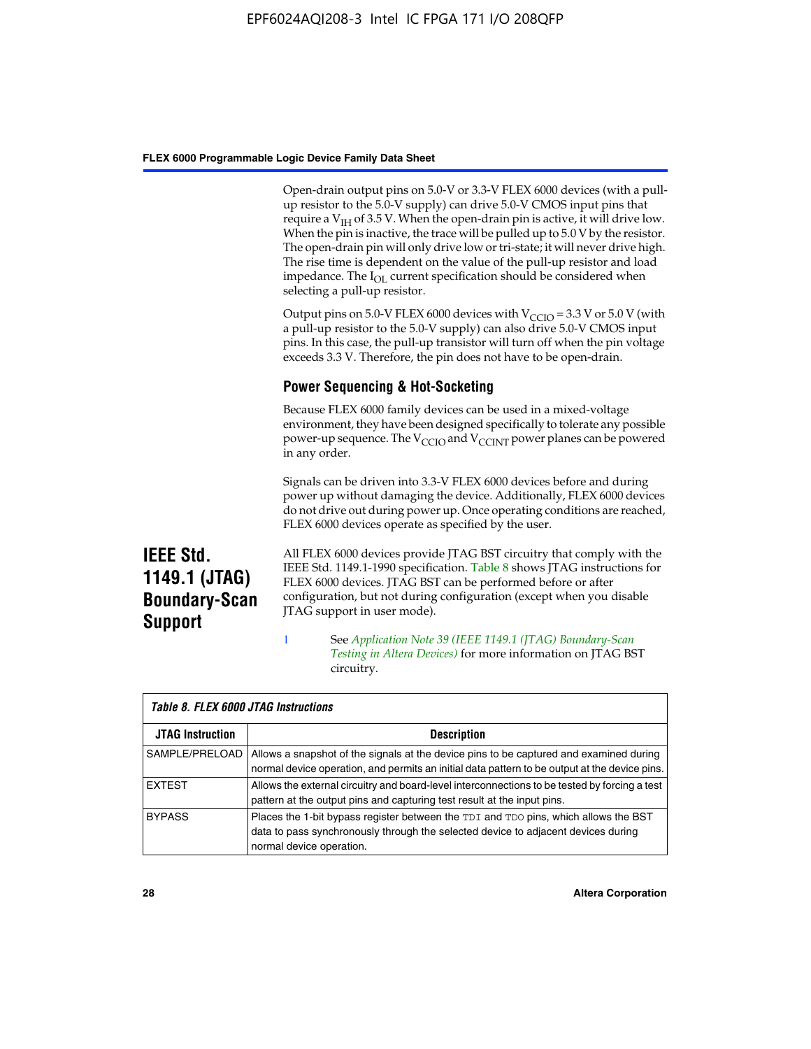Open-drain output pins on 5.0-V or 3.3-V FLEX 6000 devices (with a pull-up resistor to the 5.0-V supply) can drive 5.0-V CMOS input pins that require a $V_{IH}$ of 3.5 V. When the open-drain pin is active, it will drive low. When the pin is inactive, the trace will be pulled up to 5.0 V by the resistor. The open-drain pin will only drive low or tri-state; it will never drive high. The rise time is dependent on the value of the pull-up resistor and load impedance. The $I_{OL}$ current specification should be considered when selecting a pull-up resistor.

Output pins on 5.0-V FLEX 6000 devices with $V_{CCIO}$ = 3.3 V or 5.0 V (with a pull-up resistor to the 5.0-V supply) can also drive 5.0-V CMOS input pins. In this case, the pull-up transistor will turn off when the pin voltage exceeds 3.3 V. Therefore, the pin does not have to be open-drain.

### Power Sequencing & Hot-Socketing

Because FLEX 6000 family devices can be used in a mixed-voltage environment, they have been designed specifically to tolerate any possible power-up sequence. The $V_{CCIO}$ and $V_{CCINT}$ power planes can be powered in any order.

Signals can be driven into 3.3-V FLEX 6000 devices before and during power up without damaging the device. Additionally, FLEX 6000 devices do not drive out during power up. Once operating conditions are reached, FLEX 6000 devices operate as specified by the user.

## IEEE Std. 1149.1 (JTAG) Boundary-Scan Support

All FLEX 6000 devices provide JTAG BST circuitry that comply with the IEEE Std. 1149.1-1990 specification. Table 8 shows JTAG instructions for FLEX 6000 devices. JTAG BST can be performed before or after configuration, but not during configuration (except when you disable JTAG support in user mode).

See *Application Note 39 (IEEE 1149.1 (JTAG) Boundary-Scan Testing in Altera Devices)* for more information on JTAG BST circuitry.

**Table 8. FLEX 6000 JTAG Instructions**

| JTAG Instruction | Description |
|---|---|
| SAMPLE/PRELOAD | Allows a snapshot of the signals at the device pins to be captured and examined during normal device operation, and permits an initial data pattern to be output at the device pins. |
| EXTEST | Allows the external circuitry and board-level interconnections to be tested by forcing a test pattern at the output pins and capturing test result at the input pins. |
| BYPASS | Places the 1-bit bypass register between the TDI and TDO pins, which allows the BST data to pass synchronously through the selected device to adjacent devices during normal device operation. |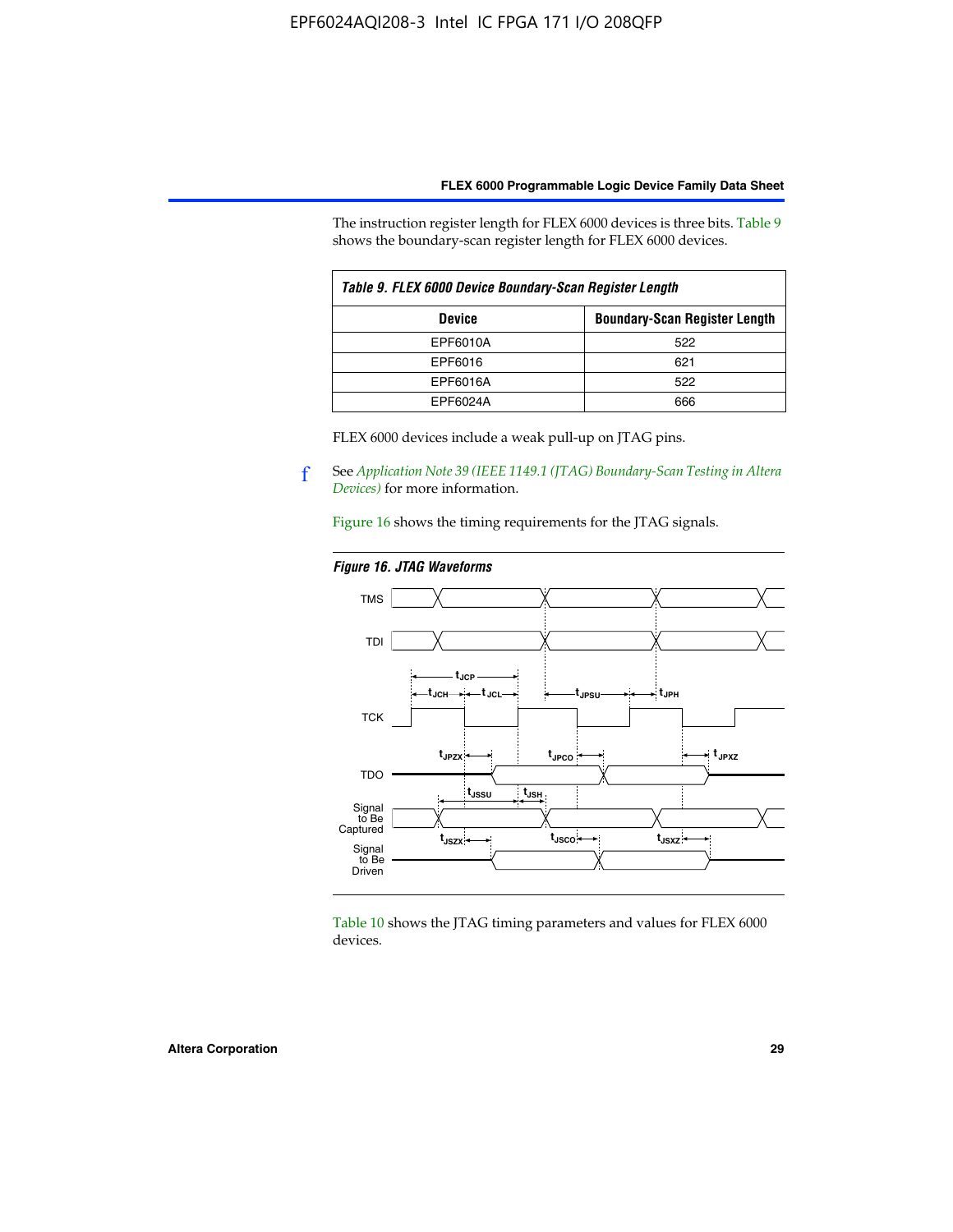The instruction register length for FLEX 6000 devices is three bits. Table 9 shows the boundary-scan register length for FLEX 6000 devices.

*Table 9. FLEX 6000 Device Boundary-Scan Register Length*

| Device | Boundary-Scan Register Length |
|---|---|
| EPF6010A | 522 |
| EPF6016 | 621 |
| EPF6016A | 522 |
| EPF6024A | 666 |

FLEX 6000 devices include a weak pull-up on JTAG pins.

f See *Application Note 39 (IEEE 1149.1 (JTAG) Boundary-Scan Testing in Altera Devices)* for more information.

Figure 16 shows the timing requirements for the JTAG signals.

*Figure 16. JTAG Waveforms*

Table 10 shows the JTAG timing parameters and values for FLEX 6000 devices.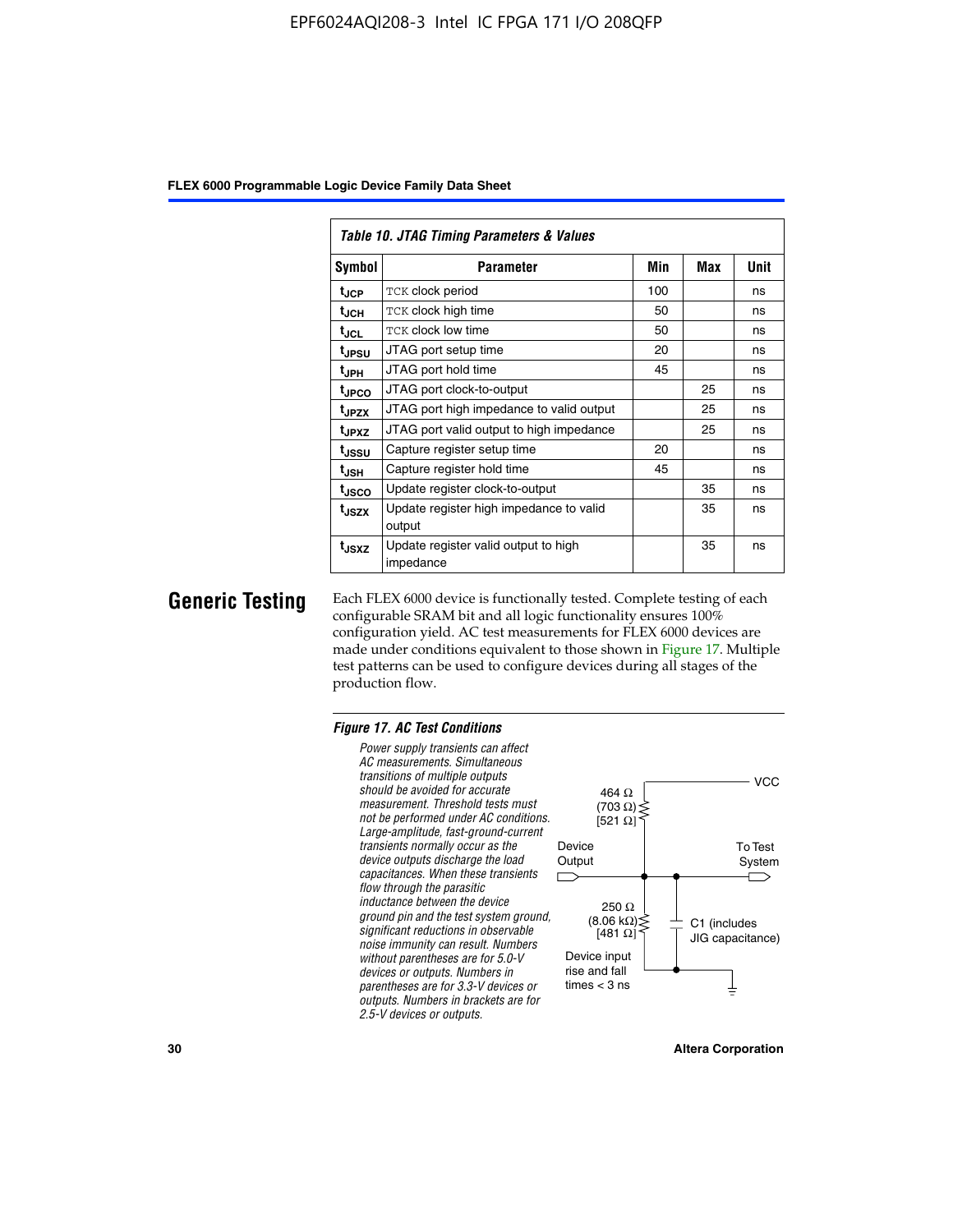*Table 10. JTAG Timing Parameters & Values*

| Symbol | Parameter | Min | Max | Unit |
|---|---|---|---|---|
| $t_{JCP}$ | TCK clock period | 100 | | ns |
| $t_{JCH}$ | TCK clock high time | 50 | | ns |
| $t_{JCL}$ | TCK clock low time | 50 | | ns |
| $t_{JPSU}$ | JTAG port setup time | 20 | | ns |
| $t_{JPH}$ | JTAG port hold time | 45 | | ns |
| $t_{JPCO}$ | JTAG port clock-to-output | | 25 | ns |
| $t_{JPZX}$ | JTAG port high impedance to valid output | | 25 | ns |
| $t_{JPXZ}$ | JTAG port valid output to high impedance | | 25 | ns |
| $t_{JSSU}$ | Capture register setup time | 20 | | ns |
| $t_{JSH}$ | Capture register hold time | 45 | | ns |
| $t_{JSCO}$ | Update register clock-to-output | | 35 | ns |
| $t_{JSZX}$ | Update register high impedance to valid output | | 35 | ns |
| $t_{JSXZ}$ | Update register valid output to high impedance | | 35 | ns |

## Generic Testing

Each FLEX 6000 device is functionally tested. Complete testing of each configurable SRAM bit and all logic functionality ensures 100% configuration yield. AC test measurements for FLEX 6000 devices are made under conditions equivalent to those shown in Figure 17. Multiple test patterns can be used to configure devices during all stages of the production flow.

*Figure 17. AC Test Conditions*

*Power supply transients can affect AC measurements. Simultaneous transitions of multiple outputs should be avoided for accurate measurement. Threshold tests must not be performed under AC conditions. Large-amplitude, fast-ground-current transients normally occur as the device outputs discharge the load capacitances. When these transients flow through the parasitic inductance between the device ground pin and the test system ground, significant reductions in observable noise immunity can result. Numbers without parentheses are for 5.0-V devices or outputs. Numbers in parentheses are for 3.3-V devices or outputs. Numbers in brackets are for 2.5-V devices or outputs.*

VCC

464 Ω (703 Ω) [521 Ω]

Device Output

To Test System

250 Ω (8.06 kΩ) [481 Ω]

C1 (includes JIG capacitance)

Device input rise and fall times < 3 ns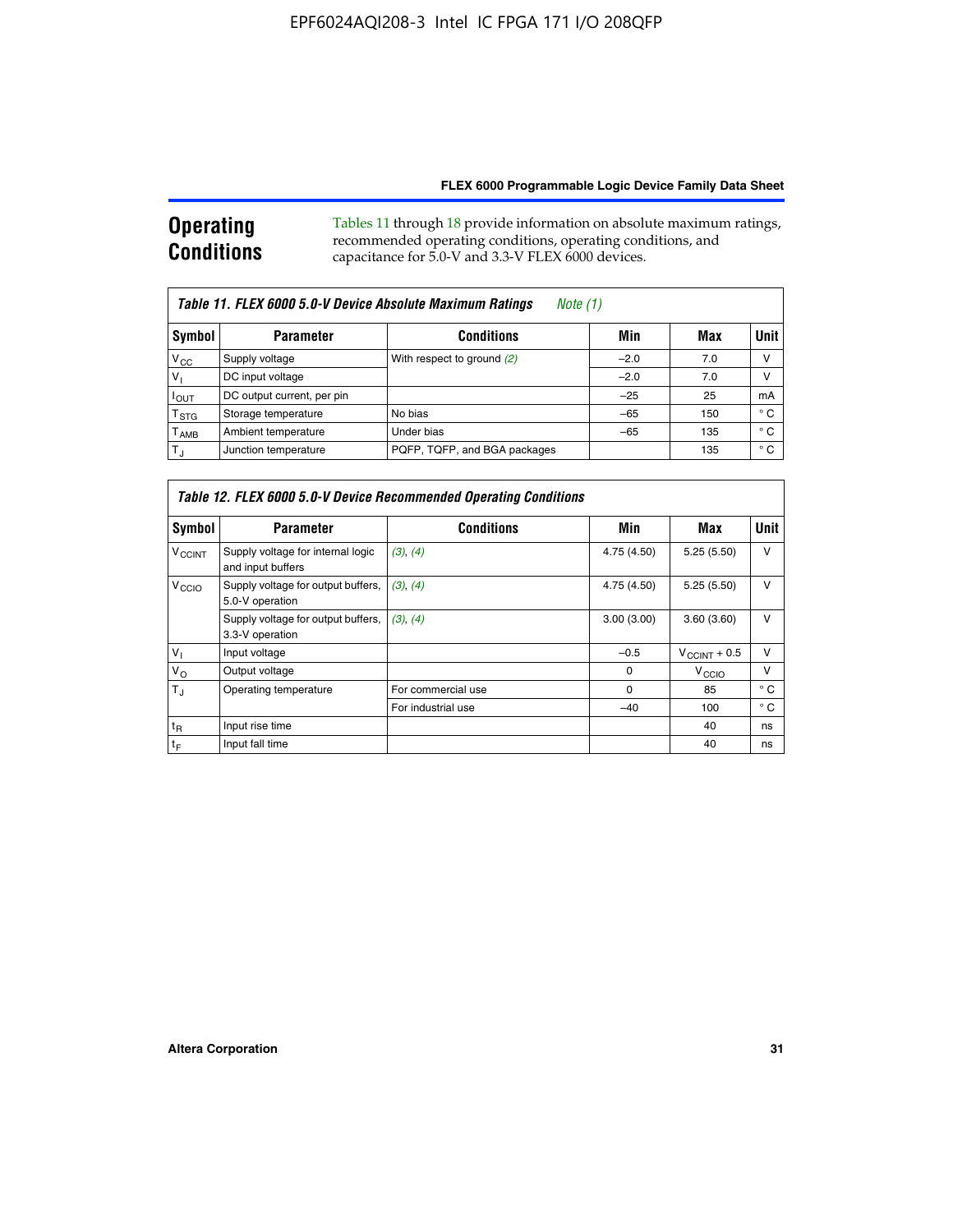## Operating Conditions

Tables 11 through 18 provide information on absolute maximum ratings, recommended operating conditions, operating conditions, and capacitance for 5.0-V and 3.3-V FLEX 6000 devices.

**Table 11. FLEX 6000 5.0-V Device Absolute Maximum Ratings** *Note (1)*

| Symbol | Parameter | Conditions | Min | Max | Unit |
|---|---|---|---|---|---|
| $V_{CC}$ | Supply voltage | With respect to ground *(2)* | –2.0 | 7.0 | V |
| $V_I$ | DC input voltage | | –2.0 | 7.0 | V |
| $I_{OUT}$ | DC output current, per pin | | –25 | 25 | mA |
| $T_{STG}$ | Storage temperature | No bias | –65 | 150 | ° C |
| $T_{AMB}$ | Ambient temperature | Under bias | –65 | 135 | ° C |
| $T_J$ | Junction temperature | PQFP, TQFP, and BGA packages | | 135 | ° C |

**Table 12. FLEX 6000 5.0-V Device Recommended Operating Conditions**

| Symbol | Parameter | Conditions | Min | Max | Unit |
|---|---|---|---|---|---|
| $V_{CCINT}$ | Supply voltage for internal logic and input buffers | *(3), (4)* | 4.75 (4.50) | 5.25 (5.50) | V |
| $V_{CCIO}$ | Supply voltage for output buffers, 5.0-V operation | *(3), (4)* | 4.75 (4.50) | 5.25 (5.50) | V |
| | Supply voltage for output buffers, 3.3-V operation | *(3), (4)* | 3.00 (3.00) | 3.60 (3.60) | V |
| $V_I$ | Input voltage | | –0.5 | $V_{CCINT}$ + 0.5 | V |
| $V_O$ | Output voltage | | 0 | $V_{CCIO}$ | V |
| $T_J$ | Operating temperature | For commercial use | 0 | 85 | ° C |
| | | For industrial use | –40 | 100 | ° C |
| $t_R$ | Input rise time | | | 40 | ns |
| $t_F$ | Input fall time | | | 40 | ns |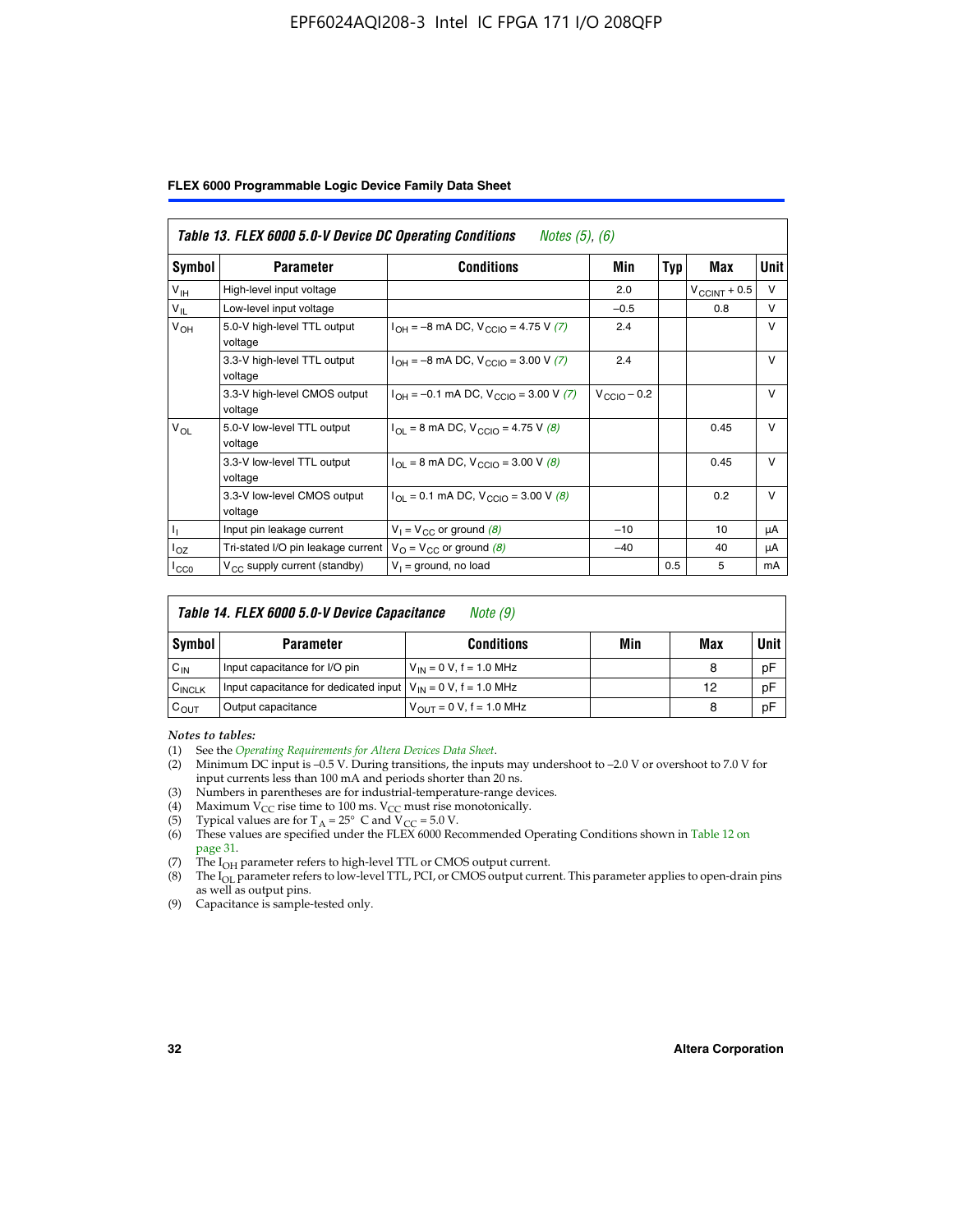**Table 13. FLEX 6000 5.0-V Device DC Operating Conditions** *Notes (5), (6)*

| Symbol | Parameter | Conditions | Min | Typ | Max | Unit |
|---|---|---|---|---|---|---|
| $V_{IH}$ | High-level input voltage | | 2.0 | | $V_{CCINT}$ + 0.5 | V |
| $V_{IL}$ | Low-level input voltage | | –0.5 | | 0.8 | V |
| $V_{OH}$ | 5.0-V high-level TTL output voltage | $I_{OH}$ = –8 mA DC, $V_{CCIO}$ = 4.75 V *(7)* | 2.4 | | | V |
| | 3.3-V high-level TTL output voltage | $I_{OH}$ = –8 mA DC, $V_{CCIO}$ = 3.00 V *(7)* | 2.4 | | | V |
| | 3.3-V high-level CMOS output voltage | $I_{OH}$ = –0.1 mA DC, $V_{CCIO}$ = 3.00 V *(7)* | $V_{CCIO}$ – 0.2 | | | V |
| $V_{OL}$ | 5.0-V low-level TTL output voltage | $I_{OL}$ = 8 mA DC, $V_{CCIO}$ = 4.75 V *(8)* | | | 0.45 | V |
| | 3.3-V low-level TTL output voltage | $I_{OL}$ = 8 mA DC, $V_{CCIO}$ = 3.00 V *(8)* | | | 0.45 | V |
| | 3.3-V low-level CMOS output voltage | $I_{OL}$ = 0.1 mA DC, $V_{CCIO}$ = 3.00 V *(8)* | | | 0.2 | V |
| $I_I$ | Input pin leakage current | $V_I$ = $V_{CC}$ or ground *(8)* | –10 | | 10 | µA |
| $I_{OZ}$ | Tri-stated I/O pin leakage current | $V_O$ = $V_{CC}$ or ground *(8)* | –40 | | 40 | µA |
| $I_{CC0}$ | $V_{CC}$ supply current (standby) | $V_I$ = ground, no load | | 0.5 | 5 | mA |

**Table 14. FLEX 6000 5.0-V Device Capacitance** *Note (9)*

| Symbol | Parameter | Conditions | Min | Max | Unit |
|---|---|---|---|---|---|
| $C_{IN}$ | Input capacitance for I/O pin | $V_{IN}$ = 0 V, f = 1.0 MHz | | 8 | pF |
| $C_{INCLK}$ | Input capacitance for dedicated input | $V_{IN}$ = 0 V, f = 1.0 MHz | | 12 | pF |
| $C_{OUT}$ | Output capacitance | $V_{OUT}$ = 0 V, f = 1.0 MHz | | 8 | pF |

*Notes to tables:*

(1) See the *Operating Requirements for Altera Devices Data Sheet*.
(2) Minimum DC input is –0.5 V. During transitions, the inputs may undershoot to –2.0 V or overshoot to 7.0 V for input currents less than 100 mA and periods shorter than 20 ns.
(3) Numbers in parentheses are for industrial-temperature-range devices.
(4) Maximum $V_{CC}$ rise time to 100 ms. $V_{CC}$ must rise monotonically.
(5) Typical values are for $T_A$ = 25° C and $V_{CC}$ = 5.0 V.
(6) These values are specified under the FLEX 6000 Recommended Operating Conditions shown in Table 12 on page 31.
(7) The $I_{OH}$ parameter refers to high-level TTL or CMOS output current.
(8) The $I_{OL}$ parameter refers to low-level TTL, PCI, or CMOS output current. This parameter applies to open-drain pins as well as output pins.
(9) Capacitance is sample-tested only.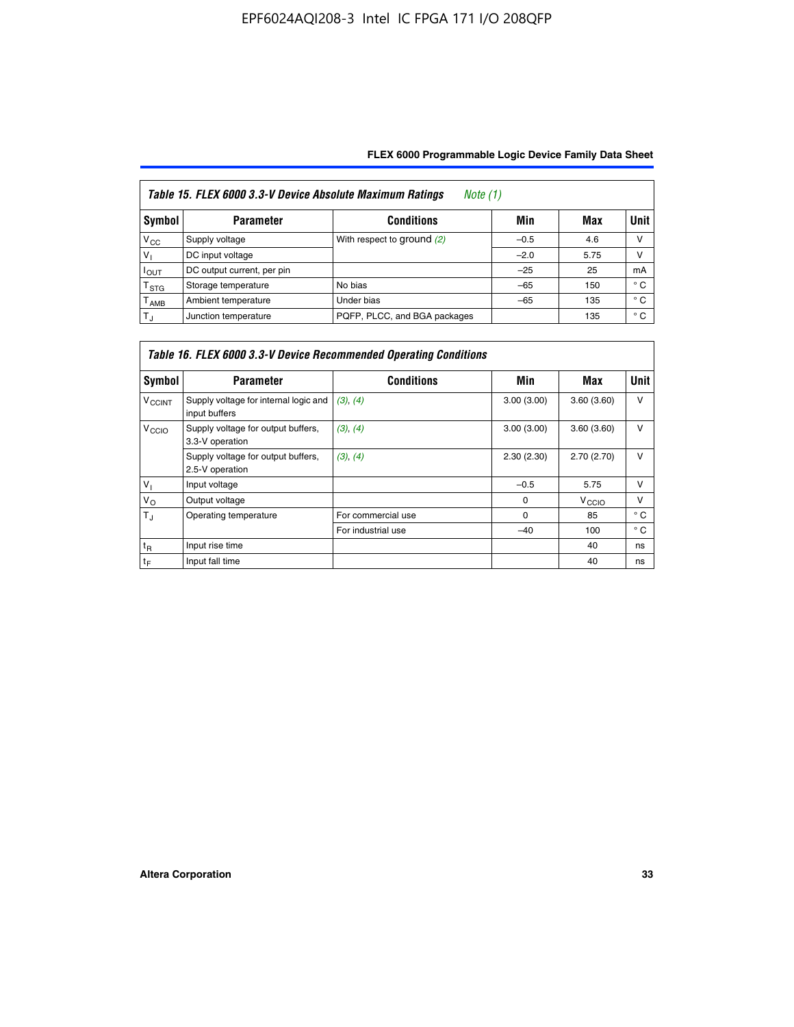**Table 15. FLEX 6000 3.3-V Device Absolute Maximum Ratings** *Note (1)*

| Symbol | Parameter | Conditions | Min | Max | Unit |
|---|---|---|---|---|---|
| $V_{CC}$ | Supply voltage | With respect to ground *(2)* | –0.5 | 4.6 | V |
| $V_I$ | DC input voltage | | –2.0 | 5.75 | V |
| $I_{OUT}$ | DC output current, per pin | | –25 | 25 | mA |
| $T_{STG}$ | Storage temperature | No bias | –65 | 150 | ° C |
| $T_{AMB}$ | Ambient temperature | Under bias | –65 | 135 | ° C |
| $T_J$ | Junction temperature | PQFP, PLCC, and BGA packages | | 135 | ° C |

**Table 16. FLEX 6000 3.3-V Device Recommended Operating Conditions**

| Symbol | Parameter | Conditions | Min | Max | Unit |
|---|---|---|---|---|---|
| $V_{CCINT}$ | Supply voltage for internal logic and input buffers | *(3), (4)* | 3.00 (3.00) | 3.60 (3.60) | V |
| $V_{CCIO}$ | Supply voltage for output buffers, 3.3-V operation | *(3), (4)* | 3.00 (3.00) | 3.60 (3.60) | V |
| | Supply voltage for output buffers, 2.5-V operation | *(3), (4)* | 2.30 (2.30) | 2.70 (2.70) | V |
| $V_I$ | Input voltage | | –0.5 | 5.75 | V |
| $V_O$ | Output voltage | | 0 | $V_{CCIO}$ | V |
| $T_J$ | Operating temperature | For commercial use | 0 | 85 | ° C |
| | | For industrial use | –40 | 100 | ° C |
| $t_R$ | Input rise time | | | 40 | ns |
| $t_F$ | Input fall time | | | 40 | ns |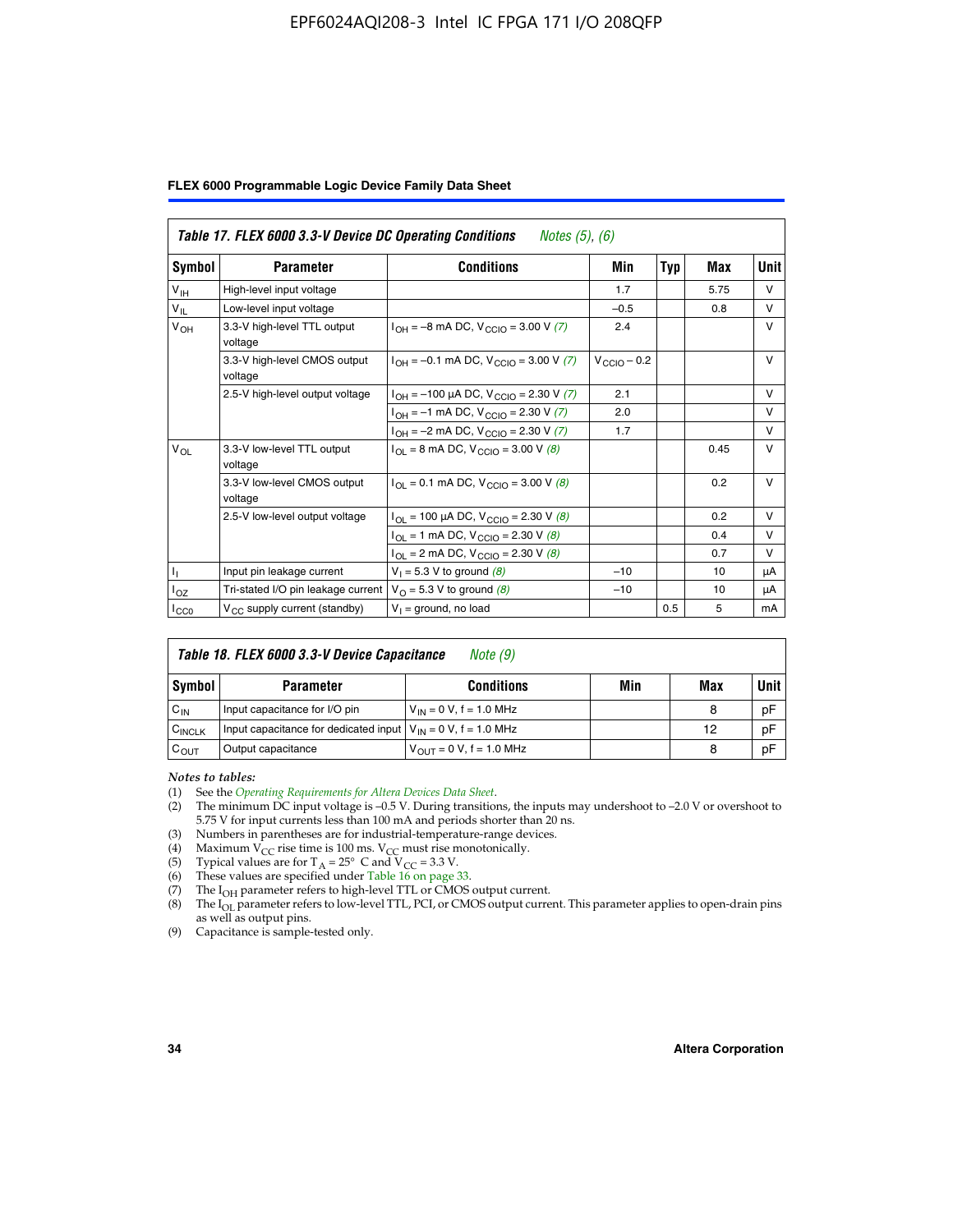| Table 17. FLEX 6000 3.3-V Device DC Operating Conditions *Notes (5), (6)* | | | | | | |
|---|---|---|---|---|---|---|
| **Symbol** | **Parameter** | **Conditions** | **Min** | **Typ** | **Max** | **Unit** |
| $V_{IH}$ | High-level input voltage | | 1.7 | | 5.75 | V |
| $V_{IL}$ | Low-level input voltage | | –0.5 | | 0.8 | V |
| $V_{OH}$ | 3.3-V high-level TTL output voltage | $I_{OH}$ = –8 mA DC, $V_{CCIO}$ = 3.00 V *(7)* | 2.4 | | | V |
| | 3.3-V high-level CMOS output voltage | $I_{OH}$ = –0.1 mA DC, $V_{CCIO}$ = 3.00 V *(7)* | $V_{CCIO}$ – 0.2 | | | V |
| | 2.5-V high-level output voltage | $I_{OH}$ = –100 µA DC, $V_{CCIO}$ = 2.30 V *(7)* | 2.1 | | | V |
| | | $I_{OH}$ = –1 mA DC, $V_{CCIO}$ = 2.30 V *(7)* | 2.0 | | | V |
| | | $I_{OH}$ = –2 mA DC, $V_{CCIO}$ = 2.30 V *(7)* | 1.7 | | | V |
| $V_{OL}$ | 3.3-V low-level TTL output voltage | $I_{OL}$ = 8 mA DC, $V_{CCIO}$ = 3.00 V *(8)* | | | 0.45 | V |
| | 3.3-V low-level CMOS output voltage | $I_{OL}$ = 0.1 mA DC, $V_{CCIO}$ = 3.00 V *(8)* | | | 0.2 | V |
| | 2.5-V low-level output voltage | $I_{OL}$ = 100 µA DC, $V_{CCIO}$ = 2.30 V *(8)* | | | 0.2 | V |
| | | $I_{OL}$ = 1 mA DC, $V_{CCIO}$ = 2.30 V *(8)* | | | 0.4 | V |
| | | $I_{OL}$ = 2 mA DC, $V_{CCIO}$ = 2.30 V *(8)* | | | 0.7 | V |
| $I_I$ | Input pin leakage current | $V_I$ = 5.3 V to ground *(8)* | –10 | | 10 | µA |
| $I_{OZ}$ | Tri-stated I/O pin leakage current | $V_O$ = 5.3 V to ground *(8)* | –10 | | 10 | µA |
| $I_{CC0}$ | $V_{CC}$ supply current (standby) | $V_I$ = ground, no load | | 0.5 | 5 | mA |

| Table 18. FLEX 6000 3.3-V Device Capacitance *Note (9)* | | | | | |
|---|---|---|---|---|---|
| **Symbol** | **Parameter** | **Conditions** | **Min** | **Max** | **Unit** |
| $C_{IN}$ | Input capacitance for I/O pin | $V_{IN}$ = 0 V, f = 1.0 MHz | | 8 | pF |
| $C_{INCLK}$ | Input capacitance for dedicated input | $V_{IN}$ = 0 V, f = 1.0 MHz | | 12 | pF |
| $C_{OUT}$ | Output capacitance | $V_{OUT}$ = 0 V, f = 1.0 MHz | | 8 | pF |

*Notes to tables:*

(1) See the *Operating Requirements for Altera Devices Data Sheet*.
(2) The minimum DC input voltage is –0.5 V. During transitions, the inputs may undershoot to –2.0 V or overshoot to 5.75 V for input currents less than 100 mA and periods shorter than 20 ns.
(3) Numbers in parentheses are for industrial-temperature-range devices.
(4) Maximum $V_{CC}$ rise time is 100 ms. $V_{CC}$ must rise monotonically.
(5) Typical values are for $T_A$ = 25° C and $V_{CC}$ = 3.3 V.
(6) These values are specified under Table 16 on page 33.
(7) The $I_{OH}$ parameter refers to high-level TTL or CMOS output current.
(8) The $I_{OL}$ parameter refers to low-level TTL, PCI, or CMOS output current. This parameter applies to open-drain pins as well as output pins.
(9) Capacitance is sample-tested only.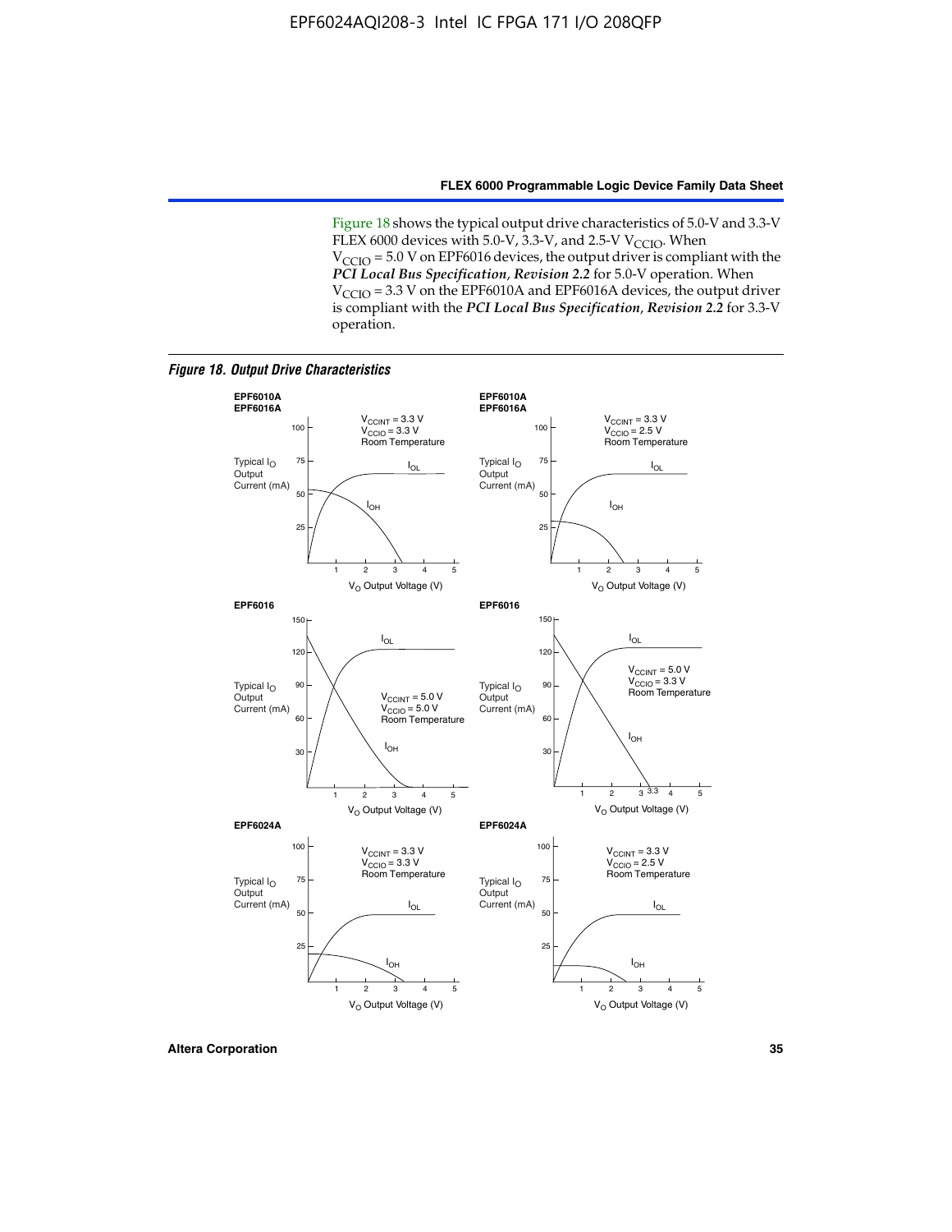Figure 18 shows the typical output drive characteristics of 5.0-V and 3.3-V FLEX 6000 devices with 5.0-V, 3.3-V, and 2.5-V $V_{CCIO}$. When $V_{CCIO}$ = 5.0 V on EPF6016 devices, the output driver is compliant with the ***PCI Local Bus Specification*, *Revision 2.2*** for 5.0-V operation. When $V_{CCIO}$ = 3.3 V on the EPF6010A and EPF6016A devices, the output driver is compliant with the ***PCI Local Bus Specification*, *Revision 2.2*** for 3.3-V operation.

***Figure 18. Output Drive Characteristics***

**EPF6010A / EPF6016A** — $V_{CCINT}$ = 3.3 V, $V_{CCIO}$ = 3.3 V, Room Temperature. Axes: Typical $I_O$ Output Current (mA) (0–100) vs. $V_O$ Output Voltage (V) (1–5). Curves: $I_{OL}$, $I_{OH}$.

**EPF6010A / EPF6016A** — $V_{CCINT}$ = 3.3 V, $V_{CCIO}$ = 2.5 V, Room Temperature. Axes: Typical $I_O$ Output Current (mA) (0–100) vs. $V_O$ Output Voltage (V) (1–5). Curves: $I_{OL}$, $I_{OH}$.

**EPF6016** — $V_{CCINT}$ = 5.0 V, $V_{CCIO}$ = 5.0 V, Room Temperature. Axes: Typical $I_O$ Output Current (mA) (0–150) vs. $V_O$ Output Voltage (V) (1–5). Curves: $I_{OL}$, $I_{OH}$.

**EPF6016** — $V_{CCINT}$ = 5.0 V, $V_{CCIO}$ = 3.3 V, Room Temperature. Axes: Typical $I_O$ Output Current (mA) (0–150) vs. $V_O$ Output Voltage (V) (1–5, 3.3 marked). Curves: $I_{OL}$, $I_{OH}$.

**EPF6024A** — $V_{CCINT}$ = 3.3 V, $V_{CCIO}$ = 3.3 V, Room Temperature. Axes: Typical $I_O$ Output Current (mA) (0–100) vs. $V_O$ Output Voltage (V) (1–5). Curves: $I_{OL}$, $I_{OH}$.

**EPF6024A** — $V_{CCINT}$ = 3.3 V, $V_{CCIO}$ = 2.5 V, Room Temperature. Axes: Typical $I_O$ Output Current (mA) (0–100) vs. $V_O$ Output Voltage (V) (1–5). Curves: $I_{OL}$, $I_{OH}$.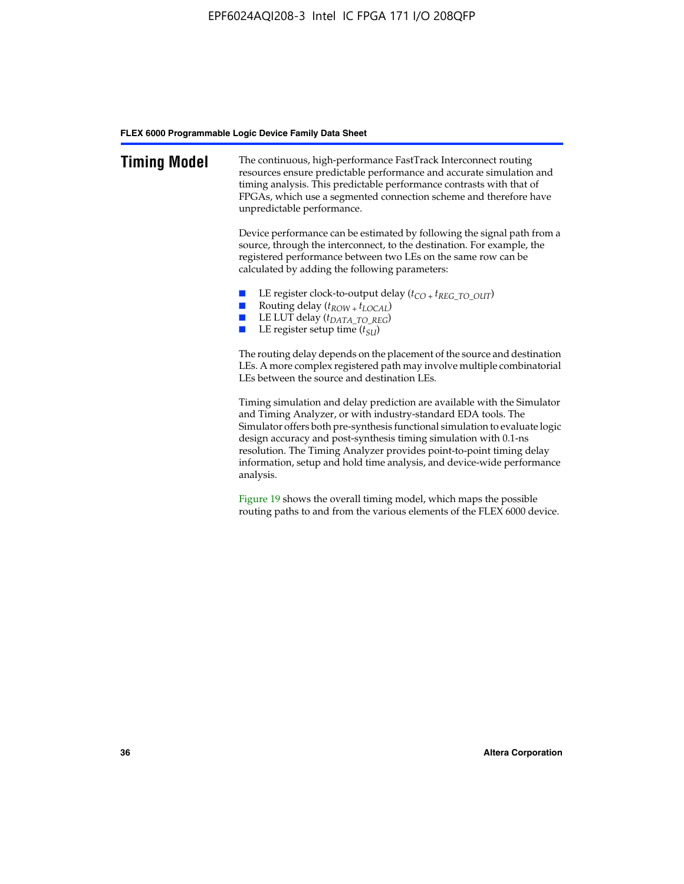## Timing Model

The continuous, high-performance FastTrack Interconnect routing resources ensure predictable performance and accurate simulation and timing analysis. This predictable performance contrasts with that of FPGAs, which use a segmented connection scheme and therefore have unpredictable performance.

Device performance can be estimated by following the signal path from a source, through the interconnect, to the destination. For example, the registered performance between two LEs on the same row can be calculated by adding the following parameters:

- LE register clock-to-output delay ($t_{CO} + t_{REG\_TO\_OUT}$)
- Routing delay ($t_{ROW} + t_{LOCAL}$)
- LE LUT delay ($t_{DATA\_TO\_REG}$)
- LE register setup time ($t_{SU}$)

The routing delay depends on the placement of the source and destination LEs. A more complex registered path may involve multiple combinatorial LEs between the source and destination LEs.

Timing simulation and delay prediction are available with the Simulator and Timing Analyzer, or with industry-standard EDA tools. The Simulator offers both pre-synthesis functional simulation to evaluate logic design accuracy and post-synthesis timing simulation with 0.1-ns resolution. The Timing Analyzer provides point-to-point timing delay information, setup and hold time analysis, and device-wide performance analysis.

Figure 19 shows the overall timing model, which maps the possible routing paths to and from the various elements of the FLEX 6000 device.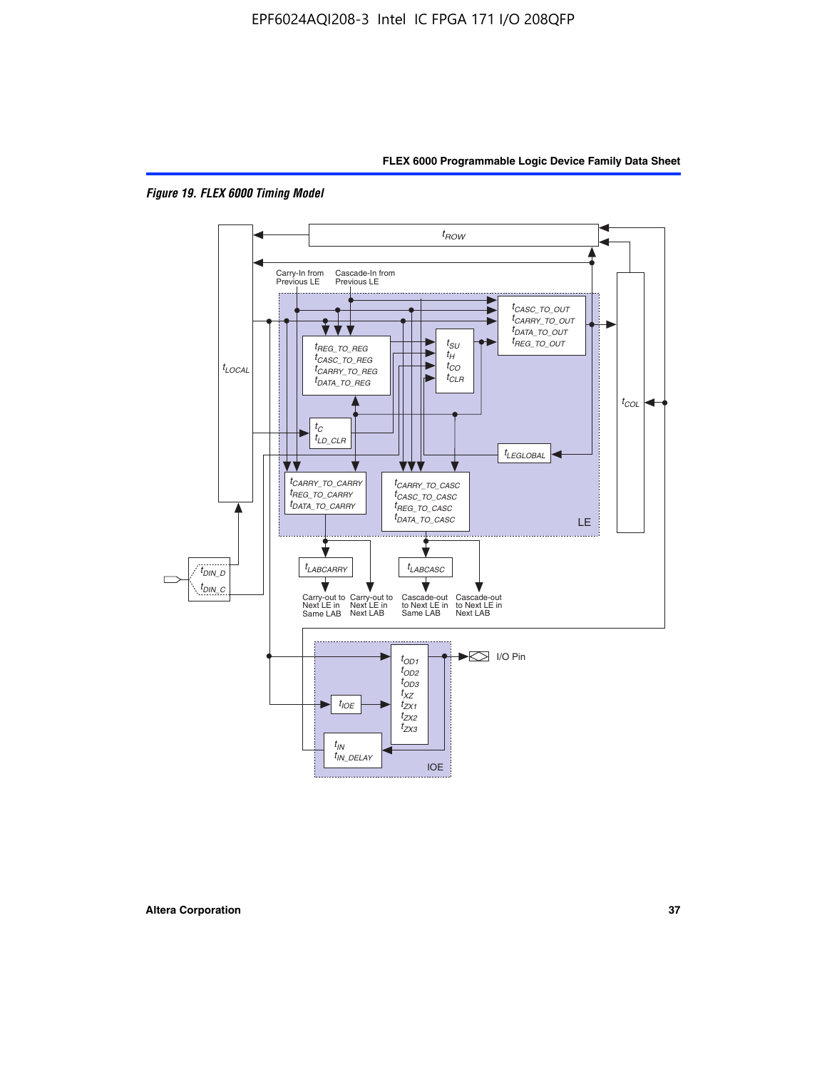*Figure 19. FLEX 6000 Timing Model*

$t_{ROW}$

Carry-In from Previous LE

Cascade-In from Previous LE

$t_{CASC\_TO\_OUT}$
$t_{CARRY\_TO\_OUT}$
$t_{DATA\_TO\_OUT}$
$t_{REG\_TO\_OUT}$

$t_{REG\_TO\_REG}$
$t_{CASC\_TO\_REG}$
$t_{CARRY\_TO\_REG}$
$t_{DATA\_TO\_REG}$

$t_{SU}$
$t_{H}$
$t_{CO}$
$t_{CLR}$

$t_{LOCAL}$

$t_{C}$
$t_{LD\_CLR}$

$t_{LEGLOBAL}$

$t_{COL}$

$t_{CARRY\_TO\_CARRY}$
$t_{REG\_TO\_CARRY}$
$t_{DATA\_TO\_CARRY}$

$t_{CARRY\_TO\_CASC}$
$t_{CASC\_TO\_CASC}$
$t_{REG\_TO\_CASC}$
$t_{DATA\_TO\_CASC}$

LE

$t_{DIN\_D}$
$t_{DIN\_C}$

$t_{LABCARRY}$

$t_{LABCASC}$

Carry-out to Next LE in Same LAB

Carry-out to Next LE in Next LAB

Cascade-out to Next LE in Same LAB

Cascade-out to Next LE in Next LAB

$t_{OD1}$
$t_{OD2}$
$t_{OD3}$
$t_{XZ}$
$t_{ZX1}$
$t_{ZX2}$
$t_{ZX3}$

I/O Pin

$t_{IOE}$

$t_{IN}$
$t_{IN\_DELAY}$

IOE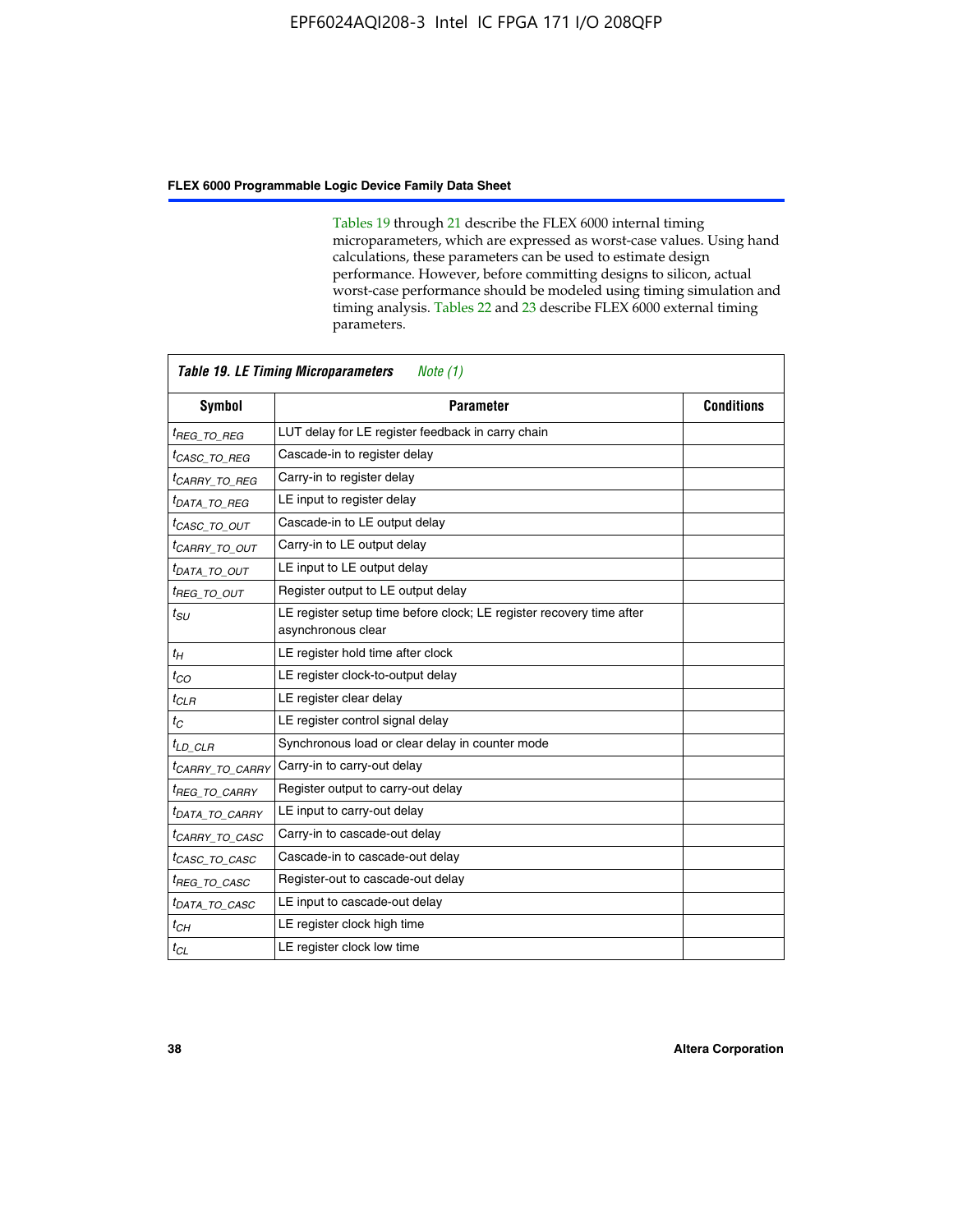Tables 19 through 21 describe the FLEX 6000 internal timing microparameters, which are expressed as worst-case values. Using hand calculations, these parameters can be used to estimate design performance. However, before committing designs to silicon, actual worst-case performance should be modeled using timing simulation and timing analysis. Tables 22 and 23 describe FLEX 6000 external timing parameters.

**Table 19. LE Timing Microparameters** *Note (1)*

| Symbol | Parameter | Conditions |
|---|---|---|
| $t_{REG\_TO\_REG}$ | LUT delay for LE register feedback in carry chain | |
| $t_{CASC\_TO\_REG}$ | Cascade-in to register delay | |
| $t_{CARRY\_TO\_REG}$ | Carry-in to register delay | |
| $t_{DATA\_TO\_REG}$ | LE input to register delay | |
| $t_{CASC\_TO\_OUT}$ | Cascade-in to LE output delay | |
| $t_{CARRY\_TO\_OUT}$ | Carry-in to LE output delay | |
| $t_{DATA\_TO\_OUT}$ | LE input to LE output delay | |
| $t_{REG\_TO\_OUT}$ | Register output to LE output delay | |
| $t_{SU}$ | LE register setup time before clock; LE register recovery time after asynchronous clear | |
| $t_{H}$ | LE register hold time after clock | |
| $t_{CO}$ | LE register clock-to-output delay | |
| $t_{CLR}$ | LE register clear delay | |
| $t_{C}$ | LE register control signal delay | |
| $t_{LD\_CLR}$ | Synchronous load or clear delay in counter mode | |
| $t_{CARRY\_TO\_CARRY}$ | Carry-in to carry-out delay | |
| $t_{REG\_TO\_CARRY}$ | Register output to carry-out delay | |
| $t_{DATA\_TO\_CARRY}$ | LE input to carry-out delay | |
| $t_{CARRY\_TO\_CASC}$ | Carry-in to cascade-out delay | |
| $t_{CASC\_TO\_CASC}$ | Cascade-in to cascade-out delay | |
| $t_{REG\_TO\_CASC}$ | Register-out to cascade-out delay | |
| $t_{DATA\_TO\_CASC}$ | LE input to cascade-out delay | |
| $t_{CH}$ | LE register clock high time | |
| $t_{CL}$ | LE register clock low time | |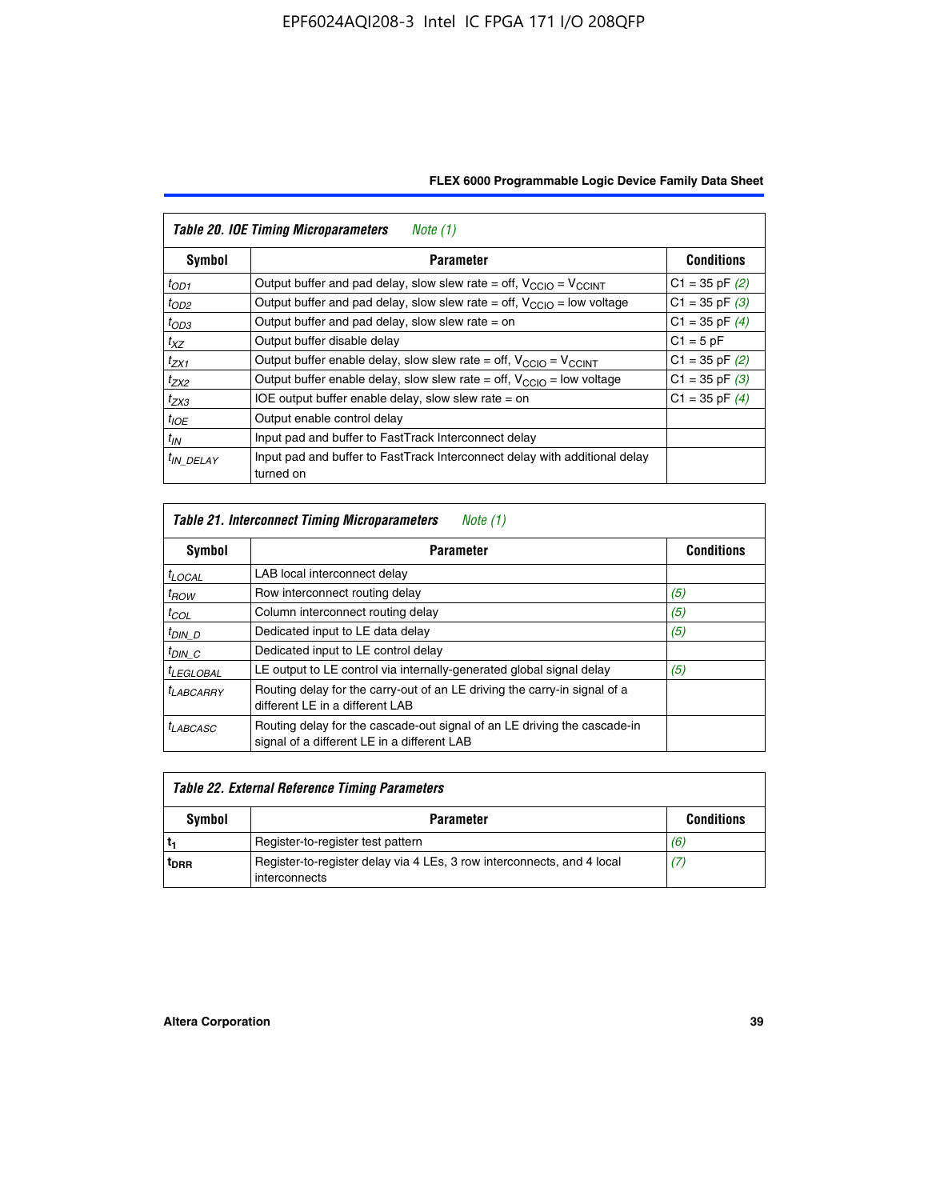*Table 20. IOE Timing Microparameters* *Note (1)*

| Symbol | Parameter | Conditions |
|---|---|---|
| $t_{OD1}$ | Output buffer and pad delay, slow slew rate = off, $V_{CCIO}$ = $V_{CCINT}$ | C1 = 35 pF *(2)* |
| $t_{OD2}$ | Output buffer and pad delay, slow slew rate = off, $V_{CCIO}$ = low voltage | C1 = 35 pF *(3)* |
| $t_{OD3}$ | Output buffer and pad delay, slow slew rate = on | C1 = 35 pF *(4)* |
| $t_{XZ}$ | Output buffer disable delay | C1 = 5 pF |
| $t_{ZX1}$ | Output buffer enable delay, slow slew rate = off, $V_{CCIO}$ = $V_{CCINT}$ | C1 = 35 pF *(2)* |
| $t_{ZX2}$ | Output buffer enable delay, slow slew rate = off, $V_{CCIO}$ = low voltage | C1 = 35 pF *(3)* |
| $t_{ZX3}$ | IOE output buffer enable delay, slow slew rate = on | C1 = 35 pF *(4)* |
| $t_{IOE}$ | Output enable control delay | |
| $t_{IN}$ | Input pad and buffer to FastTrack Interconnect delay | |
| $t_{IN\_DELAY}$ | Input pad and buffer to FastTrack Interconnect delay with additional delay turned on | |

*Table 21. Interconnect Timing Microparameters* *Note (1)*

| Symbol | Parameter | Conditions |
|---|---|---|
| $t_{LOCAL}$ | LAB local interconnect delay | |
| $t_{ROW}$ | Row interconnect routing delay | *(5)* |
| $t_{COL}$ | Column interconnect routing delay | *(5)* |
| $t_{DIN\_D}$ | Dedicated input to LE data delay | *(5)* |
| $t_{DIN\_C}$ | Dedicated input to LE control delay | |
| $t_{LEGLOBAL}$ | LE output to LE control via internally-generated global signal delay | *(5)* |
| $t_{LABCARRY}$ | Routing delay for the carry-out of an LE driving the carry-in signal of a different LE in a different LAB | |
| $t_{LABCASC}$ | Routing delay for the cascade-out signal of an LE driving the cascade-in signal of a different LE in a different LAB | |

*Table 22. External Reference Timing Parameters*

| Symbol | Parameter | Conditions |
|---|---|---|
| $t_1$ | Register-to-register test pattern | *(6)* |
| $t_{DRR}$ | Register-to-register delay via 4 LEs, 3 row interconnects, and 4 local interconnects | *(7)* |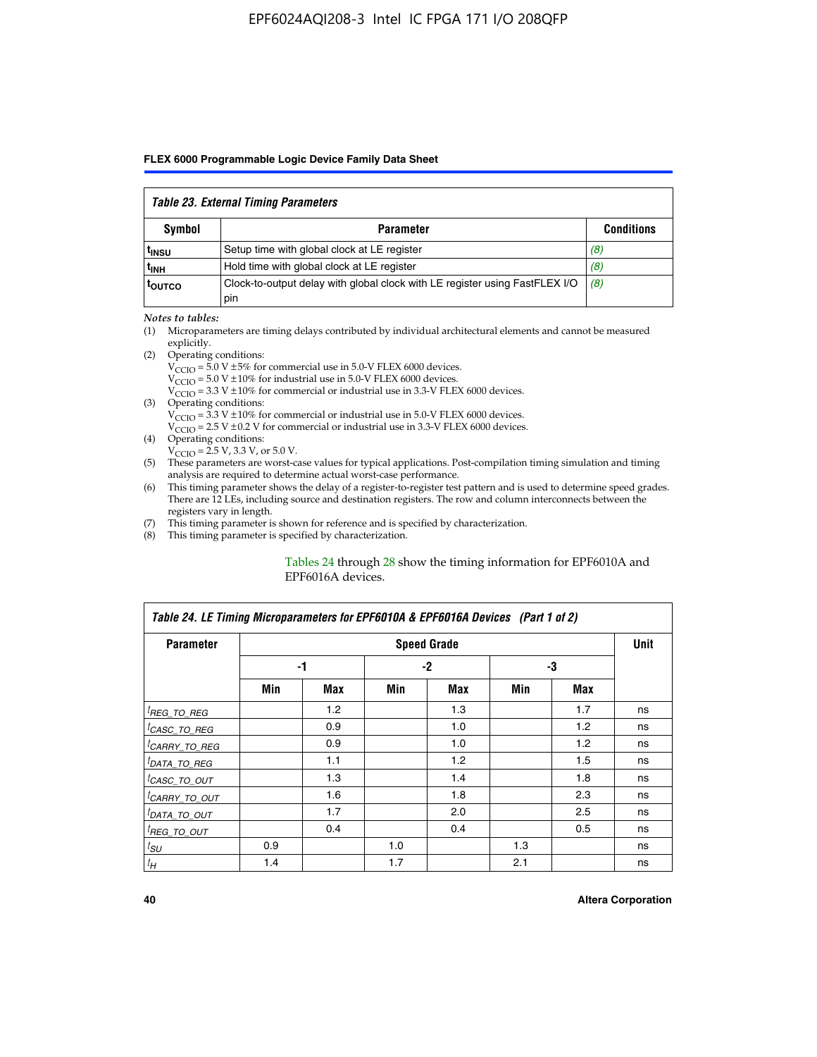**Table 23. External Timing Parameters**

| Symbol | Parameter | Conditions |
|---|---|---|
| $t_{INSU}$ | Setup time with global clock at LE register | *(8)* |
| $t_{INH}$ | Hold time with global clock at LE register | *(8)* |
| $t_{OUTCO}$ | Clock-to-output delay with global clock with LE register using FastFLEX I/O pin | *(8)* |

*Notes to tables:*

(1) Microparameters are timing delays contributed by individual architectural elements and cannot be measured explicitly.

(2) Operating conditions:
$V_{CCIO}$ = 5.0 V ±5% for commercial use in 5.0-V FLEX 6000 devices.
$V_{CCIO}$ = 5.0 V ±10% for industrial use in 5.0-V FLEX 6000 devices.
$V_{CCIO}$ = 3.3 V ±10% for commercial or industrial use in 3.3-V FLEX 6000 devices.

(3) Operating conditions:
$V_{CCIO}$ = 3.3 V ±10% for commercial or industrial use in 5.0-V FLEX 6000 devices.
$V_{CCIO}$ = 2.5 V ±0.2 V for commercial or industrial use in 3.3-V FLEX 6000 devices.

(4) Operating conditions:
$V_{CCIO}$ = 2.5 V, 3.3 V, or 5.0 V.

(5) These parameters are worst-case values for typical applications. Post-compilation timing simulation and timing analysis are required to determine actual worst-case performance.

(6) This timing parameter shows the delay of a register-to-register test pattern and is used to determine speed grades. There are 12 LEs, including source and destination registers. The row and column interconnects between the registers vary in length.

(7) This timing parameter is shown for reference and is specified by characterization.

(8) This timing parameter is specified by characterization.

Tables 24 through 28 show the timing information for EPF6010A and EPF6016A devices.

**Table 24. LE Timing Microparameters for EPF6010A & EPF6016A Devices (Part 1 of 2)**

| Parameter | Speed Grade | | | | | | Unit |
|---|---|---|---|---|---|---|---|
| | -1 | | -2 | | -3 | | |
| | Min | Max | Min | Max | Min | Max | |
| $t_{REG\_TO\_REG}$ | | 1.2 | | 1.3 | | 1.7 | ns |
| $t_{CASC\_TO\_REG}$ | | 0.9 | | 1.0 | | 1.2 | ns |
| $t_{CARRY\_TO\_REG}$ | | 0.9 | | 1.0 | | 1.2 | ns |
| $t_{DATA\_TO\_REG}$ | | 1.1 | | 1.2 | | 1.5 | ns |
| $t_{CASC\_TO\_OUT}$ | | 1.3 | | 1.4 | | 1.8 | ns |
| $t_{CARRY\_TO\_OUT}$ | | 1.6 | | 1.8 | | 2.3 | ns |
| $t_{DATA\_TO\_OUT}$ | | 1.7 | | 2.0 | | 2.5 | ns |
| $t_{REG\_TO\_OUT}$ | | 0.4 | | 0.4 | | 0.5 | ns |
| $t_{SU}$ | 0.9 | | 1.0 | | 1.3 | | ns |
| $t_{H}$ | 1.4 | | 1.7 | | 2.1 | | ns |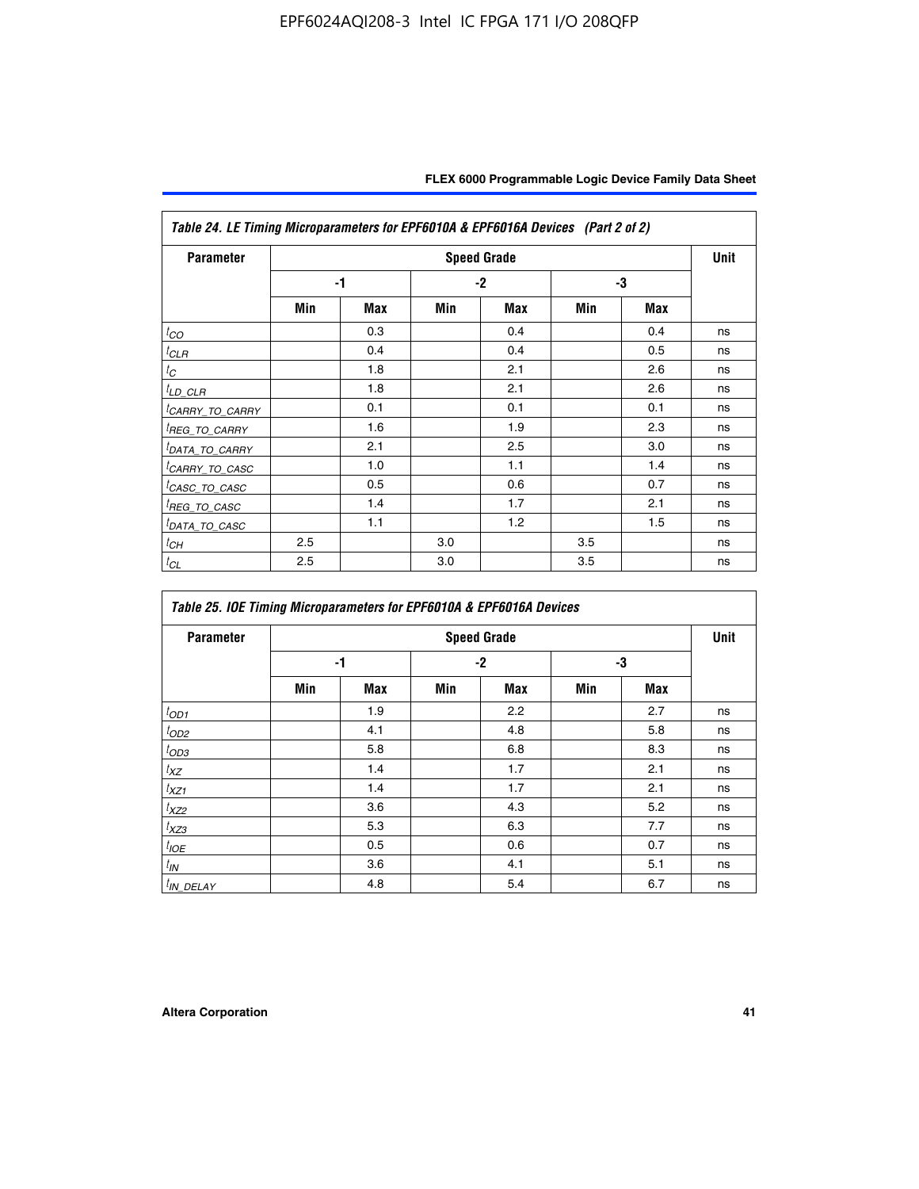| Table 24. LE Timing Microparameters for EPF6010A & EPF6016A Devices (Part 2 of 2) | | | | | | | |
|---|---|---|---|---|---|---|---|
| Parameter | Speed Grade | | | | | | Unit |
| | -1 | | -2 | | -3 | | |
| | Min | Max | Min | Max | Min | Max | |
| $t_{CO}$ | | 0.3 | | 0.4 | | 0.4 | ns |
| $t_{CLR}$ | | 0.4 | | 0.4 | | 0.5 | ns |
| $t_{C}$ | | 1.8 | | 2.1 | | 2.6 | ns |
| $t_{LD\_CLR}$ | | 1.8 | | 2.1 | | 2.6 | ns |
| $t_{CARRY\_TO\_CARRY}$ | | 0.1 | | 0.1 | | 0.1 | ns |
| $t_{REG\_TO\_CARRY}$ | | 1.6 | | 1.9 | | 2.3 | ns |
| $t_{DATA\_TO\_CARRY}$ | | 2.1 | | 2.5 | | 3.0 | ns |
| $t_{CARRY\_TO\_CASC}$ | | 1.0 | | 1.1 | | 1.4 | ns |
| $t_{CASC\_TO\_CASC}$ | | 0.5 | | 0.6 | | 0.7 | ns |
| $t_{REG\_TO\_CASC}$ | | 1.4 | | 1.7 | | 2.1 | ns |
| $t_{DATA\_TO\_CASC}$ | | 1.1 | | 1.2 | | 1.5 | ns |
| $t_{CH}$ | 2.5 | | 3.0 | | 3.5 | | ns |
| $t_{CL}$ | 2.5 | | 3.0 | | 3.5 | | ns |

| Table 25. IOE Timing Microparameters for EPF6010A & EPF6016A Devices | | | | | | | |
|---|---|---|---|---|---|---|---|
| Parameter | Speed Grade | | | | | | Unit |
| | -1 | | -2 | | -3 | | |
| | Min | Max | Min | Max | Min | Max | |
| $t_{OD1}$ | | 1.9 | | 2.2 | | 2.7 | ns |
| $t_{OD2}$ | | 4.1 | | 4.8 | | 5.8 | ns |
| $t_{OD3}$ | | 5.8 | | 6.8 | | 8.3 | ns |
| $t_{XZ}$ | | 1.4 | | 1.7 | | 2.1 | ns |
| $t_{XZ1}$ | | 1.4 | | 1.7 | | 2.1 | ns |
| $t_{XZ2}$ | | 3.6 | | 4.3 | | 5.2 | ns |
| $t_{XZ3}$ | | 5.3 | | 6.3 | | 7.7 | ns |
| $t_{IOE}$ | | 0.5 | | 0.6 | | 0.7 | ns |
| $t_{IN}$ | | 3.6 | | 4.1 | | 5.1 | ns |
| $t_{IN\_DELAY}$ | | 4.8 | | 5.4 | | 6.7 | ns |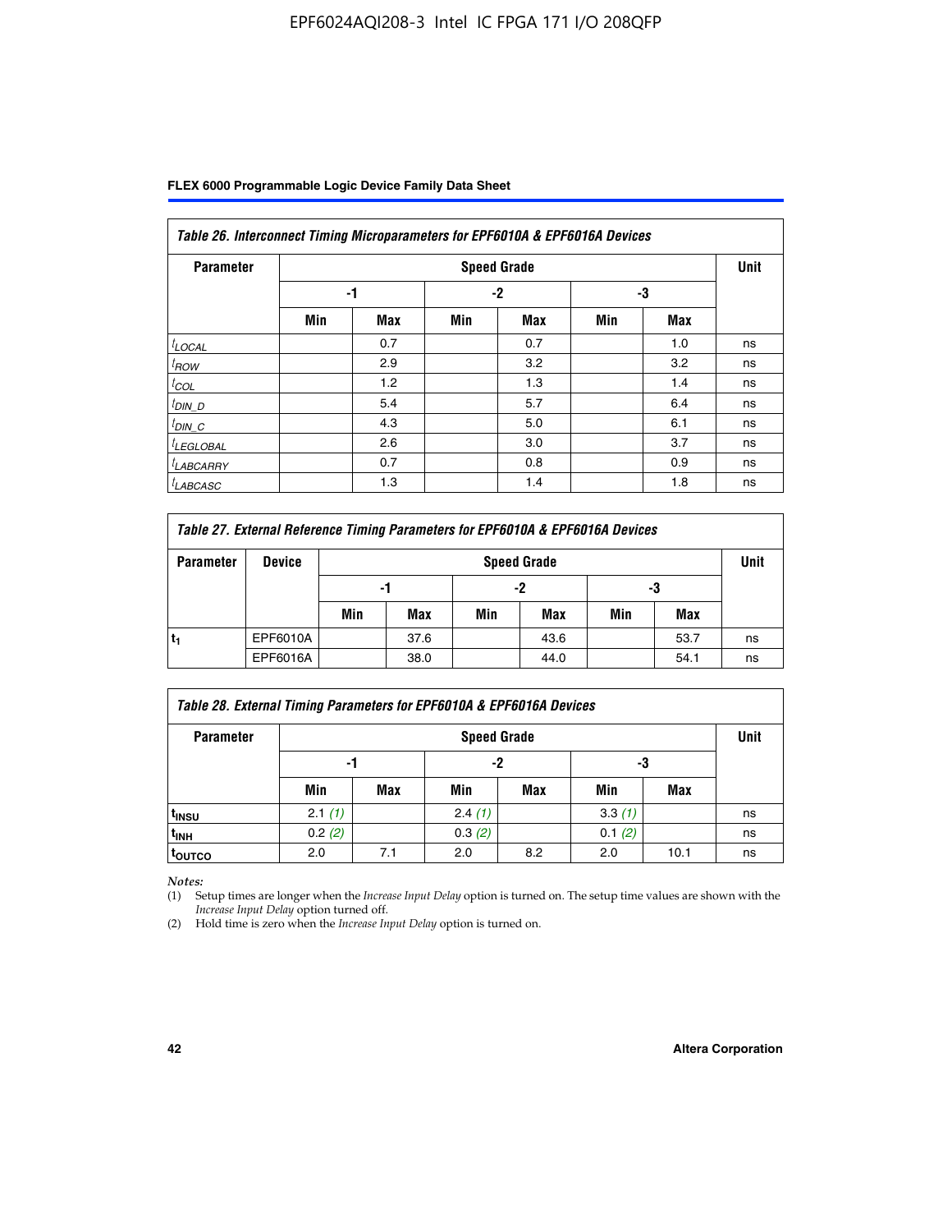| Table 26. Interconnect Timing Microparameters for EPF6010A & EPF6016A Devices | | | | | | | |
|---|---|---|---|---|---|---|---|
| Parameter | Speed Grade | | | | | | Unit |
| | -1 | | -2 | | -3 | | |
| | Min | Max | Min | Max | Min | Max | |
| $t_{LOCAL}$ | | 0.7 | | 0.7 | | 1.0 | ns |
| $t_{ROW}$ | | 2.9 | | 3.2 | | 3.2 | ns |
| $t_{COL}$ | | 1.2 | | 1.3 | | 1.4 | ns |
| $t_{DIN\_D}$ | | 5.4 | | 5.7 | | 6.4 | ns |
| $t_{DIN\_C}$ | | 4.3 | | 5.0 | | 6.1 | ns |
| $t_{LEGLOBAL}$ | | 2.6 | | 3.0 | | 3.7 | ns |
| $t_{LABCARRY}$ | | 0.7 | | 0.8 | | 0.9 | ns |
| $t_{LABCASC}$ | | 1.3 | | 1.4 | | 1.8 | ns |

| Table 27. External Reference Timing Parameters for EPF6010A & EPF6016A Devices | | | | | | | | |
|---|---|---|---|---|---|---|---|---|
| Parameter | Device | Speed Grade | | | | | | Unit |
| | | -1 | | -2 | | -3 | | |
| | | Min | Max | Min | Max | Min | Max | |
| $t_1$ | EPF6010A | | 37.6 | | 43.6 | | 53.7 | ns |
| | EPF6016A | | 38.0 | | 44.0 | | 54.1 | ns |

| Table 28. External Timing Parameters for EPF6010A & EPF6016A Devices | | | | | | | |
|---|---|---|---|---|---|---|---|
| Parameter | Speed Grade | | | | | | Unit |
| | -1 | | -2 | | -3 | | |
| | Min | Max | Min | Max | Min | Max | |
| $t_{INSU}$ | 2.1 *(1)* | | 2.4 *(1)* | | 3.3 *(1)* | | ns |
| $t_{INH}$ | 0.2 *(2)* | | 0.3 *(2)* | | 0.1 *(2)* | | ns |
| $t_{OUTCO}$ | 2.0 | 7.1 | 2.0 | 8.2 | 2.0 | 10.1 | ns |

*Notes:*

(1) Setup times are longer when the *Increase Input Delay* option is turned on. The setup time values are shown with the *Increase Input Delay* option turned off.

(2) Hold time is zero when the *Increase Input Delay* option is turned on.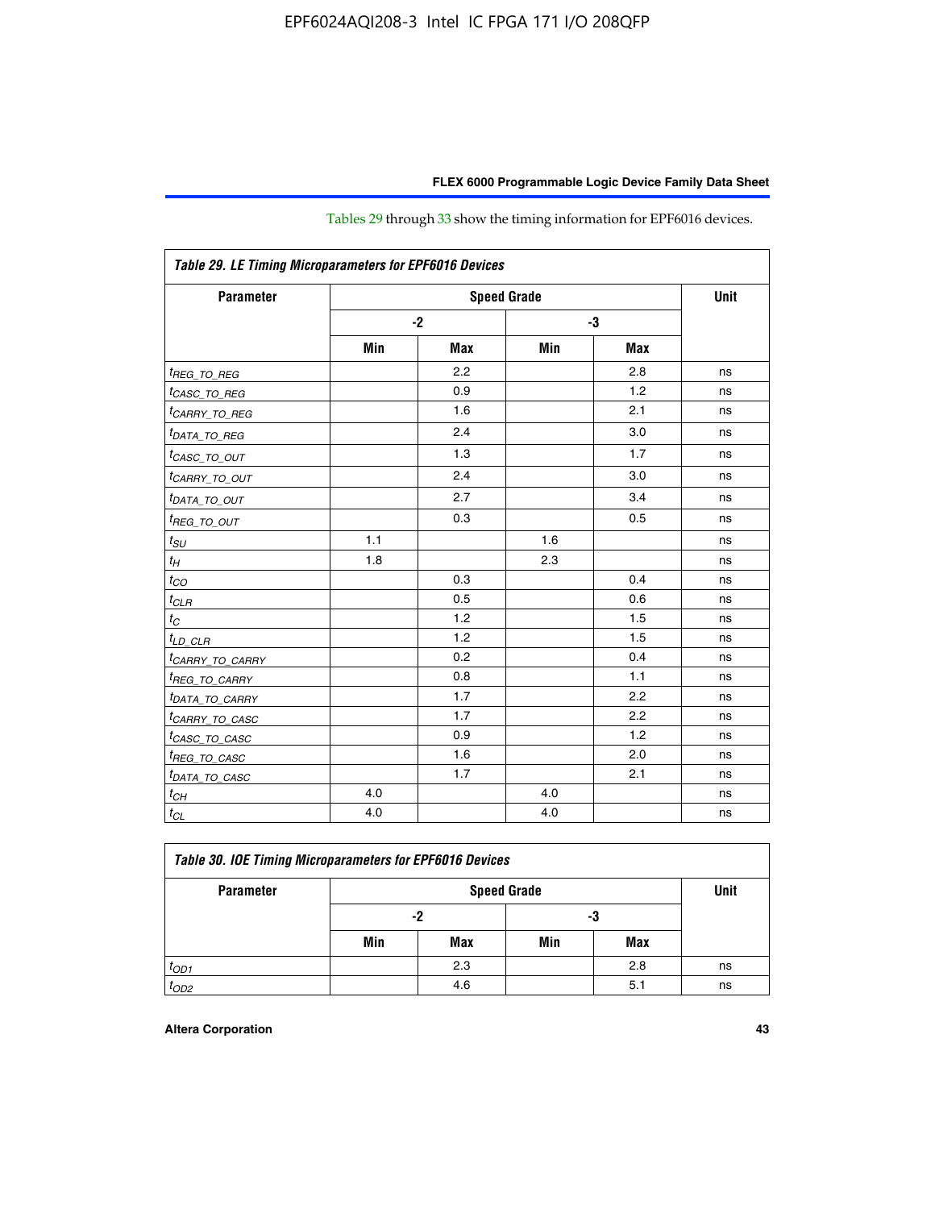Tables 29 through 33 show the timing information for EPF6016 devices.

| Table 29. LE Timing Microparameters for EPF6016 Devices | | | | | |
|---|---|---|---|---|---|
| Parameter | Speed Grade | | | | Unit |
| | -2 | | -3 | | |
| | Min | Max | Min | Max | |
| $t_{REG\_TO\_REG}$ | | 2.2 | | 2.8 | ns |
| $t_{CASC\_TO\_REG}$ | | 0.9 | | 1.2 | ns |
| $t_{CARRY\_TO\_REG}$ | | 1.6 | | 2.1 | ns |
| $t_{DATA\_TO\_REG}$ | | 2.4 | | 3.0 | ns |
| $t_{CASC\_TO\_OUT}$ | | 1.3 | | 1.7 | ns |
| $t_{CARRY\_TO\_OUT}$ | | 2.4 | | 3.0 | ns |
| $t_{DATA\_TO\_OUT}$ | | 2.7 | | 3.4 | ns |
| $t_{REG\_TO\_OUT}$ | | 0.3 | | 0.5 | ns |
| $t_{SU}$ | 1.1 | | 1.6 | | ns |
| $t_H$ | 1.8 | | 2.3 | | ns |
| $t_{CO}$ | | 0.3 | | 0.4 | ns |
| $t_{CLR}$ | | 0.5 | | 0.6 | ns |
| $t_C$ | | 1.2 | | 1.5 | ns |
| $t_{LD\_CLR}$ | | 1.2 | | 1.5 | ns |
| $t_{CARRY\_TO\_CARRY}$ | | 0.2 | | 0.4 | ns |
| $t_{REG\_TO\_CARRY}$ | | 0.8 | | 1.1 | ns |
| $t_{DATA\_TO\_CARRY}$ | | 1.7 | | 2.2 | ns |
| $t_{CARRY\_TO\_CASC}$ | | 1.7 | | 2.2 | ns |
| $t_{CASC\_TO\_CASC}$ | | 0.9 | | 1.2 | ns |
| $t_{REG\_TO\_CASC}$ | | 1.6 | | 2.0 | ns |
| $t_{DATA\_TO\_CASC}$ | | 1.7 | | 2.1 | ns |
| $t_{CH}$ | 4.0 | | 4.0 | | ns |
| $t_{CL}$ | 4.0 | | 4.0 | | ns |

| Table 30. IOE Timing Microparameters for EPF6016 Devices | | | | | |
|---|---|---|---|---|---|
| Parameter | Speed Grade | | | | Unit |
| | -2 | | -3 | | |
| | Min | Max | Min | Max | |
| $t_{OD1}$ | | 2.3 | | 2.8 | ns |
| $t_{OD2}$ | | 4.6 | | 5.1 | ns |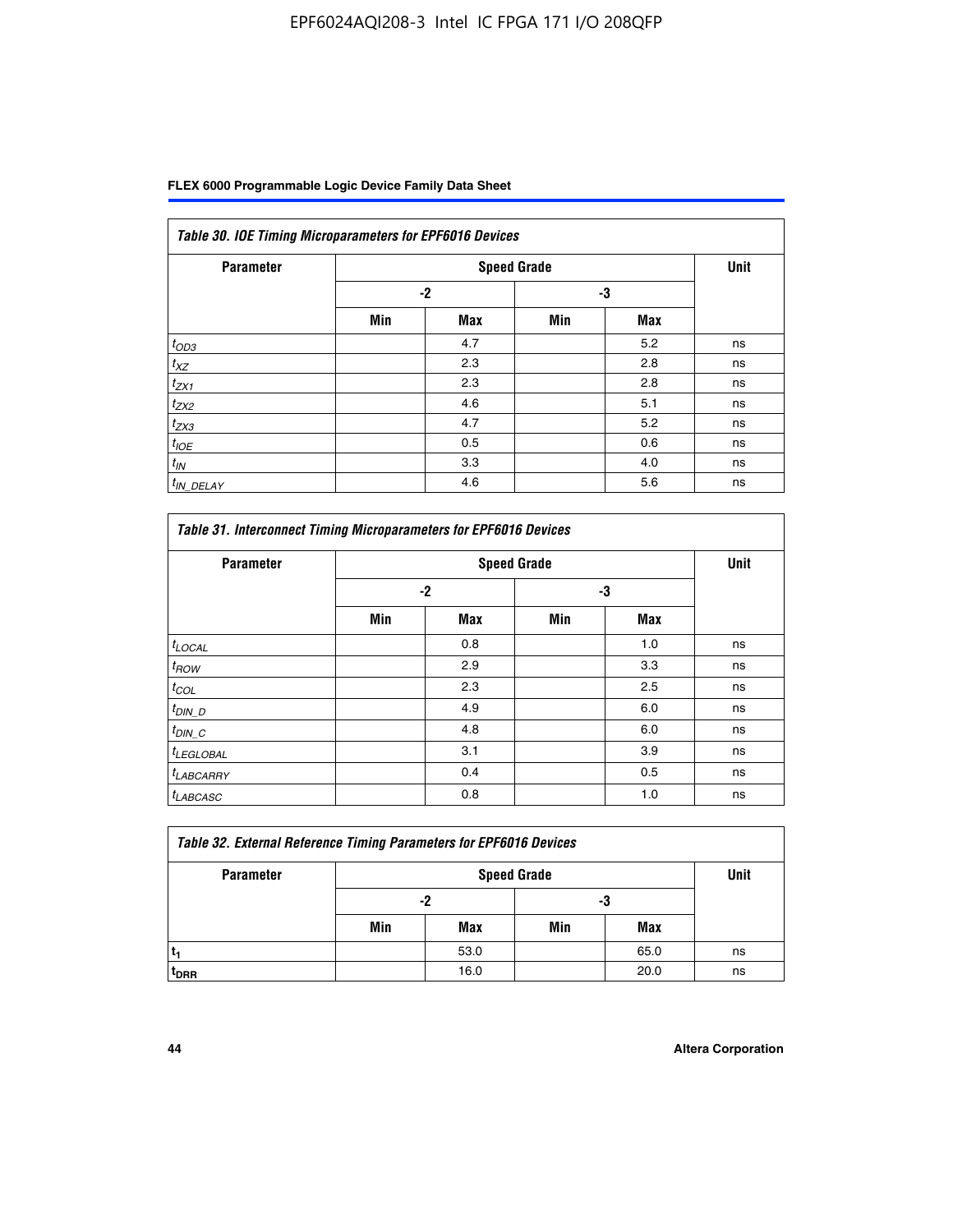| *Table 30. IOE Timing Microparameters for EPF6016 Devices* | | | | | |
|---|---|---|---|---|---|
| **Parameter** | **Speed Grade** | | | | **Unit** |
| | **-2** | | **-3** | | |
| | **Min** | **Max** | **Min** | **Max** | |
| $t_{OD3}$ | | 4.7 | | 5.2 | ns |
| $t_{XZ}$ | | 2.3 | | 2.8 | ns |
| $t_{ZX1}$ | | 2.3 | | 2.8 | ns |
| $t_{ZX2}$ | | 4.6 | | 5.1 | ns |
| $t_{ZX3}$ | | 4.7 | | 5.2 | ns |
| $t_{IOE}$ | | 0.5 | | 0.6 | ns |
| $t_{IN}$ | | 3.3 | | 4.0 | ns |
| $t_{IN\_DELAY}$ | | 4.6 | | 5.6 | ns |

| *Table 31. Interconnect Timing Microparameters for EPF6016 Devices* | | | | | |
|---|---|---|---|---|---|
| **Parameter** | **Speed Grade** | | | | **Unit** |
| | **-2** | | **-3** | | |
| | **Min** | **Max** | **Min** | **Max** | |
| $t_{LOCAL}$ | | 0.8 | | 1.0 | ns |
| $t_{ROW}$ | | 2.9 | | 3.3 | ns |
| $t_{COL}$ | | 2.3 | | 2.5 | ns |
| $t_{DIN\_D}$ | | 4.9 | | 6.0 | ns |
| $t_{DIN\_C}$ | | 4.8 | | 6.0 | ns |
| $t_{LEGLOBAL}$ | | 3.1 | | 3.9 | ns |
| $t_{LABCARRY}$ | | 0.4 | | 0.5 | ns |
| $t_{LABCASC}$ | | 0.8 | | 1.0 | ns |

| *Table 32. External Reference Timing Parameters for EPF6016 Devices* | | | | | |
|---|---|---|---|---|---|
| **Parameter** | **Speed Grade** | | | | **Unit** |
| | **-2** | | **-3** | | |
| | **Min** | **Max** | **Min** | **Max** | |
| $t_1$ | | 53.0 | | 65.0 | ns |
| $t_{DRR}$ | | 16.0 | | 20.0 | ns |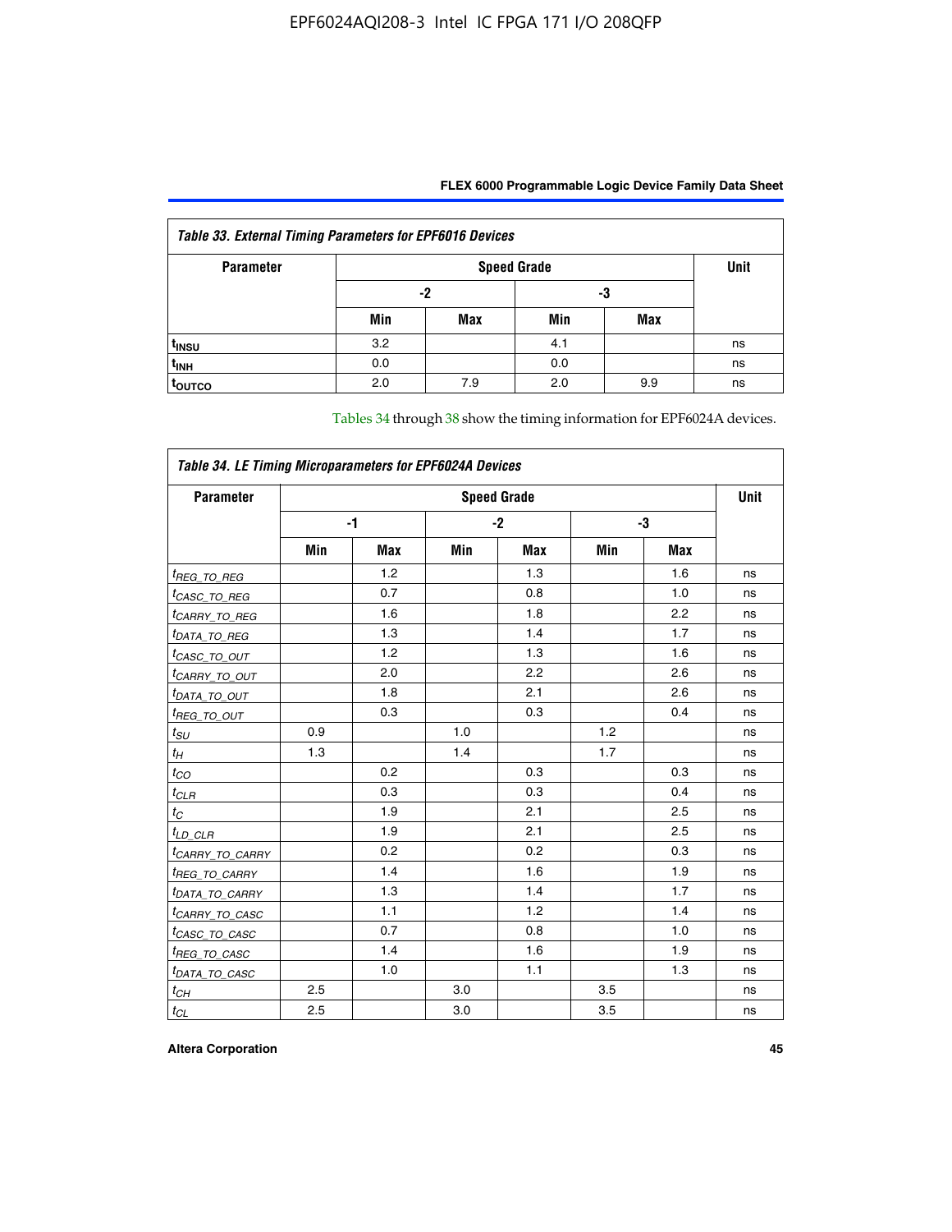**Table 33. External Timing Parameters for EPF6016 Devices**

| Parameter | Speed Grade | | | | Unit |
|---|---|---|---|---|---|
| | -2 | | -3 | | |
| | Min | Max | Min | Max | |
| $t_{INSU}$ | 3.2 | | 4.1 | | ns |
| $t_{INH}$ | 0.0 | | 0.0 | | ns |
| $t_{OUTCO}$ | 2.0 | 7.9 | 2.0 | 9.9 | ns |

Tables 34 through 38 show the timing information for EPF6024A devices.

**Table 34. LE Timing Microparameters for EPF6024A Devices**

| Parameter | Speed Grade | | | | | | Unit |
|---|---|---|---|---|---|---|---|
| | -1 | | -2 | | -3 | | |
| | Min | Max | Min | Max | Min | Max | |
| $t_{REG\_TO\_REG}$ | | 1.2 | | 1.3 | | 1.6 | ns |
| $t_{CASC\_TO\_REG}$ | | 0.7 | | 0.8 | | 1.0 | ns |
| $t_{CARRY\_TO\_REG}$ | | 1.6 | | 1.8 | | 2.2 | ns |
| $t_{DATA\_TO\_REG}$ | | 1.3 | | 1.4 | | 1.7 | ns |
| $t_{CASC\_TO\_OUT}$ | | 1.2 | | 1.3 | | 1.6 | ns |
| $t_{CARRY\_TO\_OUT}$ | | 2.0 | | 2.2 | | 2.6 | ns |
| $t_{DATA\_TO\_OUT}$ | | 1.8 | | 2.1 | | 2.6 | ns |
| $t_{REG\_TO\_OUT}$ | | 0.3 | | 0.3 | | 0.4 | ns |
| $t_{SU}$ | 0.9 | | 1.0 | | 1.2 | | ns |
| $t_{H}$ | 1.3 | | 1.4 | | 1.7 | | ns |
| $t_{CO}$ | | 0.2 | | 0.3 | | 0.3 | ns |
| $t_{CLR}$ | | 0.3 | | 0.3 | | 0.4 | ns |
| $t_{C}$ | | 1.9 | | 2.1 | | 2.5 | ns |
| $t_{LD\_CLR}$ | | 1.9 | | 2.1 | | 2.5 | ns |
| $t_{CARRY\_TO\_CARRY}$ | | 0.2 | | 0.2 | | 0.3 | ns |
| $t_{REG\_TO\_CARRY}$ | | 1.4 | | 1.6 | | 1.9 | ns |
| $t_{DATA\_TO\_CARRY}$ | | 1.3 | | 1.4 | | 1.7 | ns |
| $t_{CARRY\_TO\_CASC}$ | | 1.1 | | 1.2 | | 1.4 | ns |
| $t_{CASC\_TO\_CASC}$ | | 0.7 | | 0.8 | | 1.0 | ns |
| $t_{REG\_TO\_CASC}$ | | 1.4 | | 1.6 | | 1.9 | ns |
| $t_{DATA\_TO\_CASC}$ | | 1.0 | | 1.1 | | 1.3 | ns |
| $t_{CH}$ | 2.5 | | 3.0 | | 3.5 | | ns |
| $t_{CL}$ | 2.5 | | 3.0 | | 3.5 | | ns |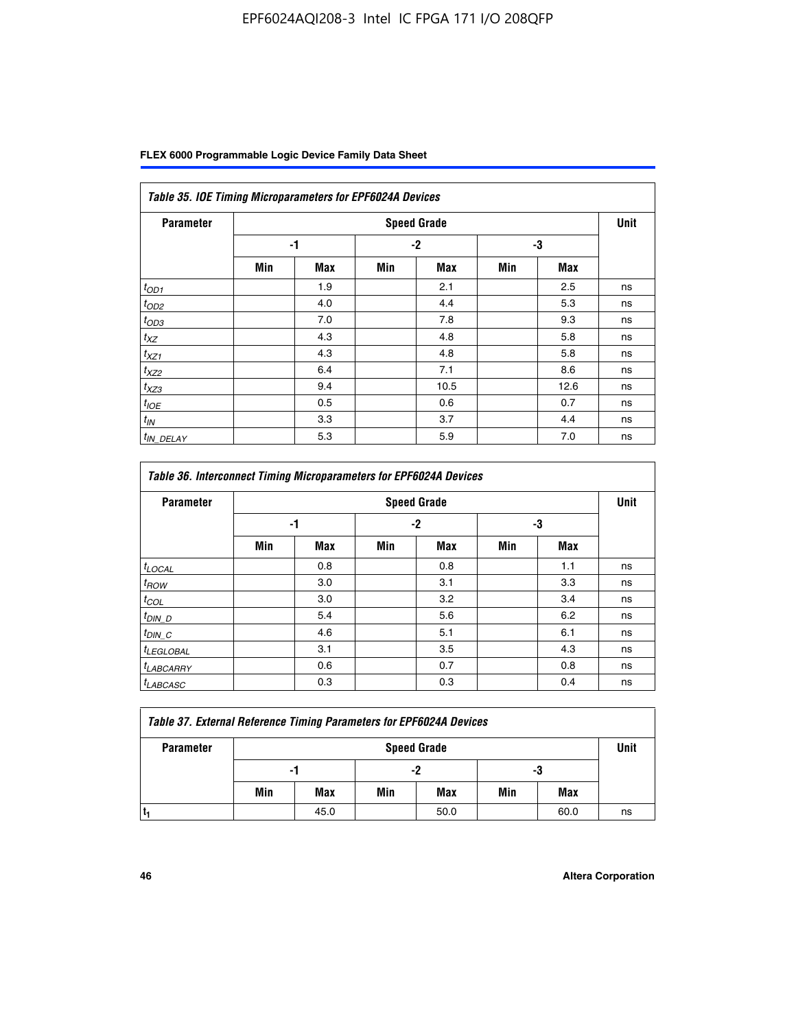| Table 35. IOE Timing Microparameters for EPF6024A Devices | | | | | | | |
|---|---|---|---|---|---|---|---|
| Parameter | Speed Grade | | | | | | Unit |
| | -1 | | -2 | | -3 | | |
| | Min | Max | Min | Max | Min | Max | |
| $t_{OD1}$ | | 1.9 | | 2.1 | | 2.5 | ns |
| $t_{OD2}$ | | 4.0 | | 4.4 | | 5.3 | ns |
| $t_{OD3}$ | | 7.0 | | 7.8 | | 9.3 | ns |
| $t_{XZ}$ | | 4.3 | | 4.8 | | 5.8 | ns |
| $t_{XZ1}$ | | 4.3 | | 4.8 | | 5.8 | ns |
| $t_{XZ2}$ | | 6.4 | | 7.1 | | 8.6 | ns |
| $t_{XZ3}$ | | 9.4 | | 10.5 | | 12.6 | ns |
| $t_{IOE}$ | | 0.5 | | 0.6 | | 0.7 | ns |
| $t_{IN}$ | | 3.3 | | 3.7 | | 4.4 | ns |
| $t_{IN\_DELAY}$ | | 5.3 | | 5.9 | | 7.0 | ns |

| Table 36. Interconnect Timing Microparameters for EPF6024A Devices | | | | | | | |
|---|---|---|---|---|---|---|---|
| Parameter | Speed Grade | | | | | | Unit |
| | -1 | | -2 | | -3 | | |
| | Min | Max | Min | Max | Min | Max | |
| $t_{LOCAL}$ | | 0.8 | | 0.8 | | 1.1 | ns |
| $t_{ROW}$ | | 3.0 | | 3.1 | | 3.3 | ns |
| $t_{COL}$ | | 3.0 | | 3.2 | | 3.4 | ns |
| $t_{DIN\_D}$ | | 5.4 | | 5.6 | | 6.2 | ns |
| $t_{DIN\_C}$ | | 4.6 | | 5.1 | | 6.1 | ns |
| $t_{LEGLOBAL}$ | | 3.1 | | 3.5 | | 4.3 | ns |
| $t_{LABCARRY}$ | | 0.6 | | 0.7 | | 0.8 | ns |
| $t_{LABCASC}$ | | 0.3 | | 0.3 | | 0.4 | ns |

| Table 37. External Reference Timing Parameters for EPF6024A Devices | | | | | | | |
|---|---|---|---|---|---|---|---|
| Parameter | Speed Grade | | | | | | Unit |
| | -1 | | -2 | | -3 | | |
| | Min | Max | Min | Max | Min | Max | |
| $t_1$ | | 45.0 | | 50.0 | | 60.0 | ns |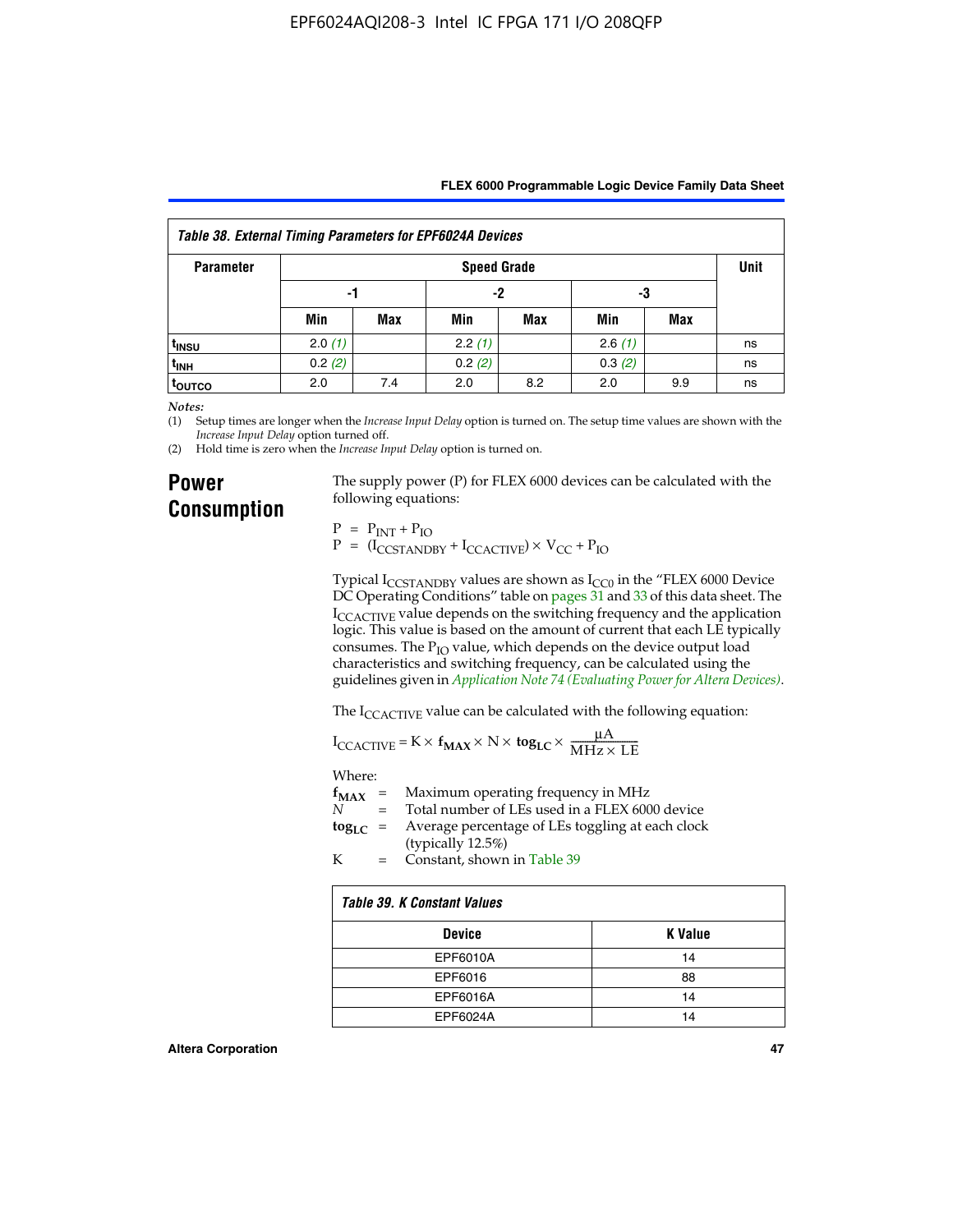**Table 38. External Timing Parameters for EPF6024A Devices**

| Parameter | Speed Grade | | | | | | Unit |
|---|---|---|---|---|---|---|---|
| | -1 | | -2 | | -3 | | |
| | Min | Max | Min | Max | Min | Max | |
| $t_{INSU}$ | 2.0 *(1)* | | 2.2 *(1)* | | 2.6 *(1)* | | ns |
| $t_{INH}$ | 0.2 *(2)* | | 0.2 *(2)* | | 0.3 *(2)* | | ns |
| $t_{OUTCO}$ | 2.0 | 7.4 | 2.0 | 8.2 | 2.0 | 9.9 | ns |

*Notes:*

(1) Setup times are longer when the *Increase Input Delay* option is turned on. The setup time values are shown with the *Increase Input Delay* option turned off.

(2) Hold time is zero when the *Increase Input Delay* option is turned on.

## Power Consumption

The supply power (P) for FLEX 6000 devices can be calculated with the following equations:

$$P = P_{INT} + P_{IO}$$
$$P = (I_{CCSTANDBY} + I_{CCACTIVE}) \times V_{CC} + P_{IO}$$

Typical $I_{CCSTANDBY}$ values are shown as $I_{CC0}$ in the "FLEX 6000 Device DC Operating Conditions" table on pages 31 and 33 of this data sheet. The $I_{CCACTIVE}$ value depends on the switching frequency and the application logic. This value is based on the amount of current that each LE typically consumes. The $P_{IO}$ value, which depends on the device output load characteristics and switching frequency, can be calculated using the guidelines given in *Application Note 74 (Evaluating Power for Altera Devices)*.

The $I_{CCACTIVE}$ value can be calculated with the following equation:

$$I_{CCACTIVE} = K \times \mathbf{f_{MAX}} \times N \times \mathbf{tog_{LC}} \times \frac{\mu A}{MHz \times LE}$$

Where:

$\mathbf{f_{MAX}}$ = Maximum operating frequency in MHz

$N$ = Total number of LEs used in a FLEX 6000 device

$\mathbf{tog_{LC}}$ = Average percentage of LEs toggling at each clock (typically 12.5%)

K = Constant, shown in Table 39

**Table 39. K Constant Values**

| Device | K Value |
|---|---|
| EPF6010A | 14 |
| EPF6016 | 88 |
| EPF6016A | 14 |
| EPF6024A | 14 |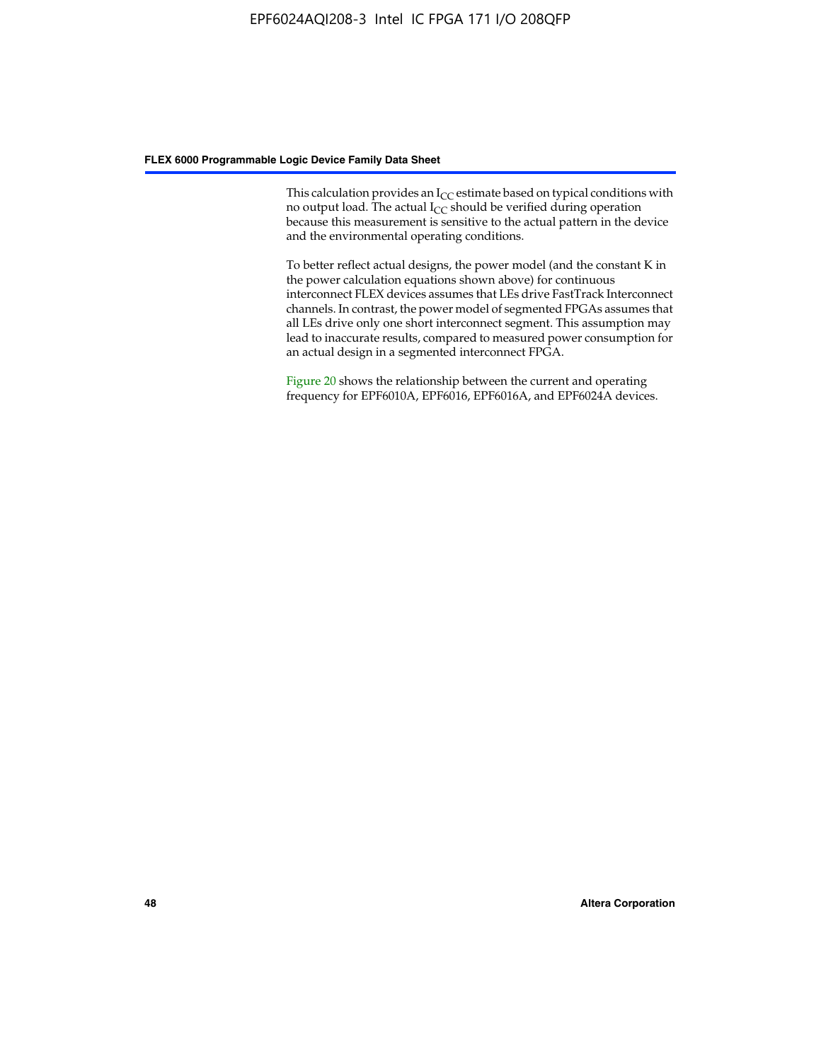This calculation provides an $I_{CC}$ estimate based on typical conditions with no output load. The actual $I_{CC}$ should be verified during operation because this measurement is sensitive to the actual pattern in the device and the environmental operating conditions.

To better reflect actual designs, the power model (and the constant K in the power calculation equations shown above) for continuous interconnect FLEX devices assumes that LEs drive FastTrack Interconnect channels. In contrast, the power model of segmented FPGAs assumes that all LEs drive only one short interconnect segment. This assumption may lead to inaccurate results, compared to measured power consumption for an actual design in a segmented interconnect FPGA.

Figure 20 shows the relationship between the current and operating frequency for EPF6010A, EPF6016, EPF6016A, and EPF6024A devices.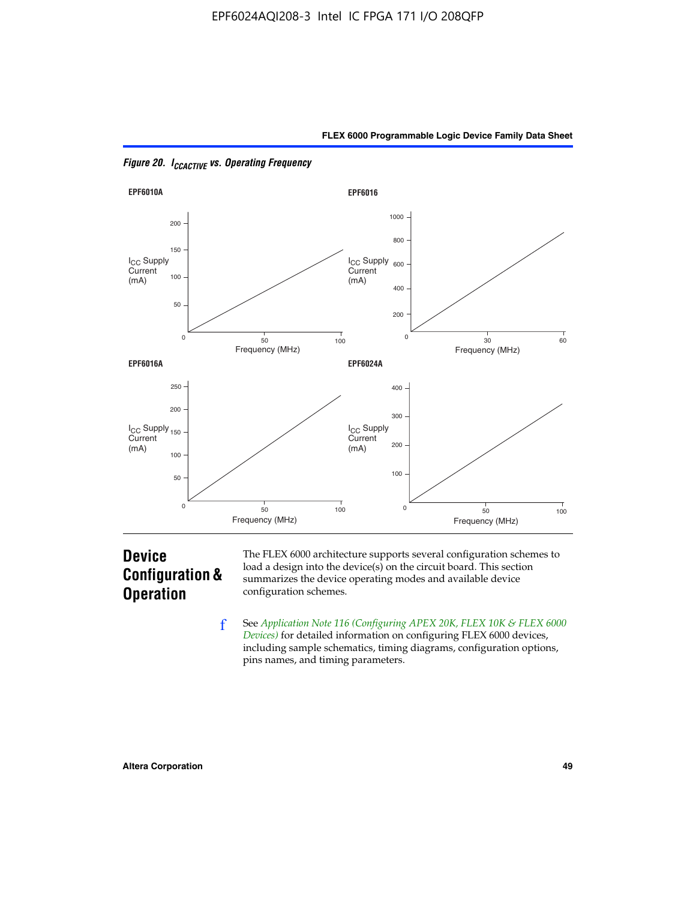*Figure 20. $I_{CCACTIVE}$ vs. Operating Frequency*

EPF6010A

EPF6016

EPF6016A

EPF6024A

## Device Configuration & Operation

The FLEX 6000 architecture supports several configuration schemes to load a design into the device(s) on the circuit board. This section summarizes the device operating modes and available device configuration schemes.

f See *Application Note 116 (Configuring APEX 20K, FLEX 10K & FLEX 6000 Devices)* for detailed information on configuring FLEX 6000 devices, including sample schematics, timing diagrams, configuration options, pins names, and timing parameters.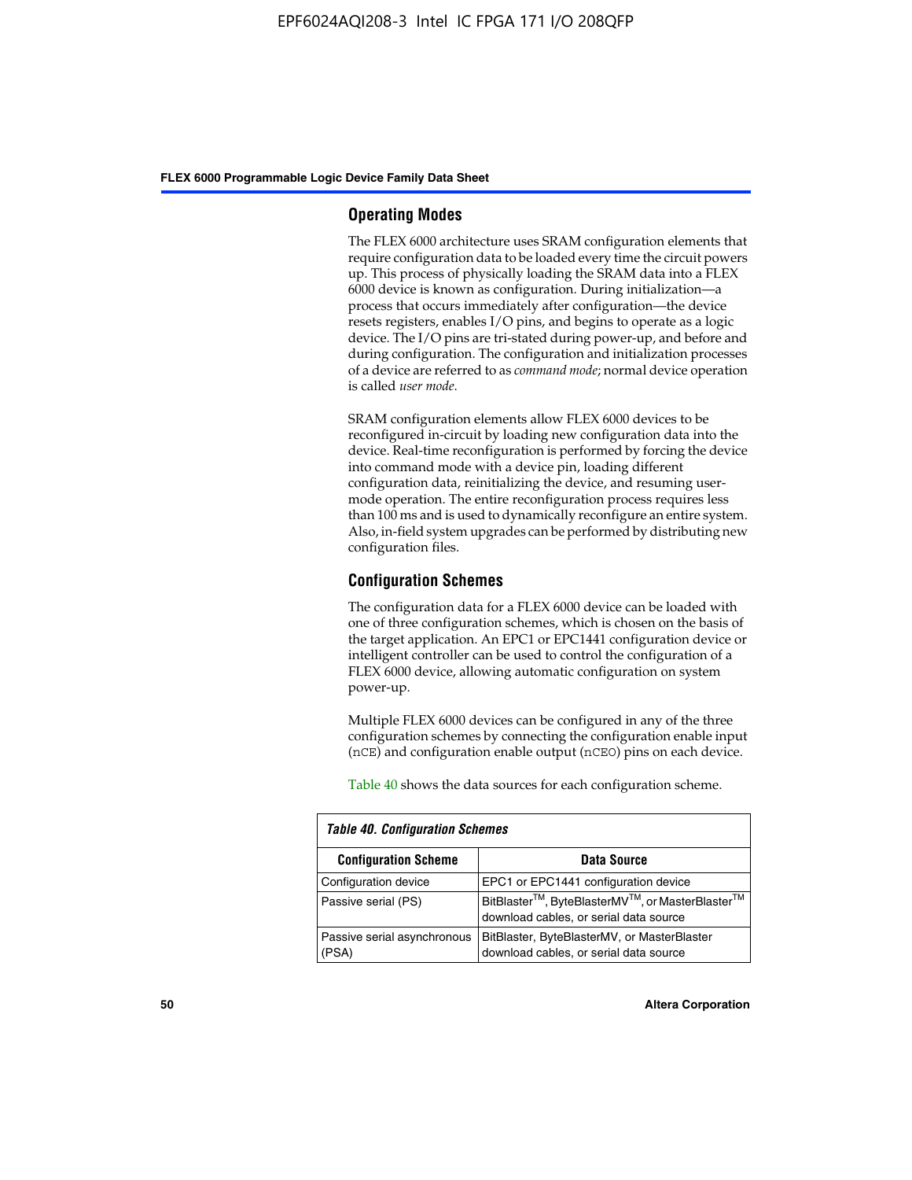## Operating Modes

The FLEX 6000 architecture uses SRAM configuration elements that require configuration data to be loaded every time the circuit powers up. This process of physically loading the SRAM data into a FLEX 6000 device is known as configuration. During initialization—a process that occurs immediately after configuration—the device resets registers, enables I/O pins, and begins to operate as a logic device. The I/O pins are tri-stated during power-up, and before and during configuration. The configuration and initialization processes of a device are referred to as *command mode*; normal device operation is called *user mode*.

SRAM configuration elements allow FLEX 6000 devices to be reconfigured in-circuit by loading new configuration data into the device. Real-time reconfiguration is performed by forcing the device into command mode with a device pin, loading different configuration data, reinitializing the device, and resuming user-mode operation. The entire reconfiguration process requires less than 100 ms and is used to dynamically reconfigure an entire system. Also, in-field system upgrades can be performed by distributing new configuration files.

## Configuration Schemes

The configuration data for a FLEX 6000 device can be loaded with one of three configuration schemes, which is chosen on the basis of the target application. An EPC1 or EPC1441 configuration device or intelligent controller can be used to control the configuration of a FLEX 6000 device, allowing automatic configuration on system power-up.

Multiple FLEX 6000 devices can be configured in any of the three configuration schemes by connecting the configuration enable input (nCE) and configuration enable output (nCEO) pins on each device.

Table 40 shows the data sources for each configuration scheme.

*Table 40. Configuration Schemes*

| Configuration Scheme | Data Source |
|---|---|
| Configuration device | EPC1 or EPC1441 configuration device |
| Passive serial (PS) | BitBlaster™, ByteBlasterMV™, or MasterBlaster™ download cables, or serial data source |
| Passive serial asynchronous (PSA) | BitBlaster, ByteBlasterMV, or MasterBlaster download cables, or serial data source |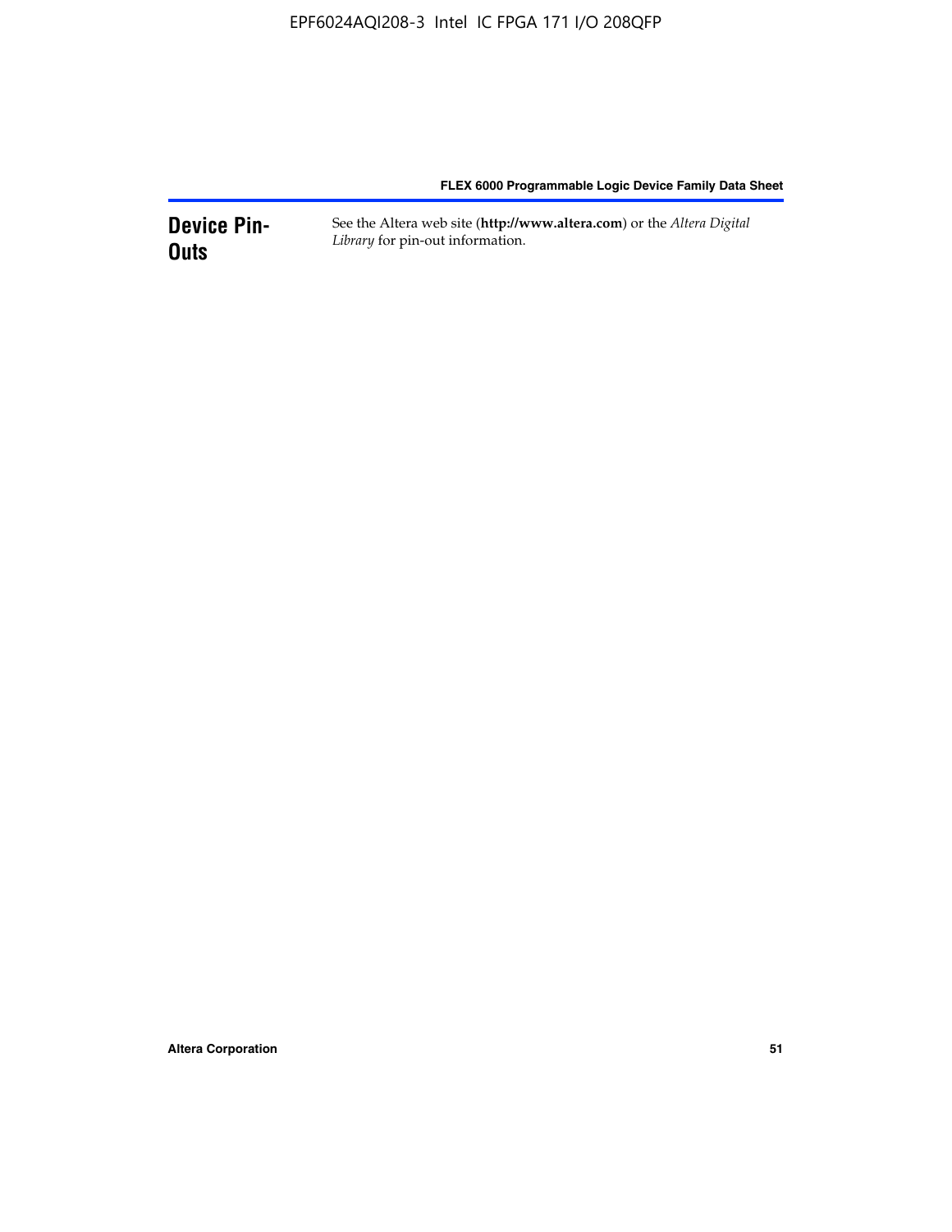## Device Pin-Outs

See the Altera web site (**http://www.altera.com**) or the *Altera Digital Library* for pin-out information.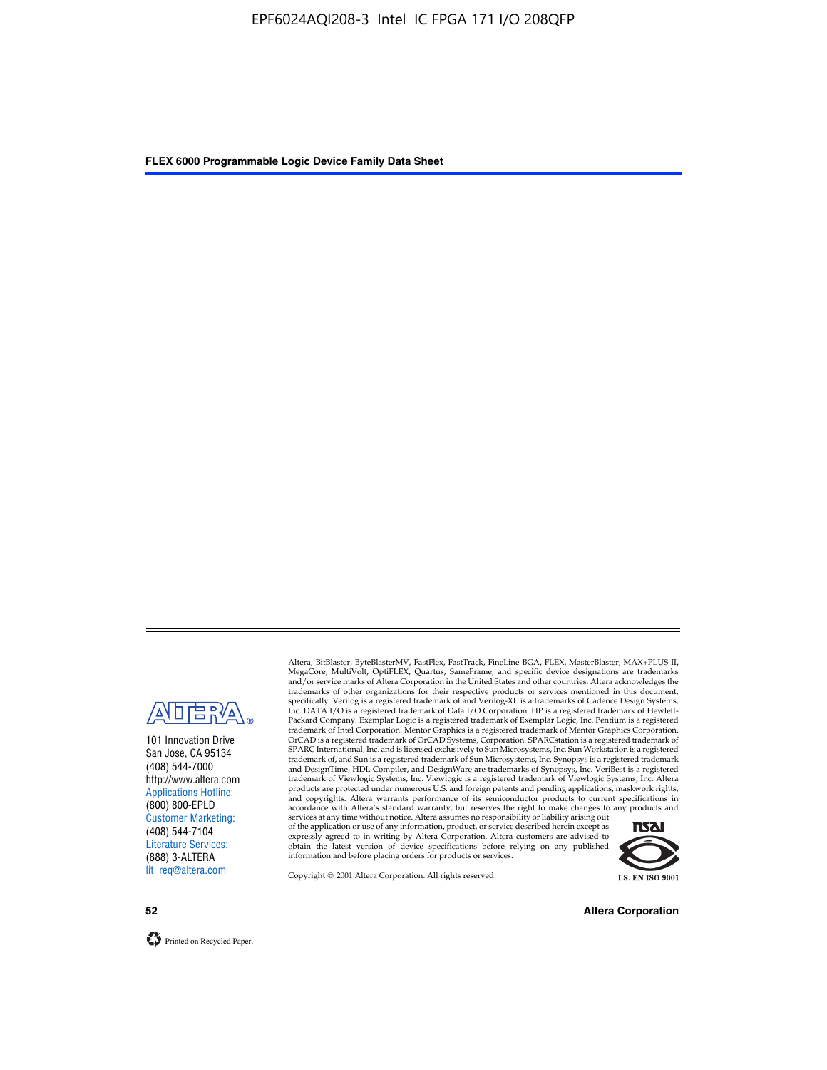ALTERA®

101 Innovation Drive
San Jose, CA 95134
(408) 544-7000
http://www.altera.com
Applications Hotline:
(800) 800-EPLD
Customer Marketing:
(408) 544-7104
Literature Services:
(888) 3-ALTERA
lit_req@altera.com

Altera, BitBlaster, ByteBlasterMV, FastFlex, FastTrack, FineLine BGA, FLEX, MasterBlaster, MAX+PLUS II, MegaCore, MultiVolt, OptiFLEX, Quartus, SameFrame, and specific device designations are trademarks and/or service marks of Altera Corporation in the United States and other countries. Altera acknowledges the trademarks of other organizations for their respective products or services mentioned in this document, specifically: Verilog is a registered trademark of and Verilog-XL is a trademarks of Cadence Design Systems, Inc. DATA I/O is a registered trademark of Data I/O Corporation. HP is a registered trademark of Hewlett-Packard Company. Exemplar Logic is a registered trademark of Exemplar Logic, Inc. Pentium is a registered trademark of Intel Corporation. Mentor Graphics is a registered trademark of Mentor Graphics Corporation. OrCAD is a registered trademark of OrCAD Systems, Corporation. SPARCstation is a registered trademark of SPARC International, Inc. and is licensed exclusively to Sun Microsystems, Inc. Sun Workstation is a registered trademark of, and Sun is a registered trademark of Sun Microsystems, Inc. Synopsys is a registered trademark and DesignTime, HDL Compiler, and DesignWare are trademarks of Synopsys, Inc. VeriBest is a registered trademark of Viewlogic Systems, Inc. Viewlogic is a registered trademark of Viewlogic Systems, Inc. Altera products are protected under numerous U.S. and foreign patents and pending applications, maskwork rights, and copyrights. Altera warrants performance of its semiconductor products to current specifications in accordance with Altera's standard warranty, but reserves the right to make changes to any products and services at any time without notice. Altera assumes no responsibility or liability arising out of the application or use of any information, product, or service described herein except as expressly agreed to in writing by Altera Corporation. Altera customers are advised to obtain the latest version of device specifications before relying on any published information and before placing orders for products or services.

Copyright © 2001 Altera Corporation. All rights reserved.

I.S. EN ISO 9001

Printed on Recycled Paper.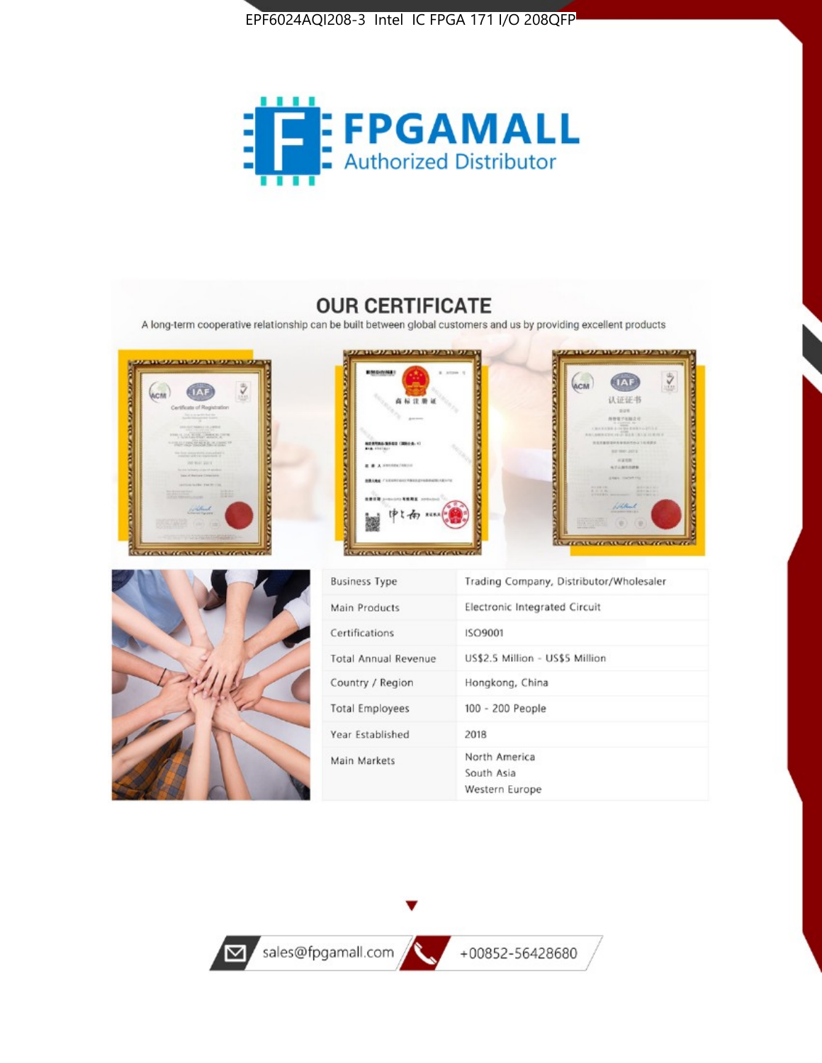FPGAMALL
Authorized Distributor

## OUR CERTIFICATE

A long-term cooperative relationship can be built between global customers and us by providing excellent products

| | |
|---|---|
| Business Type | Trading Company, Distributor/Wholesaler |
| Main Products | Electronic Integrated Circuit |
| Certifications | ISO9001 |
| Total Annual Revenue | US$2.5 Million - US$5 Million |
| Country / Region | Hongkong, China |
| Total Employees | 100 - 200 People |
| Year Established | 2018 |
| Main Markets | North America<br>South Asia<br>Western Europe |

sales@fpgamall.com +00852-56428680